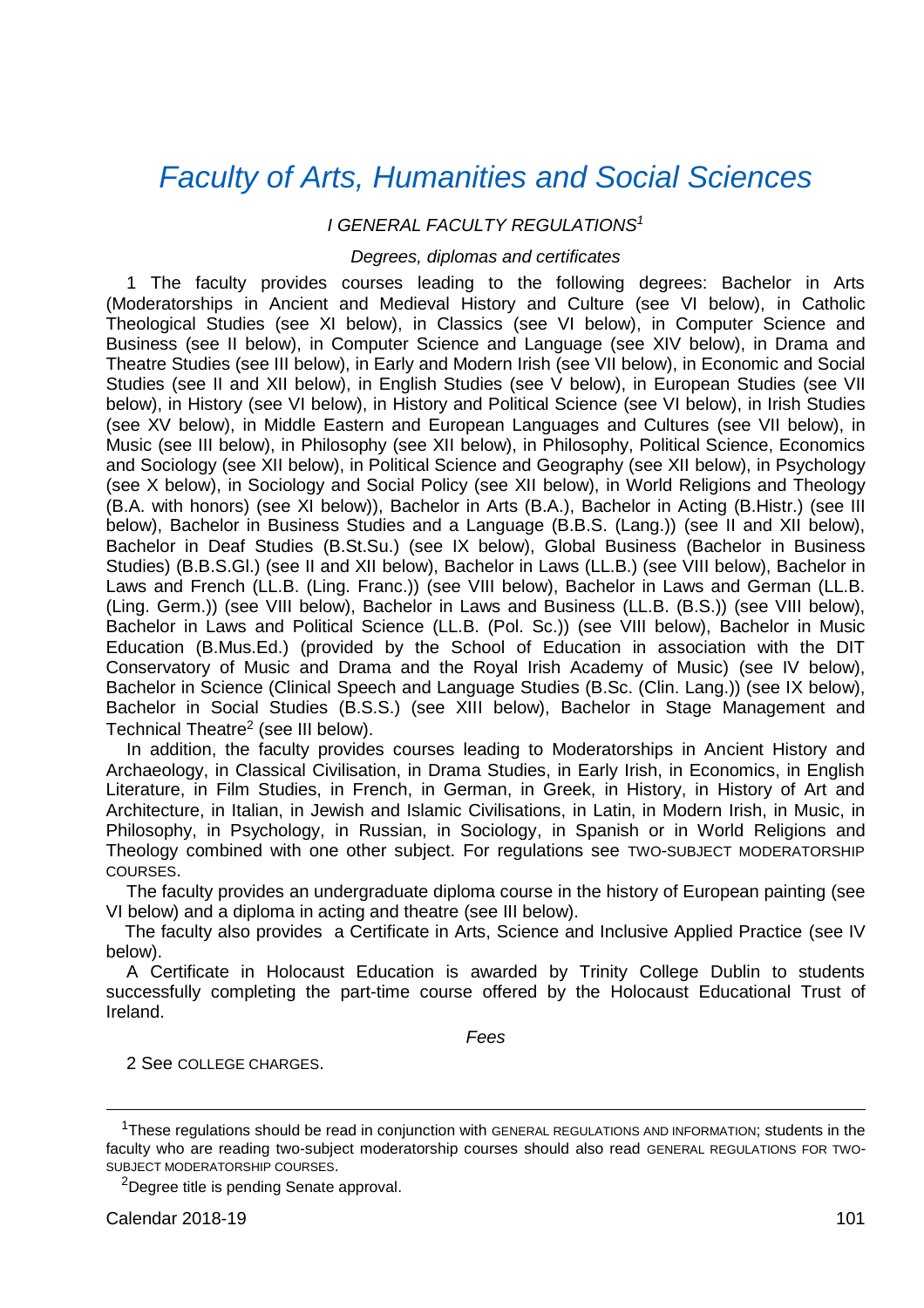# *Faculty of Arts, Humanities and Social Sciences*

## *I GENERAL FACULTY REGULATIONS*[1]

### *Degrees, diplomas and certificates*

1 The faculty provides courses leading to the following degrees: Bachelor in Arts (Moderatorships in Ancient and Medieval History and Culture (see VI below), in Catholic Theological Studies (see XI below), in Classics (see VI below), in Computer Science and Business (see II below), in Computer Science and Language (see XIV below), in Drama and Theatre Studies (see III below), in Early and Modern Irish (see VII below), in Economic and Social Studies (see II and XII below), in English Studies (see V below), in European Studies (see VII below), in History (see VI below), in History and Political Science (see VI below), in Irish Studies (see XV below), in Middle Eastern and European Languages and Cultures (see VII below), in Music (see III below), in Philosophy (see XII below), in Philosophy, Political Science, Economics and Sociology (see XII below), in Political Science and Geography (see XII below), in Psychology (see X below), in Sociology and Social Policy (see XII below), in World Religions and Theology (B.A. with honors) (see XI below)), Bachelor in Arts (B.A.), Bachelor in Acting (B.Histr.) (see III below), Bachelor in Business Studies and a Language (B.B.S. (Lang.)) (see II and XII below), Bachelor in Deaf Studies (B.St.Su.) (see IX below), Global Business (Bachelor in Business Studies) (B.B.S.Gl.) (see II and XII below), Bachelor in Laws (LL.B.) (see VIII below), Bachelor in Laws and French (LL.B. (Ling. Franc.)) (see VIII below), Bachelor in Laws and German (LL.B. (Ling. Germ.)) (see VIII below), Bachelor in Laws and Business (LL.B. (B.S.)) (see VIII below), Bachelor in Laws and Political Science (LL.B. (Pol. Sc.)) (see VIII below), Bachelor in Music Education (B.Mus.Ed.) (provided by the School of Education in association with the DIT Conservatory of Music and Drama and the Royal Irish Academy of Music) (see IV below), Bachelor in Science (Clinical Speech and Language Studies (B.Sc. (Clin. Lang.)) (see IX below), Bachelor in Social Studies (B.S.S.) (see XIII below), Bachelor in Stage Management and Technical Theatre[2] (see III below).

In addition, the faculty provides courses leading to Moderatorships in Ancient History and Archaeology, in Classical Civilisation, in Drama Studies, in Early Irish, in Economics, in English Literature, in Film Studies, in French, in German, in Greek, in History, in History of Art and Architecture, in Italian, in Jewish and Islamic Civilisations, in Latin, in Modern Irish, in Music, in Philosophy, in Psychology, in Russian, in Sociology, in Spanish or in World Religions and Theology combined with one other subject. For regulations see TWO-SUBJECT MODERATORSHIP COURSES.

The faculty provides an undergraduate diploma course in the history of European painting (see VI below) and a diploma in acting and theatre (see III below).

The faculty also provides a Certificate in Arts, Science and Inclusive Applied Practice (see IV below).

A Certificate in Holocaust Education is awarded by Trinity College Dublin to students successfully completing the part-time course offered by the Holocaust Educational Trust of Ireland.

### *Fees*

2 See COLLEGE CHARGES.

---

[1] These regulations should be read in conjunction with GENERAL REGULATIONS AND INFORMATION; students in the faculty who are reading two-subject moderatorship courses should also read GENERAL REGULATIONS FOR TWO-SUBJECT MODERATORSHIP COURSES.

[2] Degree title is pending Senate approval.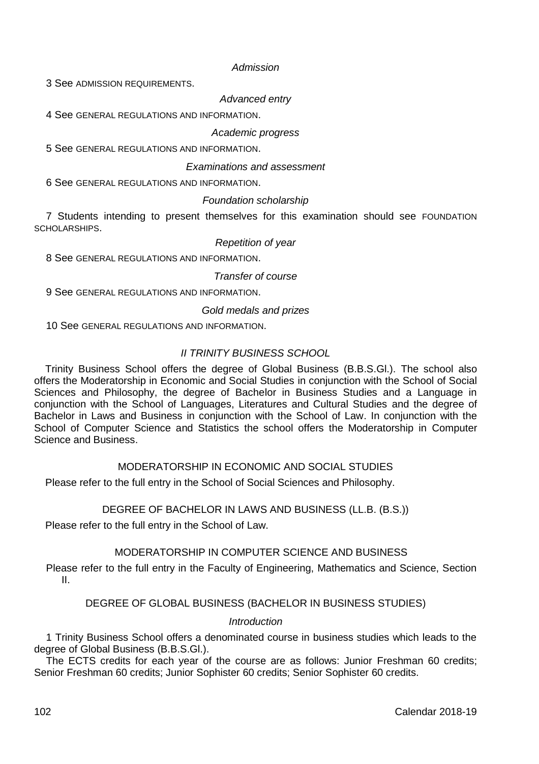*Admission*

3 See ADMISSION REQUIREMENTS.

*Advanced entry*

4 See GENERAL REGULATIONS AND INFORMATION.

*Academic progress*

5 See GENERAL REGULATIONS AND INFORMATION.

*Examinations and assessment*

6 See GENERAL REGULATIONS AND INFORMATION.

*Foundation scholarship*

7 Students intending to present themselves for this examination should see FOUNDATION SCHOLARSHIPS.

*Repetition of year*

8 See GENERAL REGULATIONS AND INFORMATION.

*Transfer of course*

9 See GENERAL REGULATIONS AND INFORMATION.

*Gold medals and prizes*

10 See GENERAL REGULATIONS AND INFORMATION.

## *II TRINITY BUSINESS SCHOOL*

Trinity Business School offers the degree of Global Business (B.B.S.Gl.). The school also offers the Moderatorship in Economic and Social Studies in conjunction with the School of Social Sciences and Philosophy, the degree of Bachelor in Business Studies and a Language in conjunction with the School of Languages, Literatures and Cultural Studies and the degree of Bachelor in Laws and Business in conjunction with the School of Law. In conjunction with the School of Computer Science and Statistics the school offers the Moderatorship in Computer Science and Business.

### MODERATORSHIP IN ECONOMIC AND SOCIAL STUDIES

Please refer to the full entry in the School of Social Sciences and Philosophy.

### DEGREE OF BACHELOR IN LAWS AND BUSINESS (LL.B. (B.S.))

Please refer to the full entry in the School of Law.

### MODERATORSHIP IN COMPUTER SCIENCE AND BUSINESS

Please refer to the full entry in the Faculty of Engineering, Mathematics and Science, Section II.

### DEGREE OF GLOBAL BUSINESS (BACHELOR IN BUSINESS STUDIES)

*Introduction*

1 Trinity Business School offers a denominated course in business studies which leads to the degree of Global Business (B.B.S.Gl.).

The ECTS credits for each year of the course are as follows: Junior Freshman 60 credits; Senior Freshman 60 credits; Junior Sophister 60 credits; Senior Sophister 60 credits.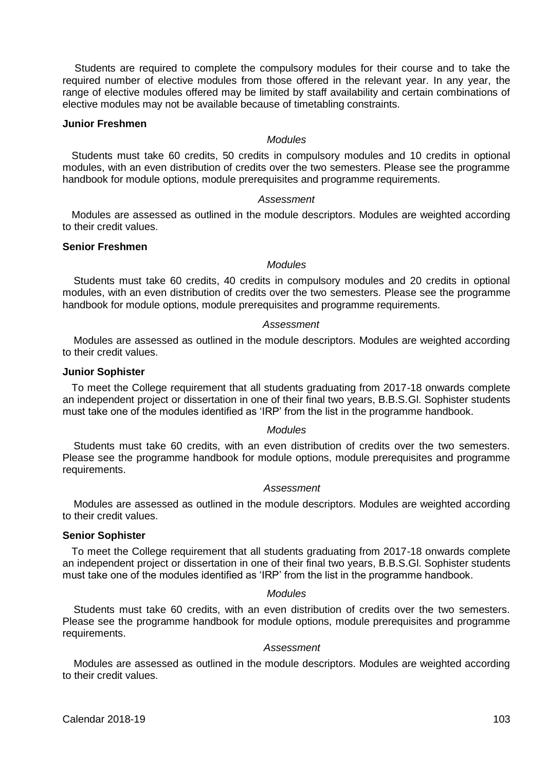Students are required to complete the compulsory modules for their course and to take the required number of elective modules from those offered in the relevant year. In any year, the range of elective modules offered may be limited by staff availability and certain combinations of elective modules may not be available because of timetabling constraints.

**Junior Freshmen**

*Modules*

Students must take 60 credits, 50 credits in compulsory modules and 10 credits in optional modules, with an even distribution of credits over the two semesters. Please see the programme handbook for module options, module prerequisites and programme requirements.

*Assessment*

Modules are assessed as outlined in the module descriptors. Modules are weighted according to their credit values.

**Senior Freshmen**

*Modules*

Students must take 60 credits, 40 credits in compulsory modules and 20 credits in optional modules, with an even distribution of credits over the two semesters. Please see the programme handbook for module options, module prerequisites and programme requirements.

*Assessment*

Modules are assessed as outlined in the module descriptors. Modules are weighted according to their credit values.

**Junior Sophister**

To meet the College requirement that all students graduating from 2017-18 onwards complete an independent project or dissertation in one of their final two years, B.B.S.Gl. Sophister students must take one of the modules identified as 'IRP' from the list in the programme handbook.

*Modules*

Students must take 60 credits, with an even distribution of credits over the two semesters. Please see the programme handbook for module options, module prerequisites and programme requirements.

*Assessment*

Modules are assessed as outlined in the module descriptors. Modules are weighted according to their credit values.

**Senior Sophister**

To meet the College requirement that all students graduating from 2017-18 onwards complete an independent project or dissertation in one of their final two years, B.B.S.Gl. Sophister students must take one of the modules identified as 'IRP' from the list in the programme handbook.

*Modules*

Students must take 60 credits, with an even distribution of credits over the two semesters. Please see the programme handbook for module options, module prerequisites and programme requirements.

*Assessment*

Modules are assessed as outlined in the module descriptors. Modules are weighted according to their credit values.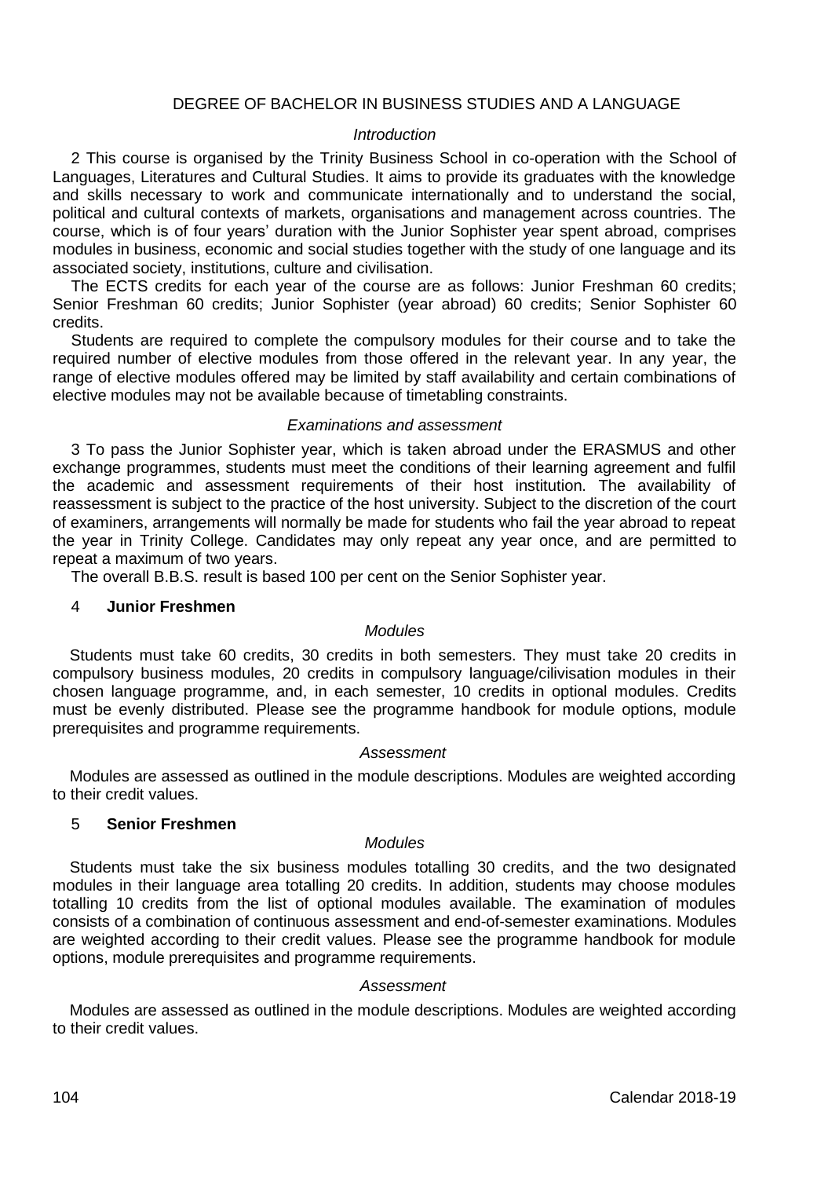## DEGREE OF BACHELOR IN BUSINESS STUDIES AND A LANGUAGE

*Introduction*

2 This course is organised by the Trinity Business School in co-operation with the School of Languages, Literatures and Cultural Studies. It aims to provide its graduates with the knowledge and skills necessary to work and communicate internationally and to understand the social, political and cultural contexts of markets, organisations and management across countries. The course, which is of four years' duration with the Junior Sophister year spent abroad, comprises modules in business, economic and social studies together with the study of one language and its associated society, institutions, culture and civilisation.

The ECTS credits for each year of the course are as follows: Junior Freshman 60 credits; Senior Freshman 60 credits; Junior Sophister (year abroad) 60 credits; Senior Sophister 60 credits.

Students are required to complete the compulsory modules for their course and to take the required number of elective modules from those offered in the relevant year. In any year, the range of elective modules offered may be limited by staff availability and certain combinations of elective modules may not be available because of timetabling constraints.

*Examinations and assessment*

3 To pass the Junior Sophister year, which is taken abroad under the ERASMUS and other exchange programmes, students must meet the conditions of their learning agreement and fulfil the academic and assessment requirements of their host institution. The availability of reassessment is subject to the practice of the host university. Subject to the discretion of the court of examiners, arrangements will normally be made for students who fail the year abroad to repeat the year in Trinity College. Candidates may only repeat any year once, and are permitted to repeat a maximum of two years.

The overall B.B.S. result is based 100 per cent on the Senior Sophister year.

### 4 **Junior Freshmen**

*Modules*

Students must take 60 credits, 30 credits in both semesters. They must take 20 credits in compulsory business modules, 20 credits in compulsory language/cilivisation modules in their chosen language programme, and, in each semester, 10 credits in optional modules. Credits must be evenly distributed. Please see the programme handbook for module options, module prerequisites and programme requirements.

*Assessment*

Modules are assessed as outlined in the module descriptions. Modules are weighted according to their credit values.

### 5 **Senior Freshmen**

*Modules*

Students must take the six business modules totalling 30 credits, and the two designated modules in their language area totalling 20 credits. In addition, students may choose modules totalling 10 credits from the list of optional modules available. The examination of modules consists of a combination of continuous assessment and end-of-semester examinations. Modules are weighted according to their credit values. Please see the programme handbook for module options, module prerequisites and programme requirements.

*Assessment*

Modules are assessed as outlined in the module descriptions. Modules are weighted according to their credit values.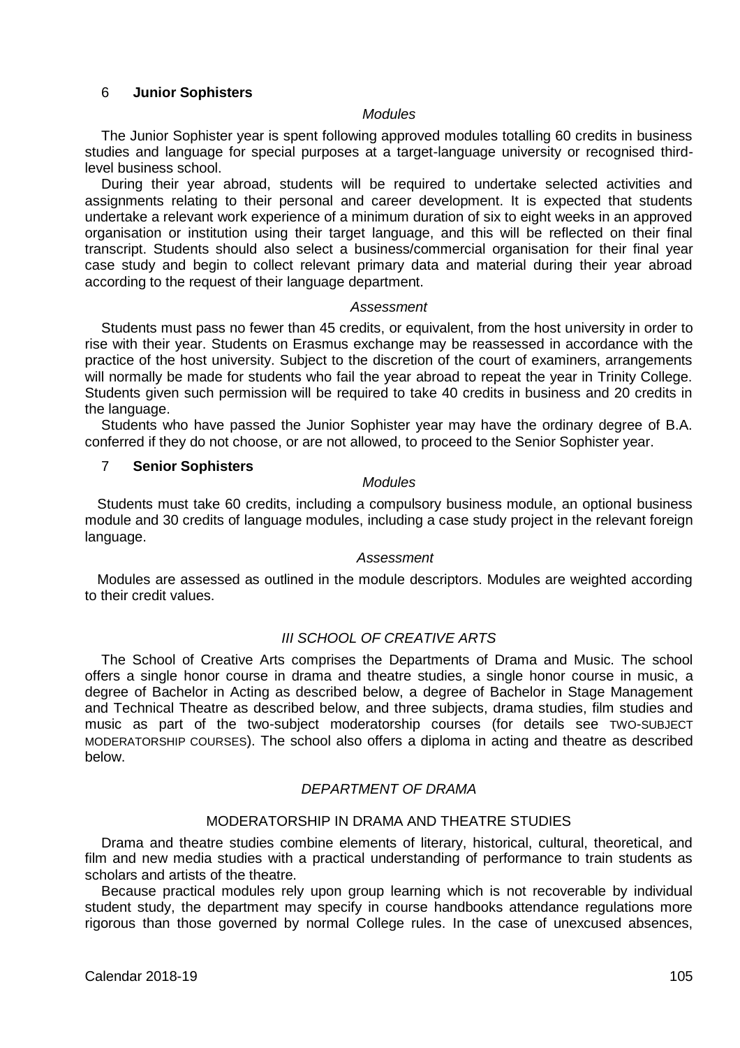## 6 **Junior Sophisters**

*Modules*

The Junior Sophister year is spent following approved modules totalling 60 credits in business studies and language for special purposes at a target-language university or recognised third-level business school.

During their year abroad, students will be required to undertake selected activities and assignments relating to their personal and career development. It is expected that students undertake a relevant work experience of a minimum duration of six to eight weeks in an approved organisation or institution using their target language, and this will be reflected on their final transcript. Students should also select a business/commercial organisation for their final year case study and begin to collect relevant primary data and material during their year abroad according to the request of their language department.

*Assessment*

Students must pass no fewer than 45 credits, or equivalent, from the host university in order to rise with their year. Students on Erasmus exchange may be reassessed in accordance with the practice of the host university. Subject to the discretion of the court of examiners, arrangements will normally be made for students who fail the year abroad to repeat the year in Trinity College. Students given such permission will be required to take 40 credits in business and 20 credits in the language.

Students who have passed the Junior Sophister year may have the ordinary degree of B.A. conferred if they do not choose, or are not allowed, to proceed to the Senior Sophister year.

## 7 **Senior Sophisters**

*Modules*

Students must take 60 credits, including a compulsory business module, an optional business module and 30 credits of language modules, including a case study project in the relevant foreign language.

*Assessment*

Modules are assessed as outlined in the module descriptors. Modules are weighted according to their credit values.

# *III SCHOOL OF CREATIVE ARTS*

The School of Creative Arts comprises the Departments of Drama and Music. The school offers a single honor course in drama and theatre studies, a single honor course in music, a degree of Bachelor in Acting as described below, a degree of Bachelor in Stage Management and Technical Theatre as described below, and three subjects, drama studies, film studies and music as part of the two-subject moderatorship courses (for details see TWO-SUBJECT MODERATORSHIP COURSES). The school also offers a diploma in acting and theatre as described below.

## *DEPARTMENT OF DRAMA*

### MODERATORSHIP IN DRAMA AND THEATRE STUDIES

Drama and theatre studies combine elements of literary, historical, cultural, theoretical, and film and new media studies with a practical understanding of performance to train students as scholars and artists of the theatre.

Because practical modules rely upon group learning which is not recoverable by individual student study, the department may specify in course handbooks attendance regulations more rigorous than those governed by normal College rules. In the case of unexcused absences,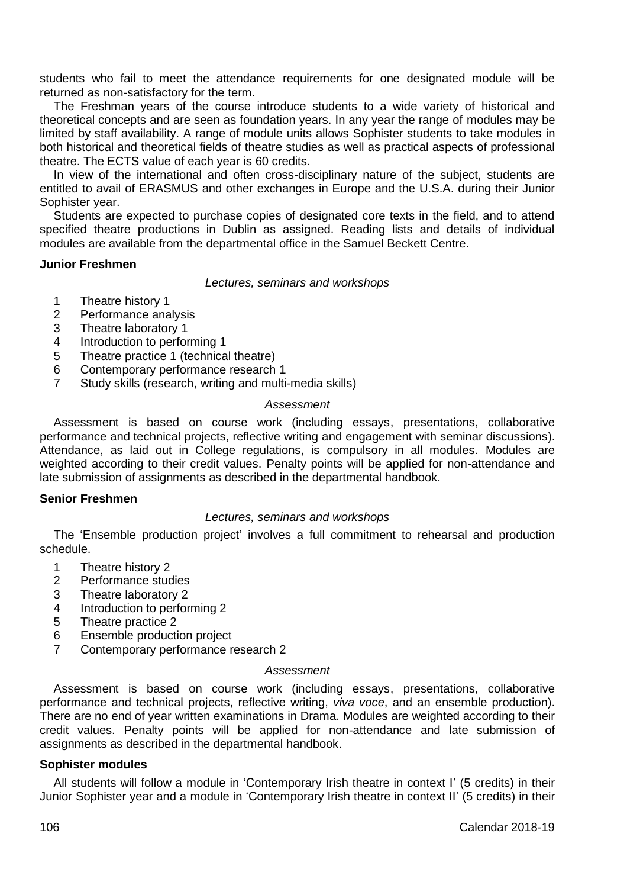students who fail to meet the attendance requirements for one designated module will be returned as non-satisfactory for the term.

The Freshman years of the course introduce students to a wide variety of historical and theoretical concepts and are seen as foundation years. In any year the range of modules may be limited by staff availability. A range of module units allows Sophister students to take modules in both historical and theoretical fields of theatre studies as well as practical aspects of professional theatre. The ECTS value of each year is 60 credits.

In view of the international and often cross-disciplinary nature of the subject, students are entitled to avail of ERASMUS and other exchanges in Europe and the U.S.A. during their Junior Sophister year.

Students are expected to purchase copies of designated core texts in the field, and to attend specified theatre productions in Dublin as assigned. Reading lists and details of individual modules are available from the departmental office in the Samuel Beckett Centre.

**Junior Freshmen**

*Lectures, seminars and workshops*

1 Theatre history 1
2 Performance analysis
3 Theatre laboratory 1
4 Introduction to performing 1
5 Theatre practice 1 (technical theatre)
6 Contemporary performance research 1
7 Study skills (research, writing and multi-media skills)

*Assessment*

Assessment is based on course work (including essays, presentations, collaborative performance and technical projects, reflective writing and engagement with seminar discussions). Attendance, as laid out in College regulations, is compulsory in all modules. Modules are weighted according to their credit values. Penalty points will be applied for non-attendance and late submission of assignments as described in the departmental handbook.

**Senior Freshmen**

*Lectures, seminars and workshops*

The 'Ensemble production project' involves a full commitment to rehearsal and production schedule.

1 Theatre history 2
2 Performance studies
3 Theatre laboratory 2
4 Introduction to performing 2
5 Theatre practice 2
6 Ensemble production project
7 Contemporary performance research 2

*Assessment*

Assessment is based on course work (including essays, presentations, collaborative performance and technical projects, reflective writing, *viva voce*, and an ensemble production). There are no end of year written examinations in Drama. Modules are weighted according to their credit values. Penalty points will be applied for non-attendance and late submission of assignments as described in the departmental handbook.

**Sophister modules**

All students will follow a module in 'Contemporary Irish theatre in context I' (5 credits) in their Junior Sophister year and a module in 'Contemporary Irish theatre in context II' (5 credits) in their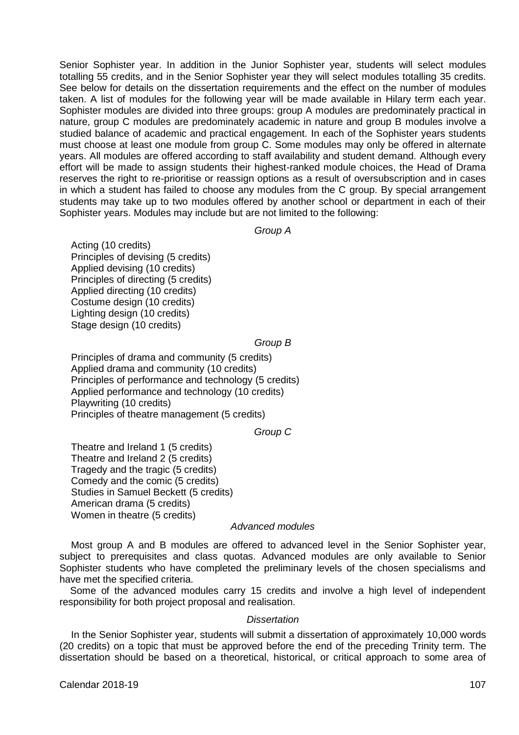Senior Sophister year. In addition in the Junior Sophister year, students will select modules totalling 55 credits, and in the Senior Sophister year they will select modules totalling 35 credits. See below for details on the dissertation requirements and the effect on the number of modules taken. A list of modules for the following year will be made available in Hilary term each year. Sophister modules are divided into three groups: group A modules are predominately practical in nature, group C modules are predominately academic in nature and group B modules involve a studied balance of academic and practical engagement. In each of the Sophister years students must choose at least one module from group C. Some modules may only be offered in alternate years. All modules are offered according to staff availability and student demand. Although every effort will be made to assign students their highest-ranked module choices, the Head of Drama reserves the right to re-prioritise or reassign options as a result of oversubscription and in cases in which a student has failed to choose any modules from the C group. By special arrangement students may take up to two modules offered by another school or department in each of their Sophister years. Modules may include but are not limited to the following:

*Group A*

Acting (10 credits)
Principles of devising (5 credits)
Applied devising (10 credits)
Principles of directing (5 credits)
Applied directing (10 credits)
Costume design (10 credits)
Lighting design (10 credits)
Stage design (10 credits)

*Group B*

Principles of drama and community (5 credits)
Applied drama and community (10 credits)
Principles of performance and technology (5 credits)
Applied performance and technology (10 credits)
Playwriting (10 credits)
Principles of theatre management (5 credits)

*Group C*

Theatre and Ireland 1 (5 credits)
Theatre and Ireland 2 (5 credits)
Tragedy and the tragic (5 credits)
Comedy and the comic (5 credits)
Studies in Samuel Beckett (5 credits)
American drama (5 credits)
Women in theatre (5 credits)

*Advanced modules*

Most group A and B modules are offered to advanced level in the Senior Sophister year, subject to prerequisites and class quotas. Advanced modules are only available to Senior Sophister students who have completed the preliminary levels of the chosen specialisms and have met the specified criteria.

Some of the advanced modules carry 15 credits and involve a high level of independent responsibility for both project proposal and realisation.

*Dissertation*

In the Senior Sophister year, students will submit a dissertation of approximately 10,000 words (20 credits) on a topic that must be approved before the end of the preceding Trinity term. The dissertation should be based on a theoretical, historical, or critical approach to some area of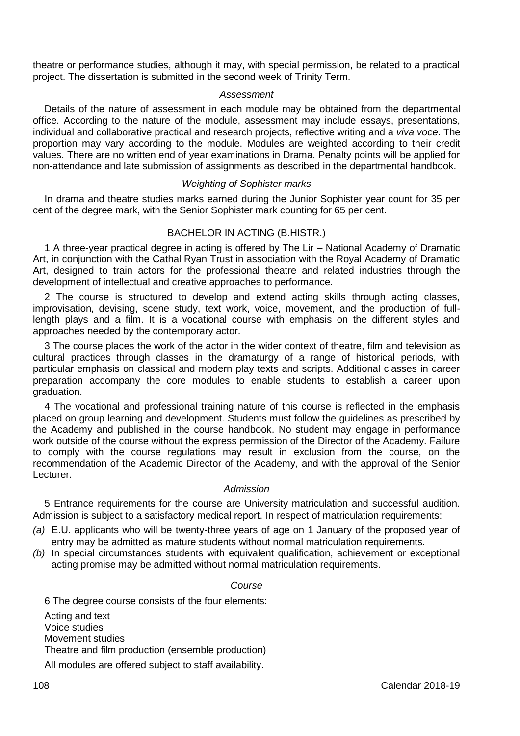theatre or performance studies, although it may, with special permission, be related to a practical project. The dissertation is submitted in the second week of Trinity Term.

*Assessment*

Details of the nature of assessment in each module may be obtained from the departmental office. According to the nature of the module, assessment may include essays, presentations, individual and collaborative practical and research projects, reflective writing and a *viva voce*. The proportion may vary according to the module. Modules are weighted according to their credit values. There are no written end of year examinations in Drama. Penalty points will be applied for non-attendance and late submission of assignments as described in the departmental handbook.

*Weighting of Sophister marks*

In drama and theatre studies marks earned during the Junior Sophister year count for 35 per cent of the degree mark, with the Senior Sophister mark counting for 65 per cent.

## BACHELOR IN ACTING (B.HISTR.)

1 A three-year practical degree in acting is offered by The Lir – National Academy of Dramatic Art, in conjunction with the Cathal Ryan Trust in association with the Royal Academy of Dramatic Art, designed to train actors for the professional theatre and related industries through the development of intellectual and creative approaches to performance.

2 The course is structured to develop and extend acting skills through acting classes, improvisation, devising, scene study, text work, voice, movement, and the production of full-length plays and a film. It is a vocational course with emphasis on the different styles and approaches needed by the contemporary actor.

3 The course places the work of the actor in the wider context of theatre, film and television as cultural practices through classes in the dramaturgy of a range of historical periods, with particular emphasis on classical and modern play texts and scripts. Additional classes in career preparation accompany the core modules to enable students to establish a career upon graduation.

4 The vocational and professional training nature of this course is reflected in the emphasis placed on group learning and development. Students must follow the guidelines as prescribed by the Academy and published in the course handbook. No student may engage in performance work outside of the course without the express permission of the Director of the Academy. Failure to comply with the course regulations may result in exclusion from the course, on the recommendation of the Academic Director of the Academy, and with the approval of the Senior Lecturer.

*Admission*

5 Entrance requirements for the course are University matriculation and successful audition. Admission is subject to a satisfactory medical report. In respect of matriculation requirements:

*(a)* E.U. applicants who will be twenty-three years of age on 1 January of the proposed year of entry may be admitted as mature students without normal matriculation requirements.

*(b)* In special circumstances students with equivalent qualification, achievement or exceptional acting promise may be admitted without normal matriculation requirements.

*Course*

6 The degree course consists of the four elements:

Acting and text
Voice studies
Movement studies
Theatre and film production (ensemble production)

All modules are offered subject to staff availability.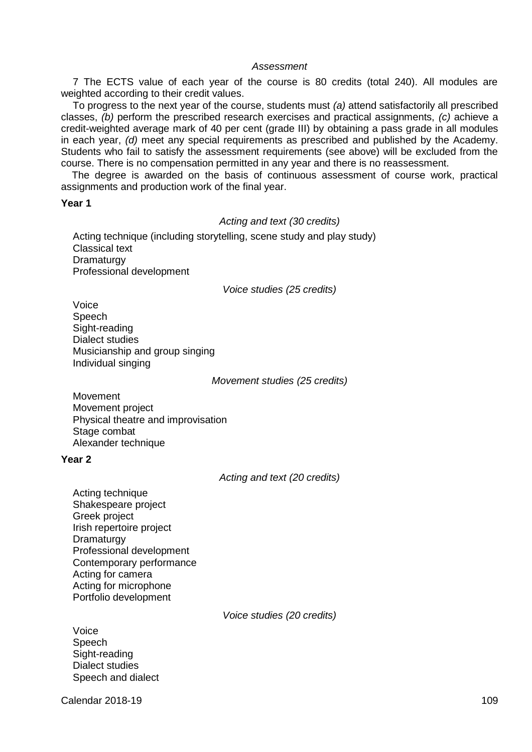*Assessment*

7 The ECTS value of each year of the course is 80 credits (total 240). All modules are weighted according to their credit values.

To progress to the next year of the course, students must *(a)* attend satisfactorily all prescribed classes, *(b)* perform the prescribed research exercises and practical assignments, *(c)* achieve a credit-weighted average mark of 40 per cent (grade III) by obtaining a pass grade in all modules in each year, *(d)* meet any special requirements as prescribed and published by the Academy. Students who fail to satisfy the assessment requirements (see above) will be excluded from the course. There is no compensation permitted in any year and there is no reassessment.

The degree is awarded on the basis of continuous assessment of course work, practical assignments and production work of the final year.

**Year 1**

*Acting and text (30 credits)*

Acting technique (including storytelling, scene study and play study)
Classical text
Dramaturgy
Professional development

*Voice studies (25 credits)*

Voice
Speech
Sight-reading
Dialect studies
Musicianship and group singing
Individual singing

*Movement studies (25 credits)*

Movement
Movement project
Physical theatre and improvisation
Stage combat
Alexander technique

**Year 2**

*Acting and text (20 credits)*

Acting technique
Shakespeare project
Greek project
Irish repertoire project
Dramaturgy
Professional development
Contemporary performance
Acting for camera
Acting for microphone
Portfolio development

*Voice studies (20 credits)*

Voice
Speech
Sight-reading
Dialect studies
Speech and dialect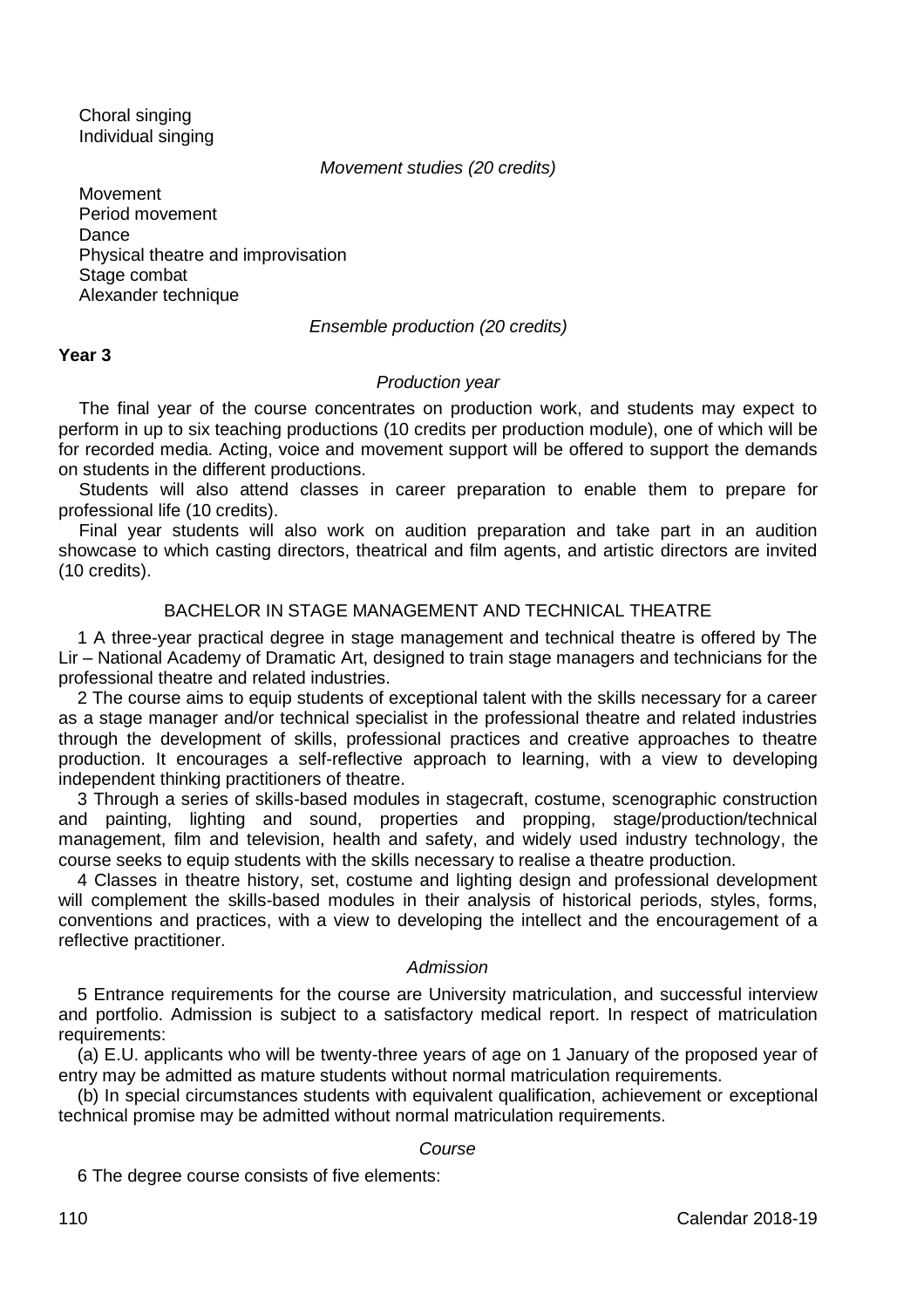Choral singing
Individual singing

*Movement studies (20 credits)*

Movement
Period movement
Dance
Physical theatre and improvisation
Stage combat
Alexander technique

*Ensemble production (20 credits)*

**Year 3**

*Production year*

The final year of the course concentrates on production work, and students may expect to perform in up to six teaching productions (10 credits per production module), one of which will be for recorded media. Acting, voice and movement support will be offered to support the demands on students in the different productions.

Students will also attend classes in career preparation to enable them to prepare for professional life (10 credits).

Final year students will also work on audition preparation and take part in an audition showcase to which casting directors, theatrical and film agents, and artistic directors are invited (10 credits).

## BACHELOR IN STAGE MANAGEMENT AND TECHNICAL THEATRE

1 A three-year practical degree in stage management and technical theatre is offered by The Lir – National Academy of Dramatic Art, designed to train stage managers and technicians for the professional theatre and related industries.

2 The course aims to equip students of exceptional talent with the skills necessary for a career as a stage manager and/or technical specialist in the professional theatre and related industries through the development of skills, professional practices and creative approaches to theatre production. It encourages a self-reflective approach to learning, with a view to developing independent thinking practitioners of theatre.

3 Through a series of skills-based modules in stagecraft, costume, scenographic construction and painting, lighting and sound, properties and propping, stage/production/technical management, film and television, health and safety, and widely used industry technology, the course seeks to equip students with the skills necessary to realise a theatre production.

4 Classes in theatre history, set, costume and lighting design and professional development will complement the skills-based modules in their analysis of historical periods, styles, forms, conventions and practices, with a view to developing the intellect and the encouragement of a reflective practitioner.

*Admission*

5 Entrance requirements for the course are University matriculation, and successful interview and portfolio. Admission is subject to a satisfactory medical report. In respect of matriculation requirements:

(a) E.U. applicants who will be twenty-three years of age on 1 January of the proposed year of entry may be admitted as mature students without normal matriculation requirements.

(b) In special circumstances students with equivalent qualification, achievement or exceptional technical promise may be admitted without normal matriculation requirements.

*Course*

6 The degree course consists of five elements: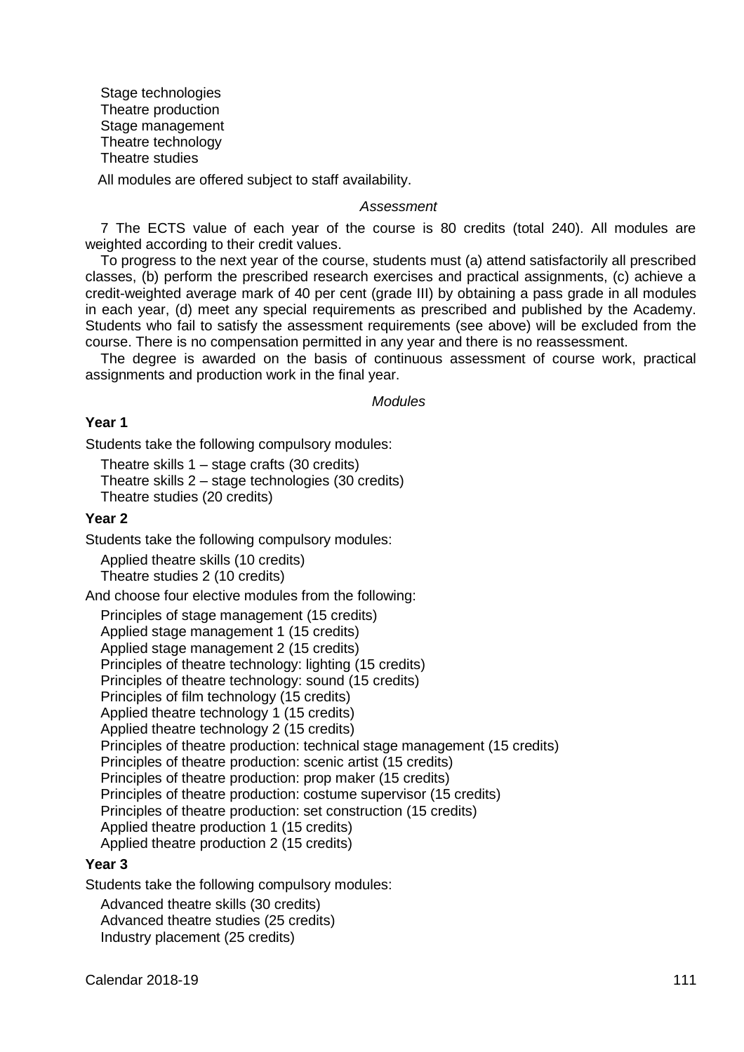Stage technologies
Theatre production
Stage management
Theatre technology
Theatre studies

All modules are offered subject to staff availability.

*Assessment*

7 The ECTS value of each year of the course is 80 credits (total 240). All modules are weighted according to their credit values.

To progress to the next year of the course, students must (a) attend satisfactorily all prescribed classes, (b) perform the prescribed research exercises and practical assignments, (c) achieve a credit-weighted average mark of 40 per cent (grade III) by obtaining a pass grade in all modules in each year, (d) meet any special requirements as prescribed and published by the Academy. Students who fail to satisfy the assessment requirements (see above) will be excluded from the course. There is no compensation permitted in any year and there is no reassessment.

The degree is awarded on the basis of continuous assessment of course work, practical assignments and production work in the final year.

*Modules*

**Year 1**

Students take the following compulsory modules:

Theatre skills 1 – stage crafts (30 credits)
Theatre skills 2 – stage technologies (30 credits)
Theatre studies (20 credits)

**Year 2**

Students take the following compulsory modules:

Applied theatre skills (10 credits)
Theatre studies 2 (10 credits)

And choose four elective modules from the following:

Principles of stage management (15 credits)
Applied stage management 1 (15 credits)
Applied stage management 2 (15 credits)
Principles of theatre technology: lighting (15 credits)
Principles of theatre technology: sound (15 credits)
Principles of film technology (15 credits)
Applied theatre technology 1 (15 credits)
Applied theatre technology 2 (15 credits)
Principles of theatre production: technical stage management (15 credits)
Principles of theatre production: scenic artist (15 credits)
Principles of theatre production: prop maker (15 credits)
Principles of theatre production: costume supervisor (15 credits)
Principles of theatre production: set construction (15 credits)
Applied theatre production 1 (15 credits)
Applied theatre production 2 (15 credits)

**Year 3**

Students take the following compulsory modules:

Advanced theatre skills (30 credits)
Advanced theatre studies (25 credits)
Industry placement (25 credits)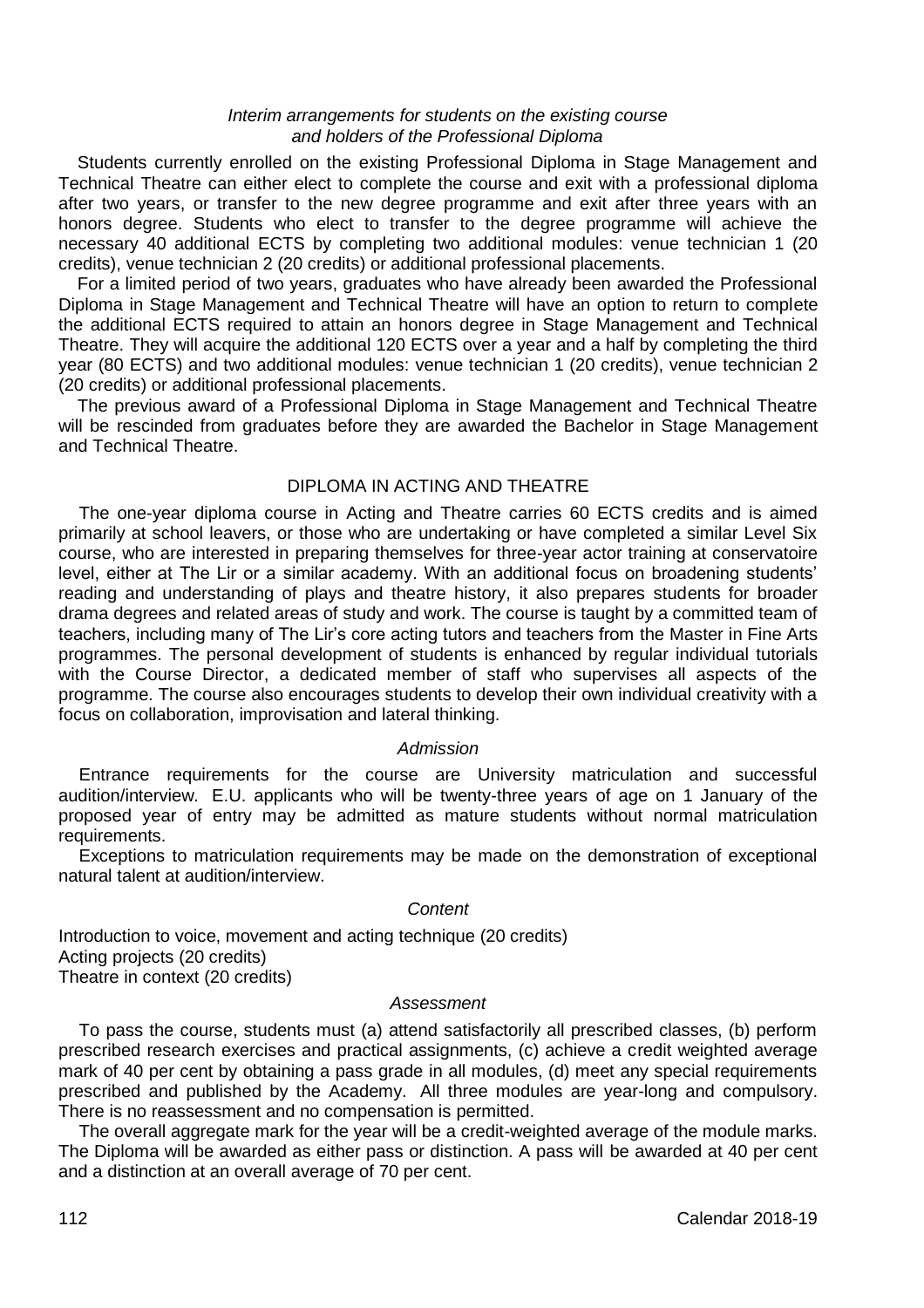*Interim arrangements for students on the existing course and holders of the Professional Diploma*

Students currently enrolled on the existing Professional Diploma in Stage Management and Technical Theatre can either elect to complete the course and exit with a professional diploma after two years, or transfer to the new degree programme and exit after three years with an honors degree. Students who elect to transfer to the degree programme will achieve the necessary 40 additional ECTS by completing two additional modules: venue technician 1 (20 credits), venue technician 2 (20 credits) or additional professional placements.

For a limited period of two years, graduates who have already been awarded the Professional Diploma in Stage Management and Technical Theatre will have an option to return to complete the additional ECTS required to attain an honors degree in Stage Management and Technical Theatre. They will acquire the additional 120 ECTS over a year and a half by completing the third year (80 ECTS) and two additional modules: venue technician 1 (20 credits), venue technician 2 (20 credits) or additional professional placements.

The previous award of a Professional Diploma in Stage Management and Technical Theatre will be rescinded from graduates before they are awarded the Bachelor in Stage Management and Technical Theatre.

## DIPLOMA IN ACTING AND THEATRE

The one-year diploma course in Acting and Theatre carries 60 ECTS credits and is aimed primarily at school leavers, or those who are undertaking or have completed a similar Level Six course, who are interested in preparing themselves for three-year actor training at conservatoire level, either at The Lir or a similar academy. With an additional focus on broadening students' reading and understanding of plays and theatre history, it also prepares students for broader drama degrees and related areas of study and work. The course is taught by a committed team of teachers, including many of The Lir's core acting tutors and teachers from the Master in Fine Arts programmes. The personal development of students is enhanced by regular individual tutorials with the Course Director, a dedicated member of staff who supervises all aspects of the programme. The course also encourages students to develop their own individual creativity with a focus on collaboration, improvisation and lateral thinking.

*Admission*

Entrance requirements for the course are University matriculation and successful audition/interview. E.U. applicants who will be twenty-three years of age on 1 January of the proposed year of entry may be admitted as mature students without normal matriculation requirements.

Exceptions to matriculation requirements may be made on the demonstration of exceptional natural talent at audition/interview.

*Content*

Introduction to voice, movement and acting technique (20 credits)
Acting projects (20 credits)
Theatre in context (20 credits)

*Assessment*

To pass the course, students must (a) attend satisfactorily all prescribed classes, (b) perform prescribed research exercises and practical assignments, (c) achieve a credit weighted average mark of 40 per cent by obtaining a pass grade in all modules, (d) meet any special requirements prescribed and published by the Academy. All three modules are year-long and compulsory. There is no reassessment and no compensation is permitted.

The overall aggregate mark for the year will be a credit-weighted average of the module marks. The Diploma will be awarded as either pass or distinction. A pass will be awarded at 40 per cent and a distinction at an overall average of 70 per cent.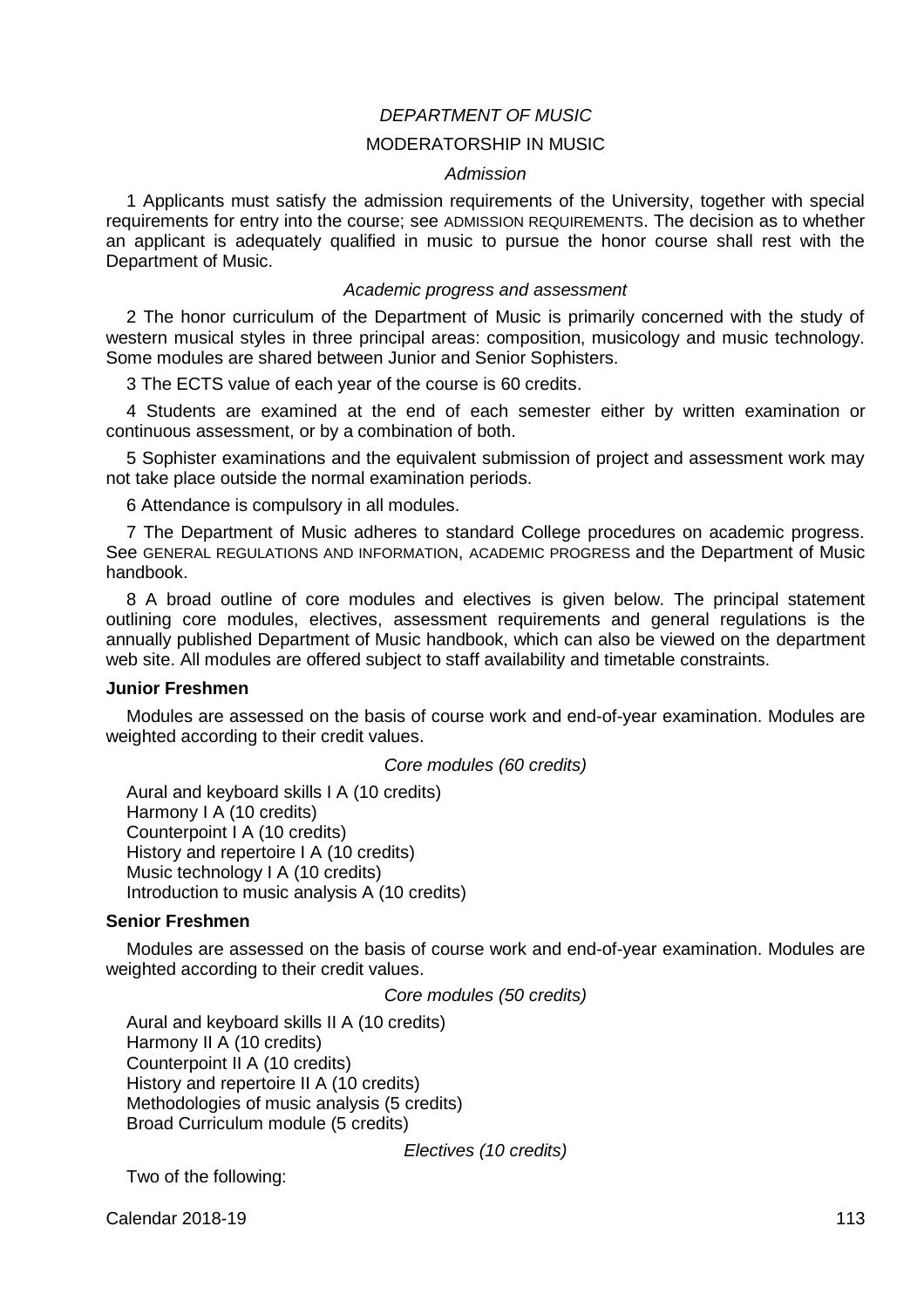*DEPARTMENT OF MUSIC*

MODERATORSHIP IN MUSIC

*Admission*

1 Applicants must satisfy the admission requirements of the University, together with special requirements for entry into the course; see ADMISSION REQUIREMENTS. The decision as to whether an applicant is adequately qualified in music to pursue the honor course shall rest with the Department of Music.

*Academic progress and assessment*

2 The honor curriculum of the Department of Music is primarily concerned with the study of western musical styles in three principal areas: composition, musicology and music technology. Some modules are shared between Junior and Senior Sophisters.

3 The ECTS value of each year of the course is 60 credits.

4 Students are examined at the end of each semester either by written examination or continuous assessment, or by a combination of both.

5 Sophister examinations and the equivalent submission of project and assessment work may not take place outside the normal examination periods.

6 Attendance is compulsory in all modules.

7 The Department of Music adheres to standard College procedures on academic progress. See GENERAL REGULATIONS AND INFORMATION, ACADEMIC PROGRESS and the Department of Music handbook.

8 A broad outline of core modules and electives is given below. The principal statement outlining core modules, electives, assessment requirements and general regulations is the annually published Department of Music handbook, which can also be viewed on the department web site. All modules are offered subject to staff availability and timetable constraints.

**Junior Freshmen**

Modules are assessed on the basis of course work and end-of-year examination. Modules are weighted according to their credit values.

*Core modules (60 credits)*

Aural and keyboard skills I A (10 credits)
Harmony I A (10 credits)
Counterpoint I A (10 credits)
History and repertoire I A (10 credits)
Music technology I A (10 credits)
Introduction to music analysis A (10 credits)

**Senior Freshmen**

Modules are assessed on the basis of course work and end-of-year examination. Modules are weighted according to their credit values.

*Core modules (50 credits)*

Aural and keyboard skills II A (10 credits)
Harmony II A (10 credits)
Counterpoint II A (10 credits)
History and repertoire II A (10 credits)
Methodologies of music analysis (5 credits)
Broad Curriculum module (5 credits)

*Electives (10 credits)*

Two of the following: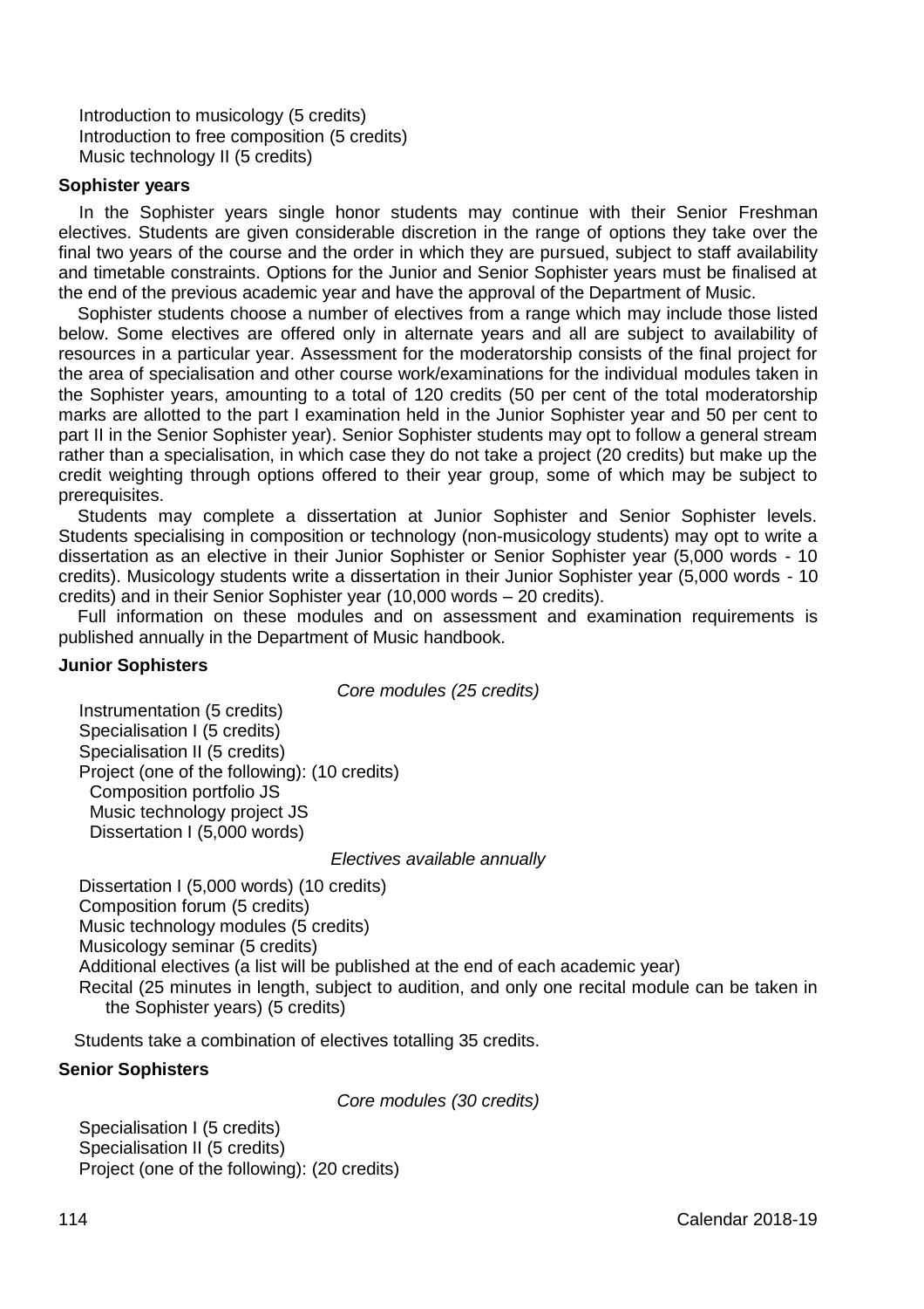Introduction to musicology (5 credits)
Introduction to free composition (5 credits)
Music technology II (5 credits)

**Sophister years**

In the Sophister years single honor students may continue with their Senior Freshman electives. Students are given considerable discretion in the range of options they take over the final two years of the course and the order in which they are pursued, subject to staff availability and timetable constraints. Options for the Junior and Senior Sophister years must be finalised at the end of the previous academic year and have the approval of the Department of Music.

Sophister students choose a number of electives from a range which may include those listed below. Some electives are offered only in alternate years and all are subject to availability of resources in a particular year. Assessment for the moderatorship consists of the final project for the area of specialisation and other course work/examinations for the individual modules taken in the Sophister years, amounting to a total of 120 credits (50 per cent of the total moderatorship marks are allotted to the part I examination held in the Junior Sophister year and 50 per cent to part II in the Senior Sophister year). Senior Sophister students may opt to follow a general stream rather than a specialisation, in which case they do not take a project (20 credits) but make up the credit weighting through options offered to their year group, some of which may be subject to prerequisites.

Students may complete a dissertation at Junior Sophister and Senior Sophister levels. Students specialising in composition or technology (non-musicology students) may opt to write a dissertation as an elective in their Junior Sophister or Senior Sophister year (5,000 words - 10 credits). Musicology students write a dissertation in their Junior Sophister year (5,000 words - 10 credits) and in their Senior Sophister year (10,000 words – 20 credits).

Full information on these modules and on assessment and examination requirements is published annually in the Department of Music handbook.

**Junior Sophisters**

*Core modules (25 credits)*

Instrumentation (5 credits)
Specialisation I (5 credits)
Specialisation II (5 credits)
Project (one of the following): (10 credits)
- Composition portfolio JS
- Music technology project JS
- Dissertation I (5,000 words)

*Electives available annually*

Dissertation I (5,000 words) (10 credits)
Composition forum (5 credits)
Music technology modules (5 credits)
Musicology seminar (5 credits)
Additional electives (a list will be published at the end of each academic year)
Recital (25 minutes in length, subject to audition, and only one recital module can be taken in the Sophister years) (5 credits)

Students take a combination of electives totalling 35 credits.

**Senior Sophisters**

*Core modules (30 credits)*

Specialisation I (5 credits)
Specialisation II (5 credits)
Project (one of the following): (20 credits)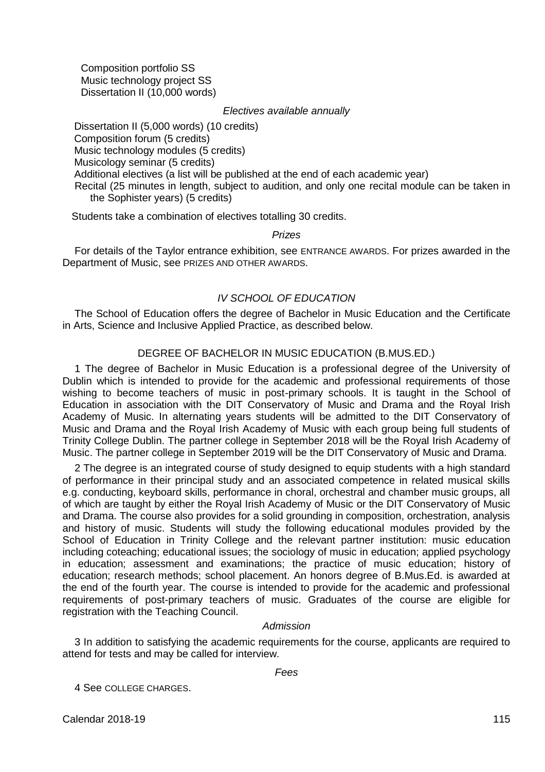Composition portfolio SS
Music technology project SS
Dissertation II (10,000 words)

*Electives available annually*

Dissertation II (5,000 words) (10 credits)
Composition forum (5 credits)
Music technology modules (5 credits)
Musicology seminar (5 credits)
Additional electives (a list will be published at the end of each academic year)
Recital (25 minutes in length, subject to audition, and only one recital module can be taken in the Sophister years) (5 credits)

Students take a combination of electives totalling 30 credits.

*Prizes*

For details of the Taylor entrance exhibition, see ENTRANCE AWARDS. For prizes awarded in the Department of Music, see PRIZES AND OTHER AWARDS.

## *IV SCHOOL OF EDUCATION*

The School of Education offers the degree of Bachelor in Music Education and the Certificate in Arts, Science and Inclusive Applied Practice, as described below.

### DEGREE OF BACHELOR IN MUSIC EDUCATION (B.MUS.ED.)

1 The degree of Bachelor in Music Education is a professional degree of the University of Dublin which is intended to provide for the academic and professional requirements of those wishing to become teachers of music in post-primary schools. It is taught in the School of Education in association with the DIT Conservatory of Music and Drama and the Royal Irish Academy of Music. In alternating years students will be admitted to the DIT Conservatory of Music and Drama and the Royal Irish Academy of Music with each group being full students of Trinity College Dublin. The partner college in September 2018 will be the Royal Irish Academy of Music. The partner college in September 2019 will be the DIT Conservatory of Music and Drama.

2 The degree is an integrated course of study designed to equip students with a high standard of performance in their principal study and an associated competence in related musical skills e.g. conducting, keyboard skills, performance in choral, orchestral and chamber music groups, all of which are taught by either the Royal Irish Academy of Music or the DIT Conservatory of Music and Drama. The course also provides for a solid grounding in composition, orchestration, analysis and history of music. Students will study the following educational modules provided by the School of Education in Trinity College and the relevant partner institution: music education including coteaching; educational issues; the sociology of music in education; applied psychology in education; assessment and examinations; the practice of music education; history of education; research methods; school placement. An honors degree of B.Mus.Ed. is awarded at the end of the fourth year. The course is intended to provide for the academic and professional requirements of post-primary teachers of music. Graduates of the course are eligible for registration with the Teaching Council.

*Admission*

3 In addition to satisfying the academic requirements for the course, applicants are required to attend for tests and may be called for interview.

*Fees*

4 See COLLEGE CHARGES.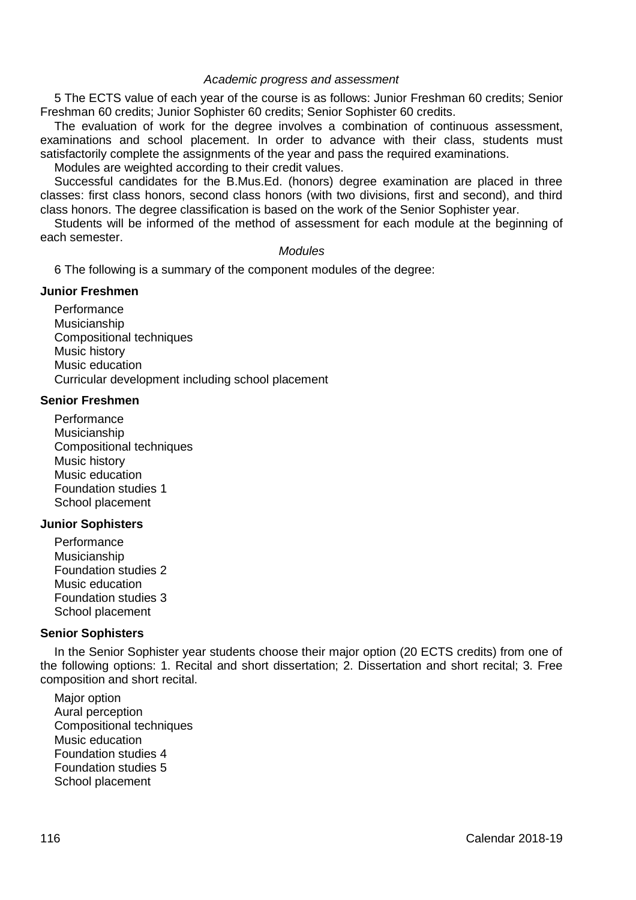*Academic progress and assessment*

5 The ECTS value of each year of the course is as follows: Junior Freshman 60 credits; Senior Freshman 60 credits; Junior Sophister 60 credits; Senior Sophister 60 credits.

The evaluation of work for the degree involves a combination of continuous assessment, examinations and school placement. In order to advance with their class, students must satisfactorily complete the assignments of the year and pass the required examinations.

Modules are weighted according to their credit values.

Successful candidates for the B.Mus.Ed. (honors) degree examination are placed in three classes: first class honors, second class honors (with two divisions, first and second), and third class honors. The degree classification is based on the work of the Senior Sophister year.

Students will be informed of the method of assessment for each module at the beginning of each semester.

*Modules*

6 The following is a summary of the component modules of the degree:

**Junior Freshmen**

Performance
Musicianship
Compositional techniques
Music history
Music education
Curricular development including school placement

**Senior Freshmen**

Performance
Musicianship
Compositional techniques
Music history
Music education
Foundation studies 1
School placement

**Junior Sophisters**

Performance
Musicianship
Foundation studies 2
Music education
Foundation studies 3
School placement

**Senior Sophisters**

In the Senior Sophister year students choose their major option (20 ECTS credits) from one of the following options: 1. Recital and short dissertation; 2. Dissertation and short recital; 3. Free composition and short recital.

Major option
Aural perception
Compositional techniques
Music education
Foundation studies 4
Foundation studies 5
School placement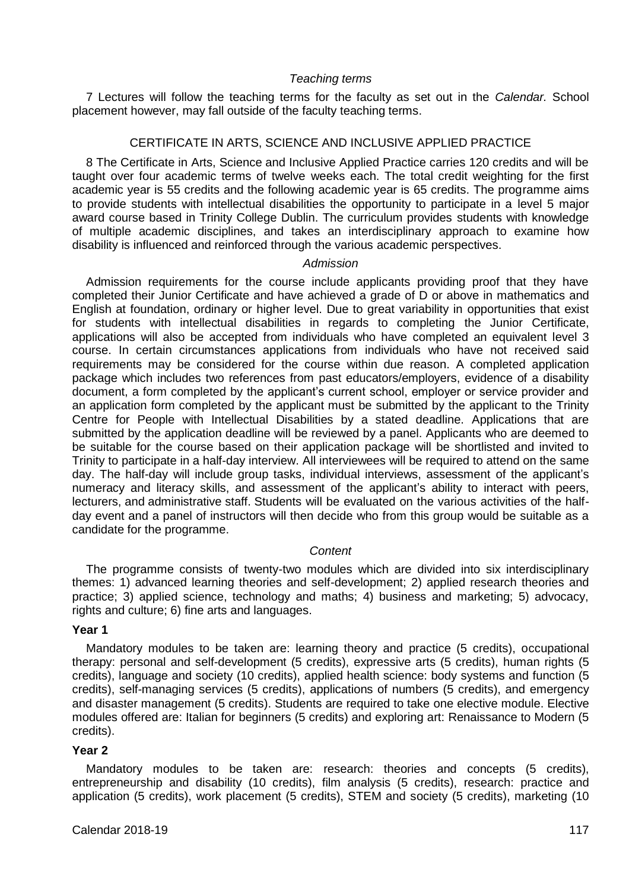*Teaching terms*

7 Lectures will follow the teaching terms for the faculty as set out in the *Calendar*. School placement however, may fall outside of the faculty teaching terms.

## CERTIFICATE IN ARTS, SCIENCE AND INCLUSIVE APPLIED PRACTICE

8 The Certificate in Arts, Science and Inclusive Applied Practice carries 120 credits and will be taught over four academic terms of twelve weeks each. The total credit weighting for the first academic year is 55 credits and the following academic year is 65 credits. The programme aims to provide students with intellectual disabilities the opportunity to participate in a level 5 major award course based in Trinity College Dublin. The curriculum provides students with knowledge of multiple academic disciplines, and takes an interdisciplinary approach to examine how disability is influenced and reinforced through the various academic perspectives.

*Admission*

Admission requirements for the course include applicants providing proof that they have completed their Junior Certificate and have achieved a grade of D or above in mathematics and English at foundation, ordinary or higher level. Due to great variability in opportunities that exist for students with intellectual disabilities in regards to completing the Junior Certificate, applications will also be accepted from individuals who have completed an equivalent level 3 course. In certain circumstances applications from individuals who have not received said requirements may be considered for the course within due reason. A completed application package which includes two references from past educators/employers, evidence of a disability document, a form completed by the applicant's current school, employer or service provider and an application form completed by the applicant must be submitted by the applicant to the Trinity Centre for People with Intellectual Disabilities by a stated deadline. Applications that are submitted by the application deadline will be reviewed by a panel. Applicants who are deemed to be suitable for the course based on their application package will be shortlisted and invited to Trinity to participate in a half-day interview. All interviewees will be required to attend on the same day. The half-day will include group tasks, individual interviews, assessment of the applicant's numeracy and literacy skills, and assessment of the applicant's ability to interact with peers, lecturers, and administrative staff. Students will be evaluated on the various activities of the half-day event and a panel of instructors will then decide who from this group would be suitable as a candidate for the programme.

*Content*

The programme consists of twenty-two modules which are divided into six interdisciplinary themes: 1) advanced learning theories and self-development; 2) applied research theories and practice; 3) applied science, technology and maths; 4) business and marketing; 5) advocacy, rights and culture; 6) fine arts and languages.

**Year 1**

Mandatory modules to be taken are: learning theory and practice (5 credits), occupational therapy: personal and self-development (5 credits), expressive arts (5 credits), human rights (5 credits), language and society (10 credits), applied health science: body systems and function (5 credits), self-managing services (5 credits), applications of numbers (5 credits), and emergency and disaster management (5 credits). Students are required to take one elective module. Elective modules offered are: Italian for beginners (5 credits) and exploring art: Renaissance to Modern (5 credits).

**Year 2**

Mandatory modules to be taken are: research: theories and concepts (5 credits), entrepreneurship and disability (10 credits), film analysis (5 credits), research: practice and application (5 credits), work placement (5 credits), STEM and society (5 credits), marketing (10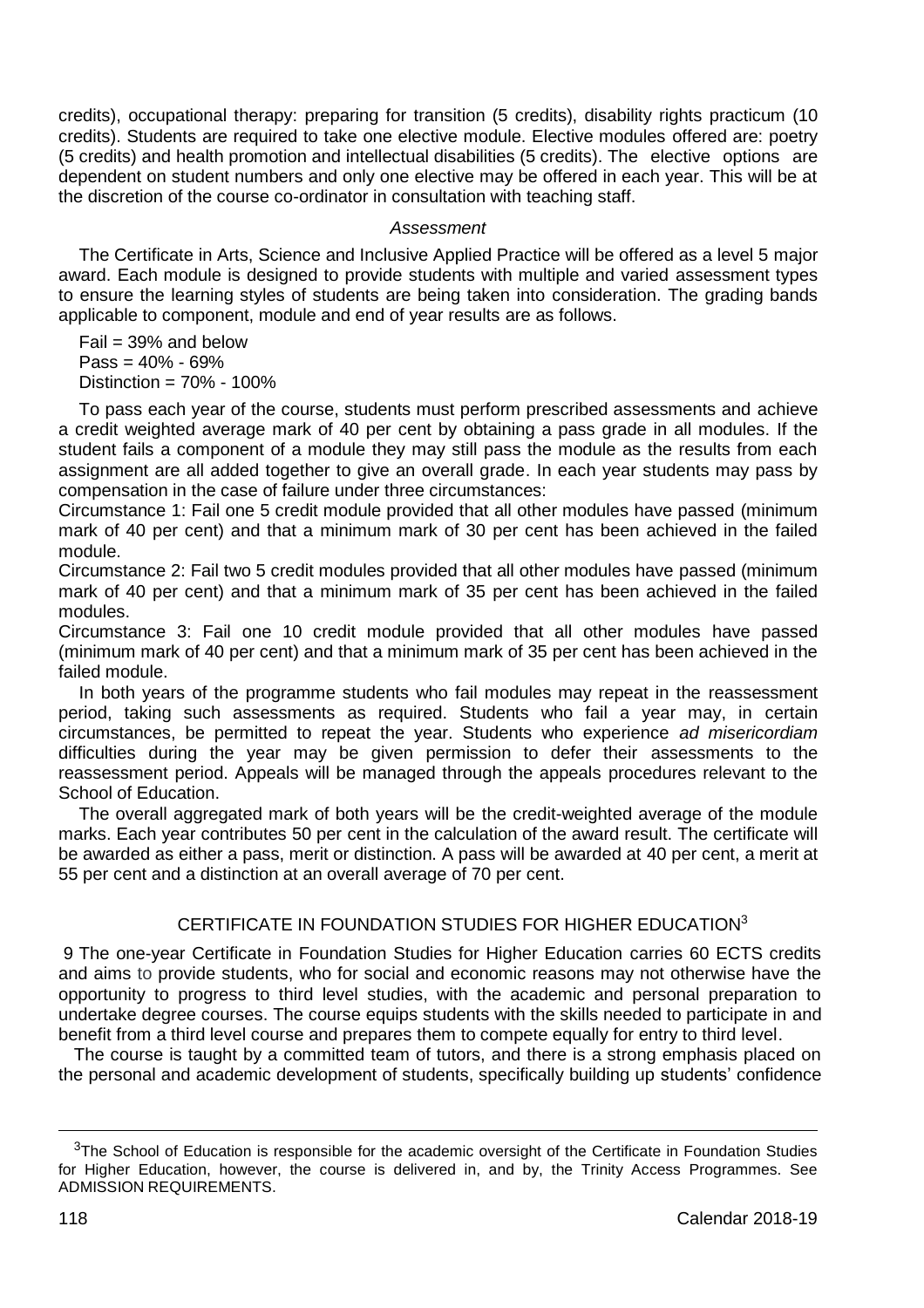credits), occupational therapy: preparing for transition (5 credits), disability rights practicum (10 credits). Students are required to take one elective module. Elective modules offered are: poetry (5 credits) and health promotion and intellectual disabilities (5 credits). The elective options are dependent on student numbers and only one elective may be offered in each year. This will be at the discretion of the course co-ordinator in consultation with teaching staff.

*Assessment*

The Certificate in Arts, Science and Inclusive Applied Practice will be offered as a level 5 major award. Each module is designed to provide students with multiple and varied assessment types to ensure the learning styles of students are being taken into consideration. The grading bands applicable to component, module and end of year results are as follows.

Fail = 39% and below
Pass = 40% - 69%
Distinction = 70% - 100%

To pass each year of the course, students must perform prescribed assessments and achieve a credit weighted average mark of 40 per cent by obtaining a pass grade in all modules. If the student fails a component of a module they may still pass the module as the results from each assignment are all added together to give an overall grade. In each year students may pass by compensation in the case of failure under three circumstances:

Circumstance 1: Fail one 5 credit module provided that all other modules have passed (minimum mark of 40 per cent) and that a minimum mark of 30 per cent has been achieved in the failed module.

Circumstance 2: Fail two 5 credit modules provided that all other modules have passed (minimum mark of 40 per cent) and that a minimum mark of 35 per cent has been achieved in the failed modules.

Circumstance 3: Fail one 10 credit module provided that all other modules have passed (minimum mark of 40 per cent) and that a minimum mark of 35 per cent has been achieved in the failed module.

In both years of the programme students who fail modules may repeat in the reassessment period, taking such assessments as required. Students who fail a year may, in certain circumstances, be permitted to repeat the year. Students who experience *ad misericordiam* difficulties during the year may be given permission to defer their assessments to the reassessment period. Appeals will be managed through the appeals procedures relevant to the School of Education.

The overall aggregated mark of both years will be the credit-weighted average of the module marks. Each year contributes 50 per cent in the calculation of the award result. The certificate will be awarded as either a pass, merit or distinction. A pass will be awarded at 40 per cent, a merit at 55 per cent and a distinction at an overall average of 70 per cent.

## CERTIFICATE IN FOUNDATION STUDIES FOR HIGHER EDUCATION[3]

9 The one-year Certificate in Foundation Studies for Higher Education carries 60 ECTS credits and aims to provide students, who for social and economic reasons may not otherwise have the opportunity to progress to third level studies, with the academic and personal preparation to undertake degree courses. The course equips students with the skills needed to participate in and benefit from a third level course and prepares them to compete equally for entry to third level.

The course is taught by a committed team of tutors, and there is a strong emphasis placed on the personal and academic development of students, specifically building up students' confidence

[3]The School of Education is responsible for the academic oversight of the Certificate in Foundation Studies for Higher Education, however, the course is delivered in, and by, the Trinity Access Programmes. See ADMISSION REQUIREMENTS.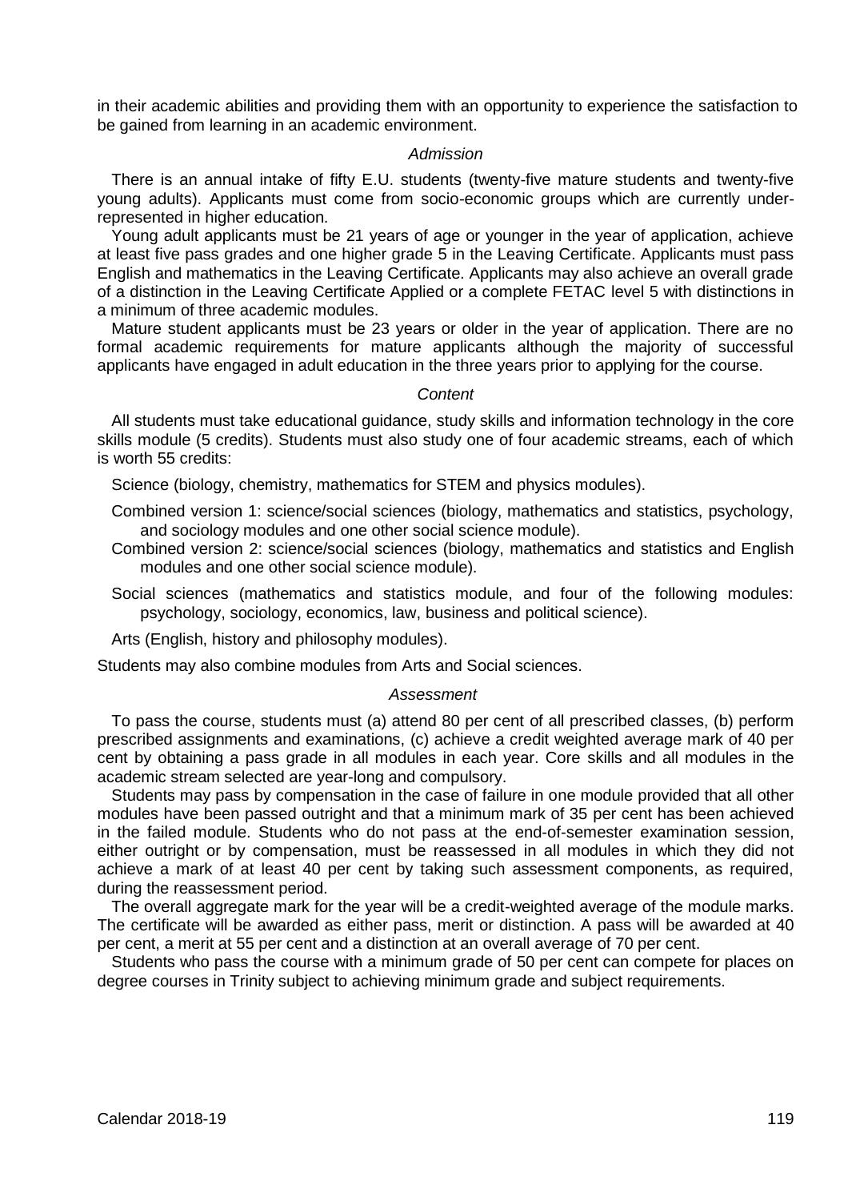in their academic abilities and providing them with an opportunity to experience the satisfaction to be gained from learning in an academic environment.

*Admission*

There is an annual intake of fifty E.U. students (twenty-five mature students and twenty-five young adults). Applicants must come from socio-economic groups which are currently under-represented in higher education.

Young adult applicants must be 21 years of age or younger in the year of application, achieve at least five pass grades and one higher grade 5 in the Leaving Certificate. Applicants must pass English and mathematics in the Leaving Certificate. Applicants may also achieve an overall grade of a distinction in the Leaving Certificate Applied or a complete FETAC level 5 with distinctions in a minimum of three academic modules.

Mature student applicants must be 23 years or older in the year of application. There are no formal academic requirements for mature applicants although the majority of successful applicants have engaged in adult education in the three years prior to applying for the course.

*Content*

All students must take educational guidance, study skills and information technology in the core skills module (5 credits). Students must also study one of four academic streams, each of which is worth 55 credits:

Science (biology, chemistry, mathematics for STEM and physics modules).

Combined version 1: science/social sciences (biology, mathematics and statistics, psychology, and sociology modules and one other social science module).

Combined version 2: science/social sciences (biology, mathematics and statistics and English modules and one other social science module).

Social sciences (mathematics and statistics module, and four of the following modules: psychology, sociology, economics, law, business and political science).

Arts (English, history and philosophy modules).

Students may also combine modules from Arts and Social sciences.

*Assessment*

To pass the course, students must (a) attend 80 per cent of all prescribed classes, (b) perform prescribed assignments and examinations, (c) achieve a credit weighted average mark of 40 per cent by obtaining a pass grade in all modules in each year. Core skills and all modules in the academic stream selected are year-long and compulsory.

Students may pass by compensation in the case of failure in one module provided that all other modules have been passed outright and that a minimum mark of 35 per cent has been achieved in the failed module. Students who do not pass at the end-of-semester examination session, either outright or by compensation, must be reassessed in all modules in which they did not achieve a mark of at least 40 per cent by taking such assessment components, as required, during the reassessment period.

The overall aggregate mark for the year will be a credit-weighted average of the module marks. The certificate will be awarded as either pass, merit or distinction. A pass will be awarded at 40 per cent, a merit at 55 per cent and a distinction at an overall average of 70 per cent.

Students who pass the course with a minimum grade of 50 per cent can compete for places on degree courses in Trinity subject to achieving minimum grade and subject requirements.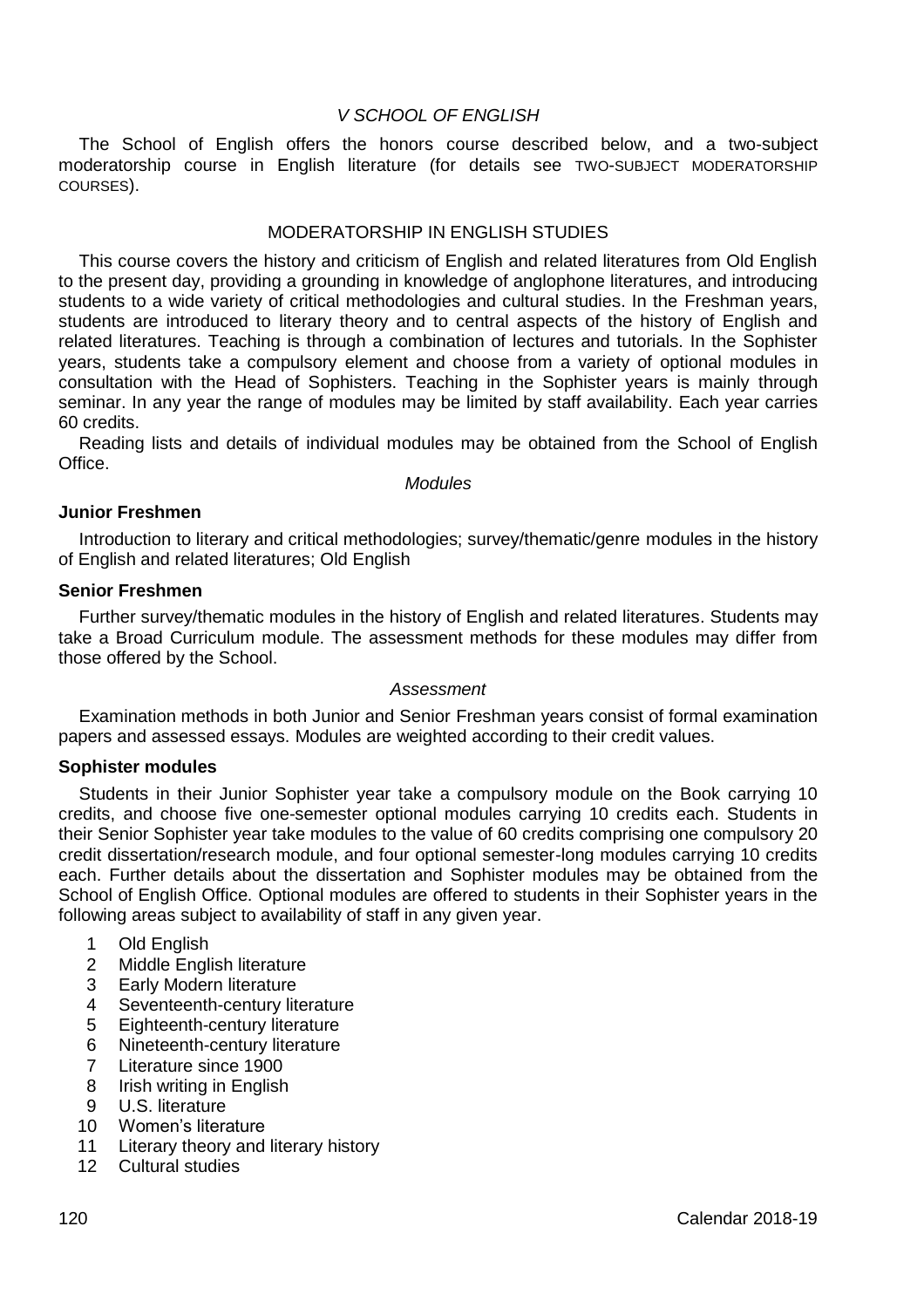## *V SCHOOL OF ENGLISH*

The School of English offers the honors course described below, and a two-subject moderatorship course in English literature (for details see TWO-SUBJECT MODERATORSHIP COURSES).

### MODERATORSHIP IN ENGLISH STUDIES

This course covers the history and criticism of English and related literatures from Old English to the present day, providing a grounding in knowledge of anglophone literatures, and introducing students to a wide variety of critical methodologies and cultural studies. In the Freshman years, students are introduced to literary theory and to central aspects of the history of English and related literatures. Teaching is through a combination of lectures and tutorials. In the Sophister years, students take a compulsory element and choose from a variety of optional modules in consultation with the Head of Sophisters. Teaching in the Sophister years is mainly through seminar. In any year the range of modules may be limited by staff availability. Each year carries 60 credits.

Reading lists and details of individual modules may be obtained from the School of English Office.

*Modules*

**Junior Freshmen**

Introduction to literary and critical methodologies; survey/thematic/genre modules in the history of English and related literatures; Old English

**Senior Freshmen**

Further survey/thematic modules in the history of English and related literatures. Students may take a Broad Curriculum module. The assessment methods for these modules may differ from those offered by the School.

*Assessment*

Examination methods in both Junior and Senior Freshman years consist of formal examination papers and assessed essays. Modules are weighted according to their credit values.

**Sophister modules**

Students in their Junior Sophister year take a compulsory module on the Book carrying 10 credits, and choose five one-semester optional modules carrying 10 credits each. Students in their Senior Sophister year take modules to the value of 60 credits comprising one compulsory 20 credit dissertation/research module, and four optional semester-long modules carrying 10 credits each. Further details about the dissertation and Sophister modules may be obtained from the School of English Office. Optional modules are offered to students in their Sophister years in the following areas subject to availability of staff in any given year.

1. Old English
2. Middle English literature
3. Early Modern literature
4. Seventeenth-century literature
5. Eighteenth-century literature
6. Nineteenth-century literature
7. Literature since 1900
8. Irish writing in English
9. U.S. literature
10. Women's literature
11. Literary theory and literary history
12. Cultural studies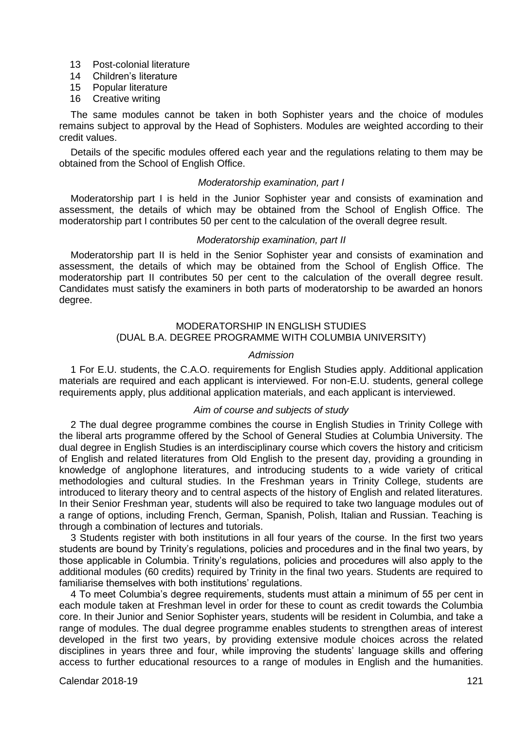13 Post-colonial literature
14 Children's literature
15 Popular literature
16 Creative writing

The same modules cannot be taken in both Sophister years and the choice of modules remains subject to approval by the Head of Sophisters. Modules are weighted according to their credit values.

Details of the specific modules offered each year and the regulations relating to them may be obtained from the School of English Office.

*Moderatorship examination, part I*

Moderatorship part I is held in the Junior Sophister year and consists of examination and assessment, the details of which may be obtained from the School of English Office. The moderatorship part I contributes 50 per cent to the calculation of the overall degree result.

*Moderatorship examination, part II*

Moderatorship part II is held in the Senior Sophister year and consists of examination and assessment, the details of which may be obtained from the School of English Office. The moderatorship part II contributes 50 per cent to the calculation of the overall degree result. Candidates must satisfy the examiners in both parts of moderatorship to be awarded an honors degree.

## MODERATORSHIP IN ENGLISH STUDIES
## (DUAL B.A. DEGREE PROGRAMME WITH COLUMBIA UNIVERSITY)

*Admission*

1 For E.U. students, the C.A.O. requirements for English Studies apply. Additional application materials are required and each applicant is interviewed. For non-E.U. students, general college requirements apply, plus additional application materials, and each applicant is interviewed.

*Aim of course and subjects of study*

2 The dual degree programme combines the course in English Studies in Trinity College with the liberal arts programme offered by the School of General Studies at Columbia University. The dual degree in English Studies is an interdisciplinary course which covers the history and criticism of English and related literatures from Old English to the present day, providing a grounding in knowledge of anglophone literatures, and introducing students to a wide variety of critical methodologies and cultural studies. In the Freshman years in Trinity College, students are introduced to literary theory and to central aspects of the history of English and related literatures. In their Senior Freshman year, students will also be required to take two language modules out of a range of options, including French, German, Spanish, Polish, Italian and Russian. Teaching is through a combination of lectures and tutorials.

3 Students register with both institutions in all four years of the course. In the first two years students are bound by Trinity's regulations, policies and procedures and in the final two years, by those applicable in Columbia. Trinity's regulations, policies and procedures will also apply to the additional modules (60 credits) required by Trinity in the final two years. Students are required to familiarise themselves with both institutions' regulations.

4 To meet Columbia's degree requirements, students must attain a minimum of 55 per cent in each module taken at Freshman level in order for these to count as credit towards the Columbia core. In their Junior and Senior Sophister years, students will be resident in Columbia, and take a range of modules. The dual degree programme enables students to strengthen areas of interest developed in the first two years, by providing extensive module choices across the related disciplines in years three and four, while improving the students' language skills and offering access to further educational resources to a range of modules in English and the humanities.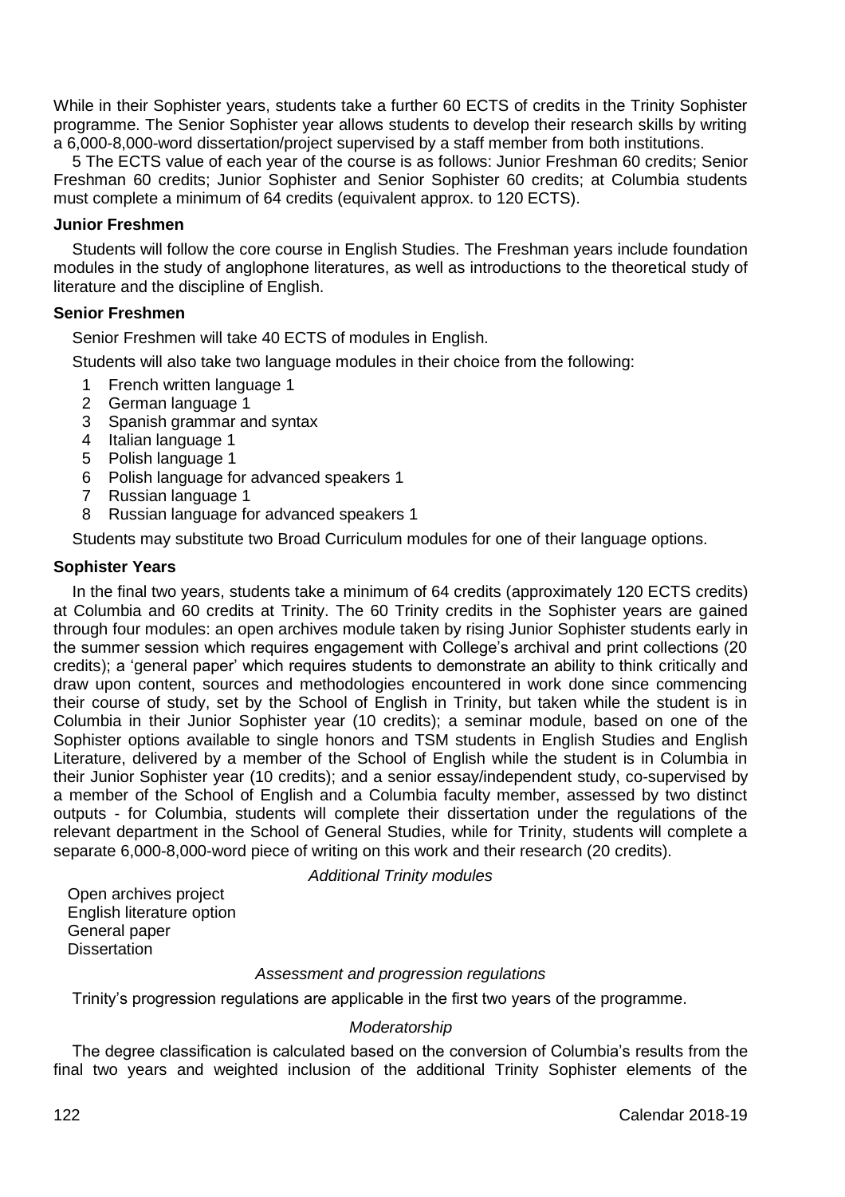While in their Sophister years, students take a further 60 ECTS of credits in the Trinity Sophister programme. The Senior Sophister year allows students to develop their research skills by writing a 6,000-8,000-word dissertation/project supervised by a staff member from both institutions.

5 The ECTS value of each year of the course is as follows: Junior Freshman 60 credits; Senior Freshman 60 credits; Junior Sophister and Senior Sophister 60 credits; at Columbia students must complete a minimum of 64 credits (equivalent approx. to 120 ECTS).

**Junior Freshmen**

Students will follow the core course in English Studies. The Freshman years include foundation modules in the study of anglophone literatures, as well as introductions to the theoretical study of literature and the discipline of English.

**Senior Freshmen**

Senior Freshmen will take 40 ECTS of modules in English.

Students will also take two language modules in their choice from the following:

1. French written language 1
2. German language 1
3. Spanish grammar and syntax
4. Italian language 1
5. Polish language 1
6. Polish language for advanced speakers 1
7. Russian language 1
8. Russian language for advanced speakers 1

Students may substitute two Broad Curriculum modules for one of their language options.

**Sophister Years**

In the final two years, students take a minimum of 64 credits (approximately 120 ECTS credits) at Columbia and 60 credits at Trinity. The 60 Trinity credits in the Sophister years are gained through four modules: an open archives module taken by rising Junior Sophister students early in the summer session which requires engagement with College's archival and print collections (20 credits); a 'general paper' which requires students to demonstrate an ability to think critically and draw upon content, sources and methodologies encountered in work done since commencing their course of study, set by the School of English in Trinity, but taken while the student is in Columbia in their Junior Sophister year (10 credits); a seminar module, based on one of the Sophister options available to single honors and TSM students in English Studies and English Literature, delivered by a member of the School of English while the student is in Columbia in their Junior Sophister year (10 credits); and a senior essay/independent study, co-supervised by a member of the School of English and a Columbia faculty member, assessed by two distinct outputs - for Columbia, students will complete their dissertation under the regulations of the relevant department in the School of General Studies, while for Trinity, students will complete a separate 6,000-8,000-word piece of writing on this work and their research (20 credits).

*Additional Trinity modules*

Open archives project
English literature option
General paper
Dissertation

*Assessment and progression regulations*

Trinity's progression regulations are applicable in the first two years of the programme.

*Moderatorship*

The degree classification is calculated based on the conversion of Columbia's results from the final two years and weighted inclusion of the additional Trinity Sophister elements of the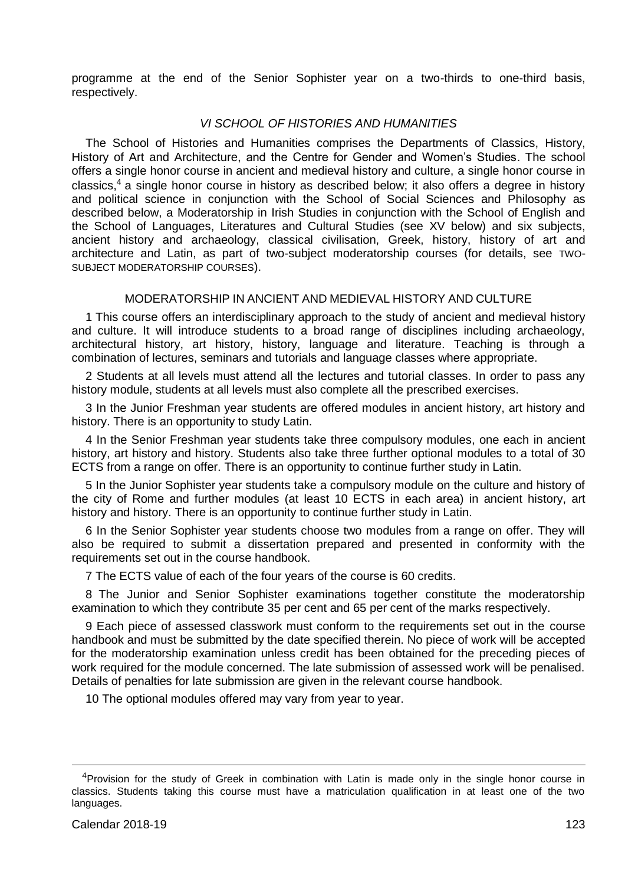programme at the end of the Senior Sophister year on a two-thirds to one-third basis, respectively.

### *VI SCHOOL OF HISTORIES AND HUMANITIES*

The School of Histories and Humanities comprises the Departments of Classics, History, History of Art and Architecture, and the Centre for Gender and Women's Studies. The school offers a single honor course in ancient and medieval history and culture, a single honor course in classics,[4] a single honor course in history as described below; it also offers a degree in history and political science in conjunction with the School of Social Sciences and Philosophy as described below, a Moderatorship in Irish Studies in conjunction with the School of English and the School of Languages, Literatures and Cultural Studies (see XV below) and six subjects, ancient history and archaeology, classical civilisation, Greek, history, history of art and architecture and Latin, as part of two-subject moderatorship courses (for details, see TWO-SUBJECT MODERATORSHIP COURSES).

### MODERATORSHIP IN ANCIENT AND MEDIEVAL HISTORY AND CULTURE

1 This course offers an interdisciplinary approach to the study of ancient and medieval history and culture. It will introduce students to a broad range of disciplines including archaeology, architectural history, art history, history, language and literature. Teaching is through a combination of lectures, seminars and tutorials and language classes where appropriate.

2 Students at all levels must attend all the lectures and tutorial classes. In order to pass any history module, students at all levels must also complete all the prescribed exercises.

3 In the Junior Freshman year students are offered modules in ancient history, art history and history. There is an opportunity to study Latin.

4 In the Senior Freshman year students take three compulsory modules, one each in ancient history, art history and history. Students also take three further optional modules to a total of 30 ECTS from a range on offer. There is an opportunity to continue further study in Latin.

5 In the Junior Sophister year students take a compulsory module on the culture and history of the city of Rome and further modules (at least 10 ECTS in each area) in ancient history, art history and history. There is an opportunity to continue further study in Latin.

6 In the Senior Sophister year students choose two modules from a range on offer. They will also be required to submit a dissertation prepared and presented in conformity with the requirements set out in the course handbook.

7 The ECTS value of each of the four years of the course is 60 credits.

8 The Junior and Senior Sophister examinations together constitute the moderatorship examination to which they contribute 35 per cent and 65 per cent of the marks respectively.

9 Each piece of assessed classwork must conform to the requirements set out in the course handbook and must be submitted by the date specified therein. No piece of work will be accepted for the moderatorship examination unless credit has been obtained for the preceding pieces of work required for the module concerned. The late submission of assessed work will be penalised. Details of penalties for late submission are given in the relevant course handbook.

10 The optional modules offered may vary from year to year.

---

[4]Provision for the study of Greek in combination with Latin is made only in the single honor course in classics. Students taking this course must have a matriculation qualification in at least one of the two languages.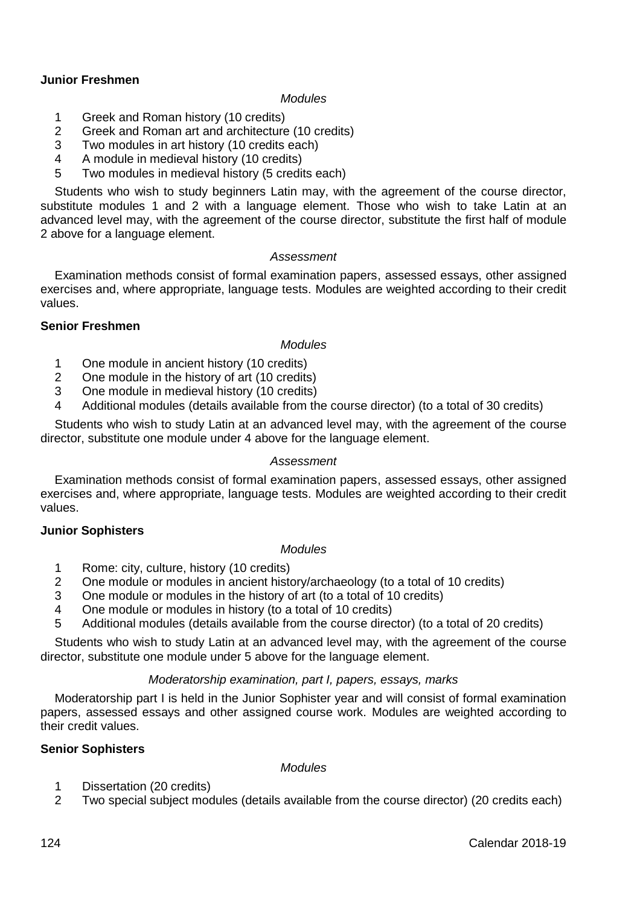**Junior Freshmen**

*Modules*

1. Greek and Roman history (10 credits)
2. Greek and Roman art and architecture (10 credits)
3. Two modules in art history (10 credits each)
4. A module in medieval history (10 credits)
5. Two modules in medieval history (5 credits each)

Students who wish to study beginners Latin may, with the agreement of the course director, substitute modules 1 and 2 with a language element. Those who wish to take Latin at an advanced level may, with the agreement of the course director, substitute the first half of module 2 above for a language element.

*Assessment*

Examination methods consist of formal examination papers, assessed essays, other assigned exercises and, where appropriate, language tests. Modules are weighted according to their credit values.

**Senior Freshmen**

*Modules*

1. One module in ancient history (10 credits)
2. One module in the history of art (10 credits)
3. One module in medieval history (10 credits)
4. Additional modules (details available from the course director) (to a total of 30 credits)

Students who wish to study Latin at an advanced level may, with the agreement of the course director, substitute one module under 4 above for the language element.

*Assessment*

Examination methods consist of formal examination papers, assessed essays, other assigned exercises and, where appropriate, language tests. Modules are weighted according to their credit values.

**Junior Sophisters**

*Modules*

1. Rome: city, culture, history (10 credits)
2. One module or modules in ancient history/archaeology (to a total of 10 credits)
3. One module or modules in the history of art (to a total of 10 credits)
4. One module or modules in history (to a total of 10 credits)
5. Additional modules (details available from the course director) (to a total of 20 credits)

Students who wish to study Latin at an advanced level may, with the agreement of the course director, substitute one module under 5 above for the language element.

*Moderatorship examination, part I, papers, essays, marks*

Moderatorship part I is held in the Junior Sophister year and will consist of formal examination papers, assessed essays and other assigned course work. Modules are weighted according to their credit values.

**Senior Sophisters**

*Modules*

1. Dissertation (20 credits)
2. Two special subject modules (details available from the course director) (20 credits each)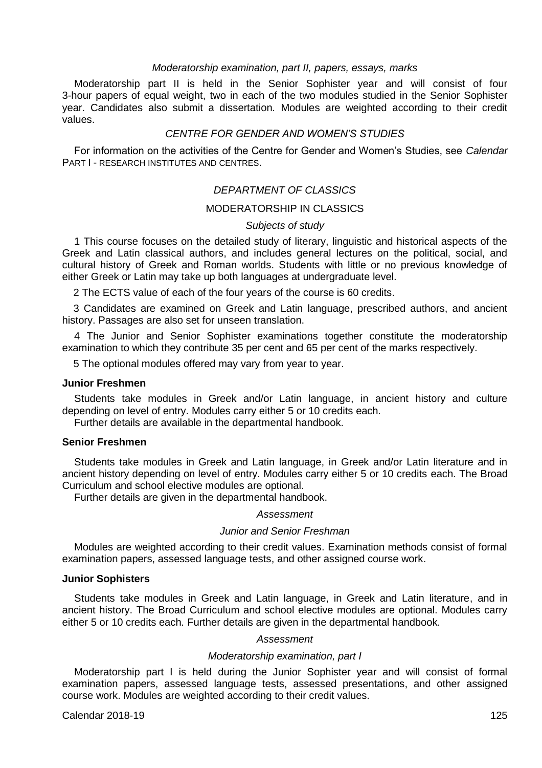*Moderatorship examination, part II, papers, essays, marks*

Moderatorship part II is held in the Senior Sophister year and will consist of four 3-hour papers of equal weight, two in each of the two modules studied in the Senior Sophister year. Candidates also submit a dissertation. Modules are weighted according to their credit values.

## *CENTRE FOR GENDER AND WOMEN'S STUDIES*

For information on the activities of the Centre for Gender and Women's Studies, see *Calendar* PART I - RESEARCH INSTITUTES AND CENTRES.

## *DEPARTMENT OF CLASSICS*

### MODERATORSHIP IN CLASSICS

*Subjects of study*

1 This course focuses on the detailed study of literary, linguistic and historical aspects of the Greek and Latin classical authors, and includes general lectures on the political, social, and cultural history of Greek and Roman worlds. Students with little or no previous knowledge of either Greek or Latin may take up both languages at undergraduate level.

2 The ECTS value of each of the four years of the course is 60 credits.

3 Candidates are examined on Greek and Latin language, prescribed authors, and ancient history. Passages are also set for unseen translation.

4 The Junior and Senior Sophister examinations together constitute the moderatorship examination to which they contribute 35 per cent and 65 per cent of the marks respectively.

5 The optional modules offered may vary from year to year.

**Junior Freshmen**

Students take modules in Greek and/or Latin language, in ancient history and culture depending on level of entry. Modules carry either 5 or 10 credits each.

Further details are available in the departmental handbook.

**Senior Freshmen**

Students take modules in Greek and Latin language, in Greek and/or Latin literature and in ancient history depending on level of entry. Modules carry either 5 or 10 credits each. The Broad Curriculum and school elective modules are optional.

Further details are given in the departmental handbook.

*Assessment*

*Junior and Senior Freshman*

Modules are weighted according to their credit values. Examination methods consist of formal examination papers, assessed language tests, and other assigned course work.

**Junior Sophisters**

Students take modules in Greek and Latin language, in Greek and Latin literature, and in ancient history. The Broad Curriculum and school elective modules are optional. Modules carry either 5 or 10 credits each. Further details are given in the departmental handbook.

*Assessment*

*Moderatorship examination, part I*

Moderatorship part I is held during the Junior Sophister year and will consist of formal examination papers, assessed language tests, assessed presentations, and other assigned course work. Modules are weighted according to their credit values.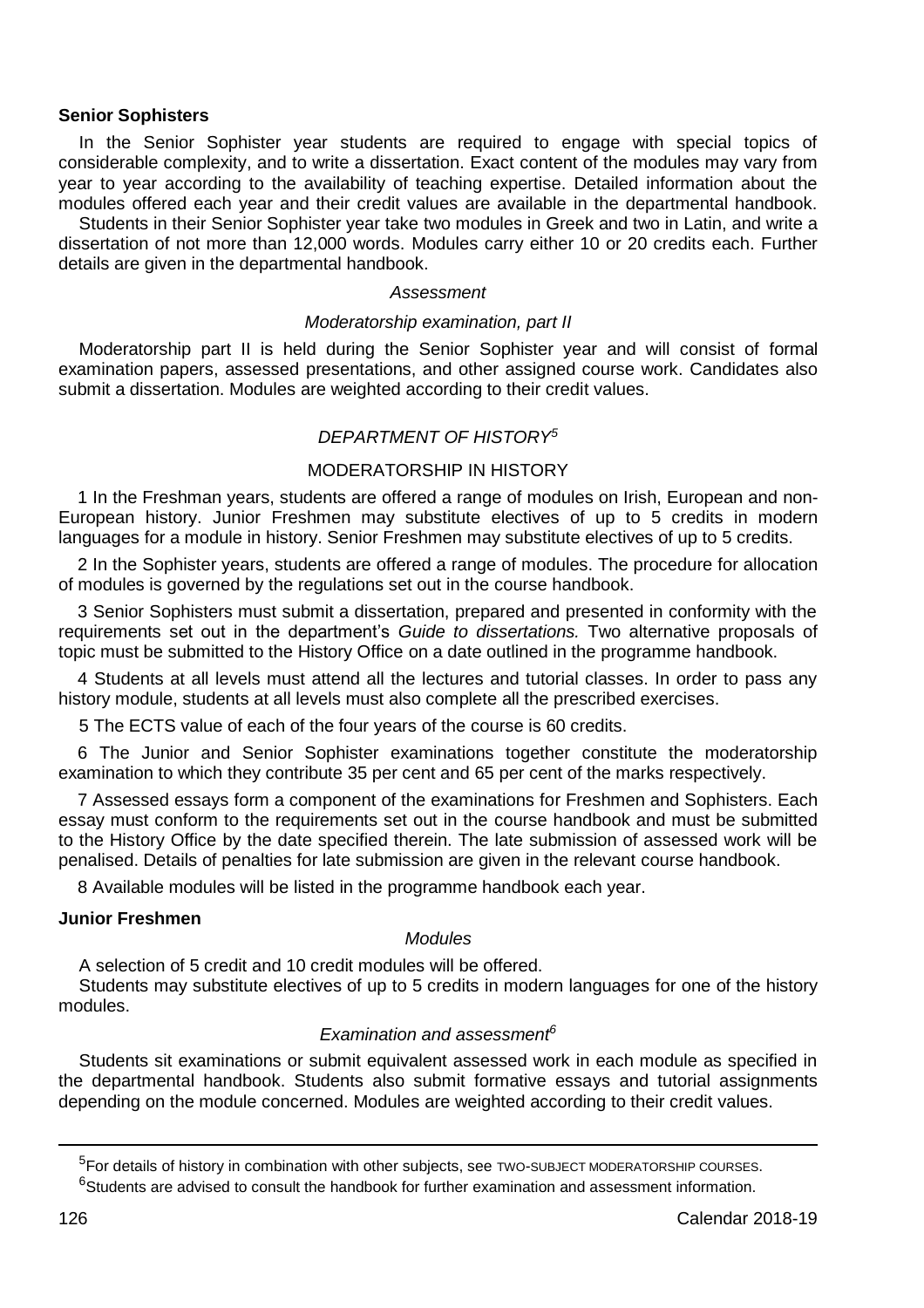**Senior Sophisters**

In the Senior Sophister year students are required to engage with special topics of considerable complexity, and to write a dissertation. Exact content of the modules may vary from year to year according to the availability of teaching expertise. Detailed information about the modules offered each year and their credit values are available in the departmental handbook.

Students in their Senior Sophister year take two modules in Greek and two in Latin, and write a dissertation of not more than 12,000 words. Modules carry either 10 or 20 credits each. Further details are given in the departmental handbook.

*Assessment*

*Moderatorship examination, part II*

Moderatorship part II is held during the Senior Sophister year and will consist of formal examination papers, assessed presentations, and other assigned course work. Candidates also submit a dissertation. Modules are weighted according to their credit values.

## *DEPARTMENT OF HISTORY*[5]

### MODERATORSHIP IN HISTORY

1 In the Freshman years, students are offered a range of modules on Irish, European and non-European history. Junior Freshmen may substitute electives of up to 5 credits in modern languages for a module in history. Senior Freshmen may substitute electives of up to 5 credits.

2 In the Sophister years, students are offered a range of modules. The procedure for allocation of modules is governed by the regulations set out in the course handbook.

3 Senior Sophisters must submit a dissertation, prepared and presented in conformity with the requirements set out in the department's *Guide to dissertations.* Two alternative proposals of topic must be submitted to the History Office on a date outlined in the programme handbook.

4 Students at all levels must attend all the lectures and tutorial classes. In order to pass any history module, students at all levels must also complete all the prescribed exercises.

5 The ECTS value of each of the four years of the course is 60 credits.

6 The Junior and Senior Sophister examinations together constitute the moderatorship examination to which they contribute 35 per cent and 65 per cent of the marks respectively.

7 Assessed essays form a component of the examinations for Freshmen and Sophisters. Each essay must conform to the requirements set out in the course handbook and must be submitted to the History Office by the date specified therein. The late submission of assessed work will be penalised. Details of penalties for late submission are given in the relevant course handbook.

8 Available modules will be listed in the programme handbook each year.

**Junior Freshmen**

*Modules*

A selection of 5 credit and 10 credit modules will be offered.

Students may substitute electives of up to 5 credits in modern languages for one of the history modules.

*Examination and assessment*[6]

Students sit examinations or submit equivalent assessed work in each module as specified in the departmental handbook. Students also submit formative essays and tutorial assignments depending on the module concerned. Modules are weighted according to their credit values.

---

[5] For details of history in combination with other subjects, see TWO-SUBJECT MODERATORSHIP COURSES.

[6] Students are advised to consult the handbook for further examination and assessment information.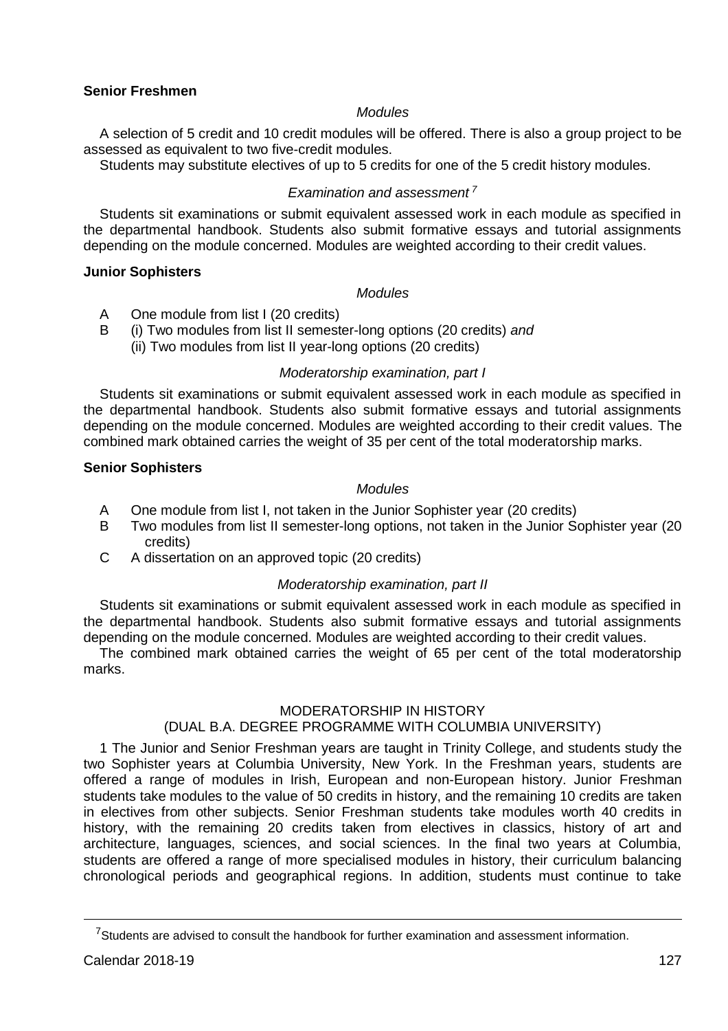**Senior Freshmen**

*Modules*

A selection of 5 credit and 10 credit modules will be offered. There is also a group project to be assessed as equivalent to two five-credit modules.

Students may substitute electives of up to 5 credits for one of the 5 credit history modules.

*Examination and assessment* [7]

Students sit examinations or submit equivalent assessed work in each module as specified in the departmental handbook. Students also submit formative essays and tutorial assignments depending on the module concerned. Modules are weighted according to their credit values.

**Junior Sophisters**

*Modules*

A One module from list I (20 credits)

B (i) Two modules from list II semester-long options (20 credits) *and*
(ii) Two modules from list II year-long options (20 credits)

*Moderatorship examination, part I*

Students sit examinations or submit equivalent assessed work in each module as specified in the departmental handbook. Students also submit formative essays and tutorial assignments depending on the module concerned. Modules are weighted according to their credit values. The combined mark obtained carries the weight of 35 per cent of the total moderatorship marks.

**Senior Sophisters**

*Modules*

A One module from list I, not taken in the Junior Sophister year (20 credits)

B Two modules from list II semester-long options, not taken in the Junior Sophister year (20 credits)

C A dissertation on an approved topic (20 credits)

*Moderatorship examination, part II*

Students sit examinations or submit equivalent assessed work in each module as specified in the departmental handbook. Students also submit formative essays and tutorial assignments depending on the module concerned. Modules are weighted according to their credit values.

The combined mark obtained carries the weight of 65 per cent of the total moderatorship marks.

## MODERATORSHIP IN HISTORY
## (DUAL B.A. DEGREE PROGRAMME WITH COLUMBIA UNIVERSITY)

1 The Junior and Senior Freshman years are taught in Trinity College, and students study the two Sophister years at Columbia University, New York. In the Freshman years, students are offered a range of modules in Irish, European and non-European history. Junior Freshman students take modules to the value of 50 credits in history, and the remaining 10 credits are taken in electives from other subjects. Senior Freshman students take modules worth 40 credits in history, with the remaining 20 credits taken from electives in classics, history of art and architecture, languages, sciences, and social sciences. In the final two years at Columbia, students are offered a range of more specialised modules in history, their curriculum balancing chronological periods and geographical regions. In addition, students must continue to take

[7] Students are advised to consult the handbook for further examination and assessment information.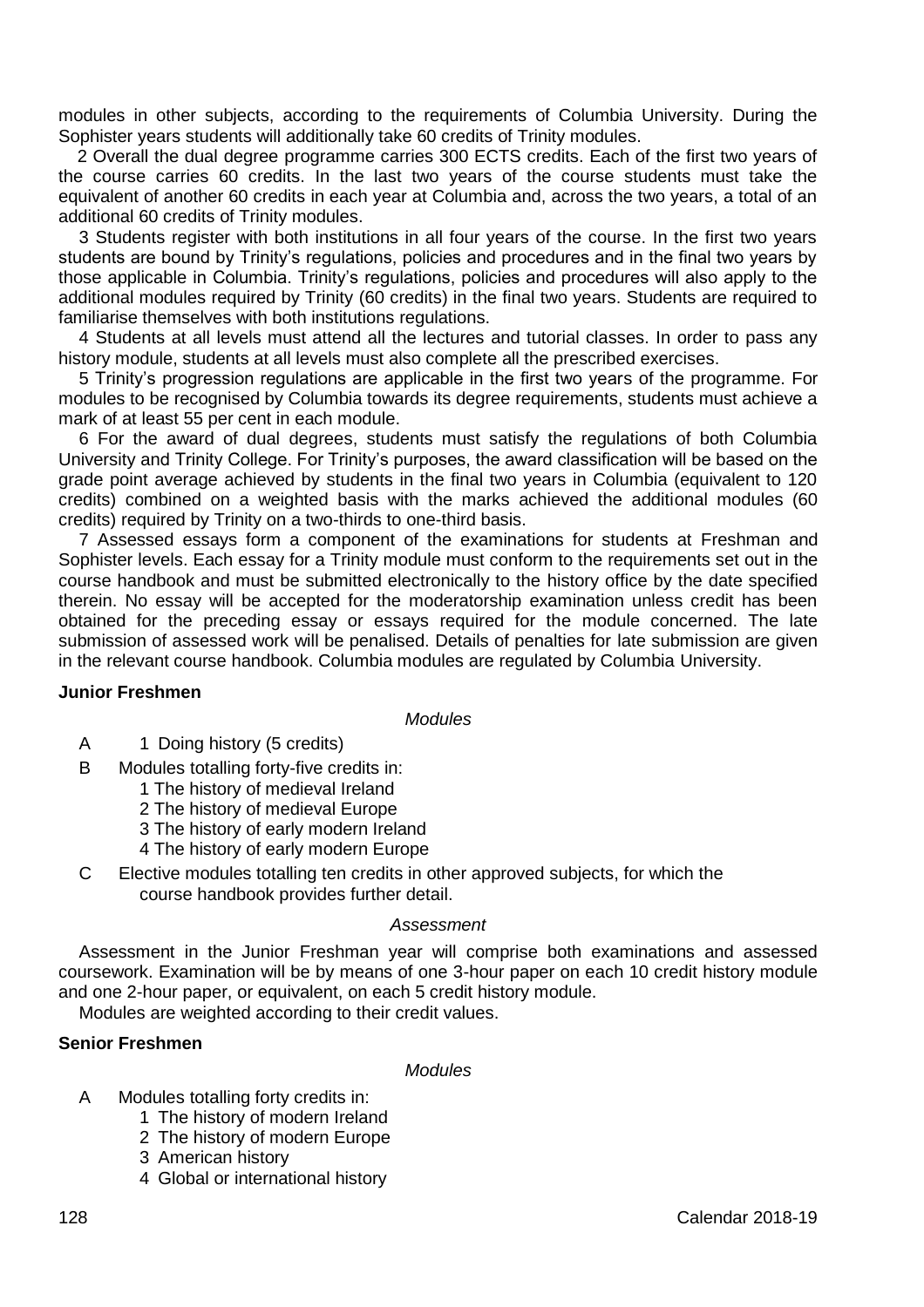modules in other subjects, according to the requirements of Columbia University. During the Sophister years students will additionally take 60 credits of Trinity modules.

2 Overall the dual degree programme carries 300 ECTS credits. Each of the first two years of the course carries 60 credits. In the last two years of the course students must take the equivalent of another 60 credits in each year at Columbia and, across the two years, a total of an additional 60 credits of Trinity modules.

3 Students register with both institutions in all four years of the course. In the first two years students are bound by Trinity's regulations, policies and procedures and in the final two years by those applicable in Columbia. Trinity's regulations, policies and procedures will also apply to the additional modules required by Trinity (60 credits) in the final two years. Students are required to familiarise themselves with both institutions regulations.

4 Students at all levels must attend all the lectures and tutorial classes. In order to pass any history module, students at all levels must also complete all the prescribed exercises.

5 Trinity's progression regulations are applicable in the first two years of the programme. For modules to be recognised by Columbia towards its degree requirements, students must achieve a mark of at least 55 per cent in each module.

6 For the award of dual degrees, students must satisfy the regulations of both Columbia University and Trinity College. For Trinity's purposes, the award classification will be based on the grade point average achieved by students in the final two years in Columbia (equivalent to 120 credits) combined on a weighted basis with the marks achieved the additional modules (60 credits) required by Trinity on a two-thirds to one-third basis.

7 Assessed essays form a component of the examinations for students at Freshman and Sophister levels. Each essay for a Trinity module must conform to the requirements set out in the course handbook and must be submitted electronically to the history office by the date specified therein. No essay will be accepted for the moderatorship examination unless credit has been obtained for the preceding essay or essays required for the module concerned. The late submission of assessed work will be penalised. Details of penalties for late submission are given in the relevant course handbook. Columbia modules are regulated by Columbia University.

**Junior Freshmen**

*Modules*

- A 1 Doing history (5 credits)
- B Modules totalling forty-five credits in:
  - 1 The history of medieval Ireland
  - 2 The history of medieval Europe
  - 3 The history of early modern Ireland
  - 4 The history of early modern Europe
- C Elective modules totalling ten credits in other approved subjects, for which the course handbook provides further detail.

*Assessment*

Assessment in the Junior Freshman year will comprise both examinations and assessed coursework. Examination will be by means of one 3-hour paper on each 10 credit history module and one 2-hour paper, or equivalent, on each 5 credit history module.

Modules are weighted according to their credit values.

**Senior Freshmen**

*Modules*

- A Modules totalling forty credits in:
  - 1 The history of modern Ireland
  - 2 The history of modern Europe
  - 3 American history
  - 4 Global or international history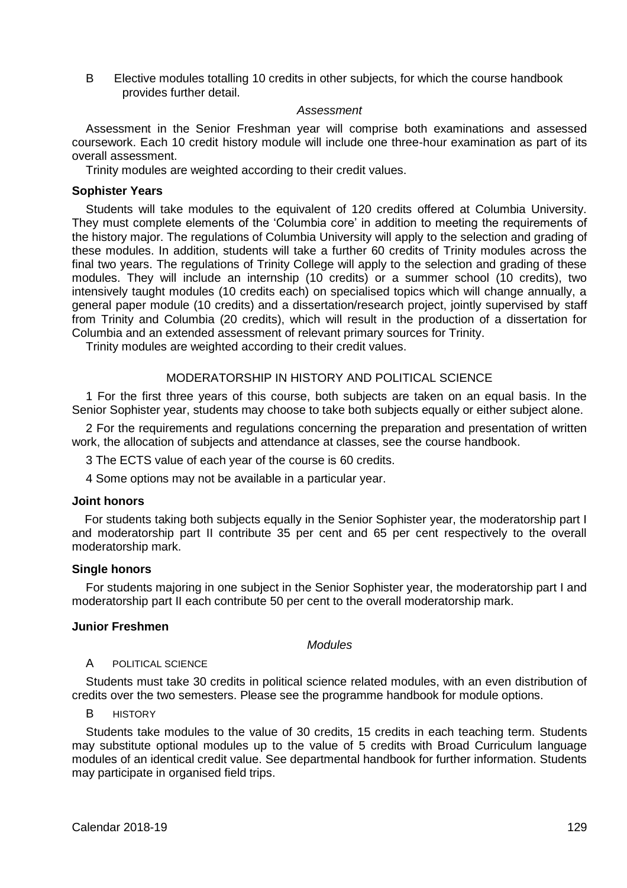B Elective modules totalling 10 credits in other subjects, for which the course handbook provides further detail.

*Assessment*

Assessment in the Senior Freshman year will comprise both examinations and assessed coursework. Each 10 credit history module will include one three-hour examination as part of its overall assessment.

Trinity modules are weighted according to their credit values.

**Sophister Years**

Students will take modules to the equivalent of 120 credits offered at Columbia University. They must complete elements of the 'Columbia core' in addition to meeting the requirements of the history major. The regulations of Columbia University will apply to the selection and grading of these modules. In addition, students will take a further 60 credits of Trinity modules across the final two years. The regulations of Trinity College will apply to the selection and grading of these modules. They will include an internship (10 credits) or a summer school (10 credits), two intensively taught modules (10 credits each) on specialised topics which will change annually, a general paper module (10 credits) and a dissertation/research project, jointly supervised by staff from Trinity and Columbia (20 credits), which will result in the production of a dissertation for Columbia and an extended assessment of relevant primary sources for Trinity.

Trinity modules are weighted according to their credit values.

## MODERATORSHIP IN HISTORY AND POLITICAL SCIENCE

1 For the first three years of this course, both subjects are taken on an equal basis. In the Senior Sophister year, students may choose to take both subjects equally or either subject alone.

2 For the requirements and regulations concerning the preparation and presentation of written work, the allocation of subjects and attendance at classes, see the course handbook.

3 The ECTS value of each year of the course is 60 credits.

4 Some options may not be available in a particular year.

**Joint honors**

For students taking both subjects equally in the Senior Sophister year, the moderatorship part I and moderatorship part II contribute 35 per cent and 65 per cent respectively to the overall moderatorship mark.

**Single honors**

For students majoring in one subject in the Senior Sophister year, the moderatorship part I and moderatorship part II each contribute 50 per cent to the overall moderatorship mark.

**Junior Freshmen**

*Modules*

A POLITICAL SCIENCE

Students must take 30 credits in political science related modules, with an even distribution of credits over the two semesters. Please see the programme handbook for module options.

B HISTORY

Students take modules to the value of 30 credits, 15 credits in each teaching term. Students may substitute optional modules up to the value of 5 credits with Broad Curriculum language modules of an identical credit value. See departmental handbook for further information. Students may participate in organised field trips.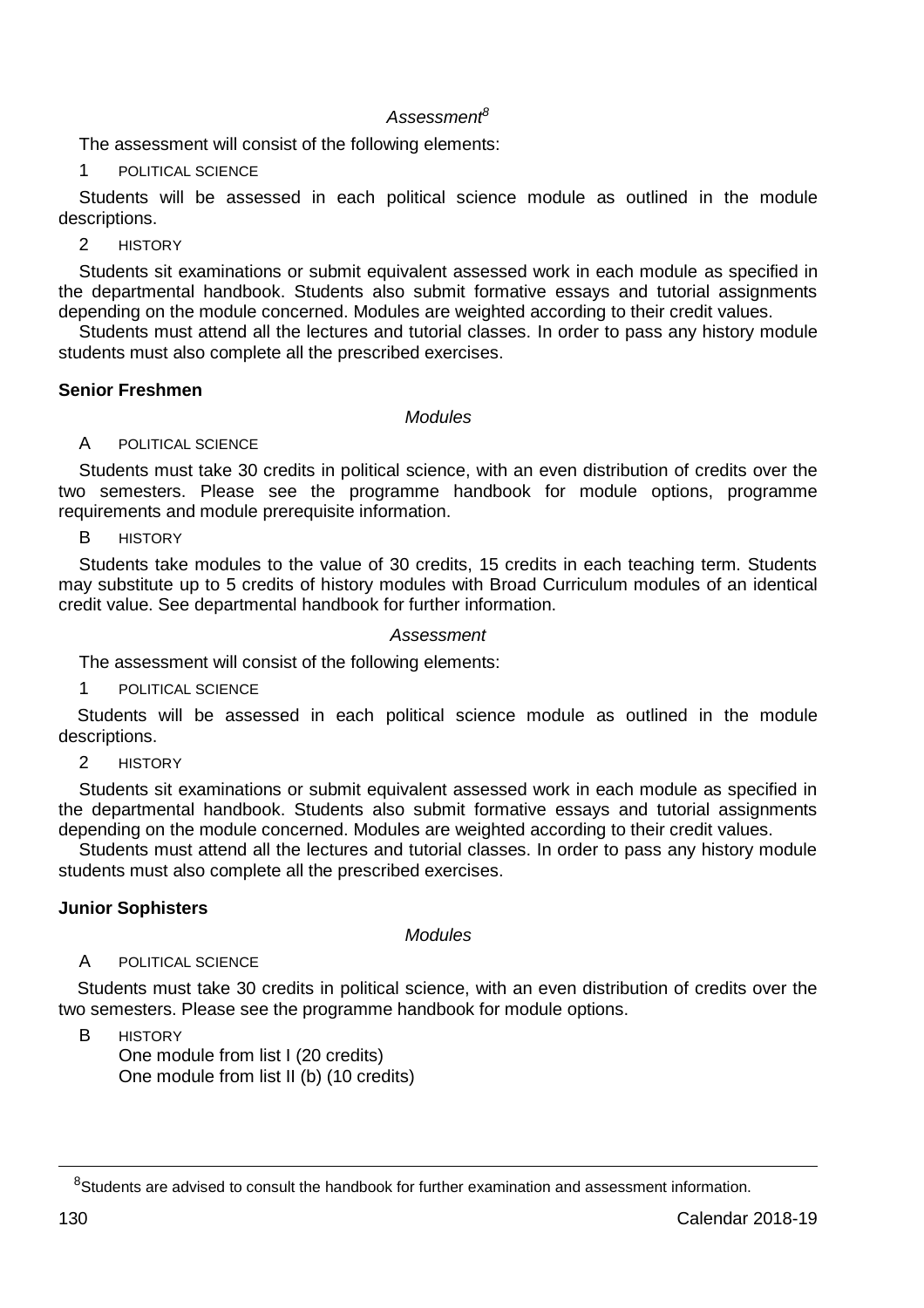*Assessment*[8]

The assessment will consist of the following elements:

1 POLITICAL SCIENCE

Students will be assessed in each political science module as outlined in the module descriptions.

2 HISTORY

Students sit examinations or submit equivalent assessed work in each module as specified in the departmental handbook. Students also submit formative essays and tutorial assignments depending on the module concerned. Modules are weighted according to their credit values.

Students must attend all the lectures and tutorial classes. In order to pass any history module students must also complete all the prescribed exercises.

**Senior Freshmen**

*Modules*

A POLITICAL SCIENCE

Students must take 30 credits in political science, with an even distribution of credits over the two semesters. Please see the programme handbook for module options, programme requirements and module prerequisite information.

B HISTORY

Students take modules to the value of 30 credits, 15 credits in each teaching term. Students may substitute up to 5 credits of history modules with Broad Curriculum modules of an identical credit value. See departmental handbook for further information.

*Assessment*

The assessment will consist of the following elements:

1 POLITICAL SCIENCE

Students will be assessed in each political science module as outlined in the module descriptions.

2 HISTORY

Students sit examinations or submit equivalent assessed work in each module as specified in the departmental handbook. Students also submit formative essays and tutorial assignments depending on the module concerned. Modules are weighted according to their credit values.

Students must attend all the lectures and tutorial classes. In order to pass any history module students must also complete all the prescribed exercises.

**Junior Sophisters**

*Modules*

A POLITICAL SCIENCE

Students must take 30 credits in political science, with an even distribution of credits over the two semesters. Please see the programme handbook for module options.

B HISTORY

One module from list I (20 credits)
One module from list II (b) (10 credits)

[8]Students are advised to consult the handbook for further examination and assessment information.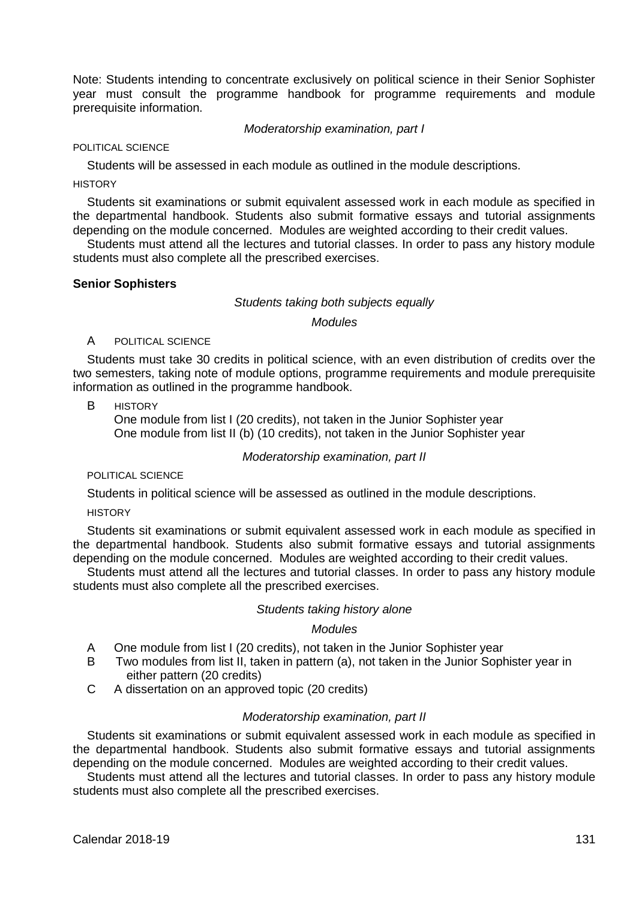Note: Students intending to concentrate exclusively on political science in their Senior Sophister year must consult the programme handbook for programme requirements and module prerequisite information.

*Moderatorship examination, part I*

POLITICAL SCIENCE

Students will be assessed in each module as outlined in the module descriptions.

HISTORY

Students sit examinations or submit equivalent assessed work in each module as specified in the departmental handbook. Students also submit formative essays and tutorial assignments depending on the module concerned. Modules are weighted according to their credit values.

Students must attend all the lectures and tutorial classes. In order to pass any history module students must also complete all the prescribed exercises.

**Senior Sophisters**

*Students taking both subjects equally*

*Modules*

A POLITICAL SCIENCE

Students must take 30 credits in political science, with an even distribution of credits over the two semesters, taking note of module options, programme requirements and module prerequisite information as outlined in the programme handbook.

B HISTORY

One module from list I (20 credits), not taken in the Junior Sophister year
One module from list II (b) (10 credits), not taken in the Junior Sophister year

*Moderatorship examination, part II*

POLITICAL SCIENCE

Students in political science will be assessed as outlined in the module descriptions.

HISTORY

Students sit examinations or submit equivalent assessed work in each module as specified in the departmental handbook. Students also submit formative essays and tutorial assignments depending on the module concerned. Modules are weighted according to their credit values.

Students must attend all the lectures and tutorial classes. In order to pass any history module students must also complete all the prescribed exercises.

*Students taking history alone*

*Modules*

A One module from list I (20 credits), not taken in the Junior Sophister year
B Two modules from list II, taken in pattern (a), not taken in the Junior Sophister year in either pattern (20 credits)
C A dissertation on an approved topic (20 credits)

*Moderatorship examination, part II*

Students sit examinations or submit equivalent assessed work in each module as specified in the departmental handbook. Students also submit formative essays and tutorial assignments depending on the module concerned. Modules are weighted according to their credit values.

Students must attend all the lectures and tutorial classes. In order to pass any history module students must also complete all the prescribed exercises.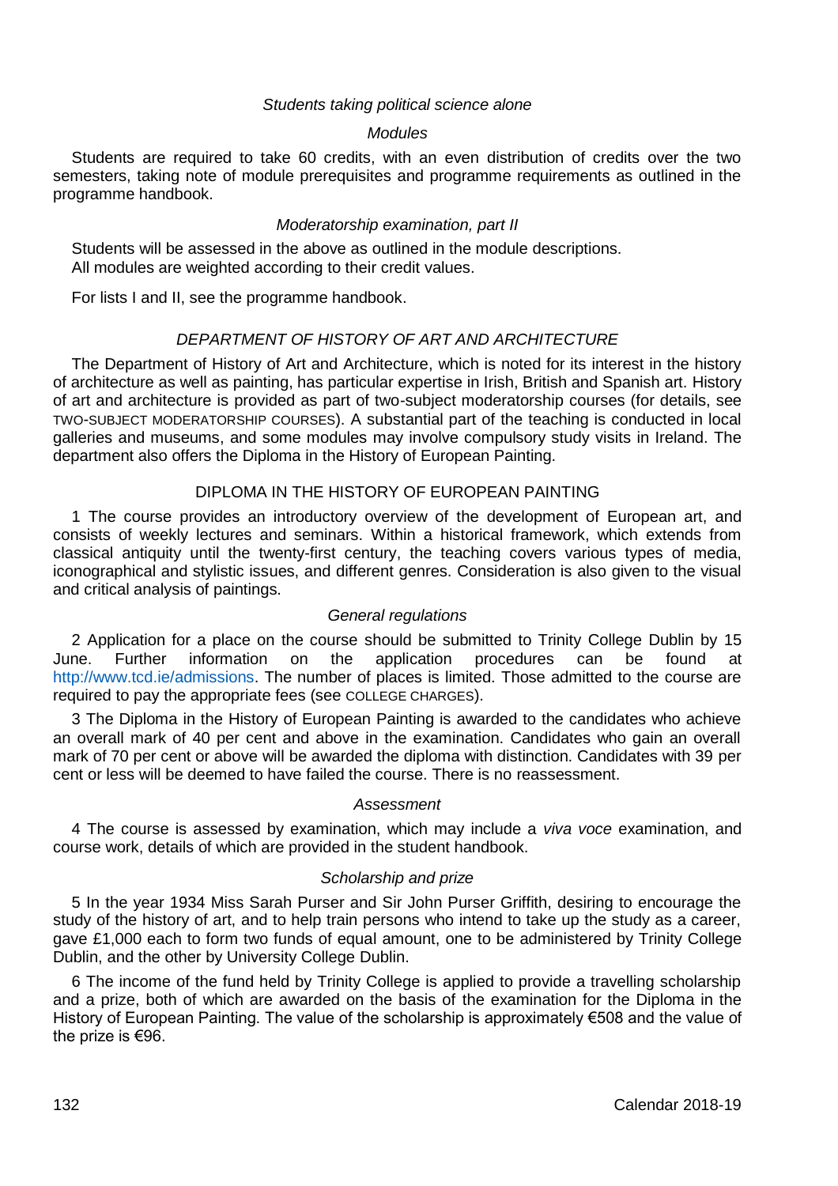*Students taking political science alone*

*Modules*

Students are required to take 60 credits, with an even distribution of credits over the two semesters, taking note of module prerequisites and programme requirements as outlined in the programme handbook.

*Moderatorship examination, part II*

Students will be assessed in the above as outlined in the module descriptions.
All modules are weighted according to their credit values.

For lists I and II, see the programme handbook.

## *DEPARTMENT OF HISTORY OF ART AND ARCHITECTURE*

The Department of History of Art and Architecture, which is noted for its interest in the history of architecture as well as painting, has particular expertise in Irish, British and Spanish art. History of art and architecture is provided as part of two-subject moderatorship courses (for details, see TWO-SUBJECT MODERATORSHIP COURSES). A substantial part of the teaching is conducted in local galleries and museums, and some modules may involve compulsory study visits in Ireland. The department also offers the Diploma in the History of European Painting.

### DIPLOMA IN THE HISTORY OF EUROPEAN PAINTING

1 The course provides an introductory overview of the development of European art, and consists of weekly lectures and seminars. Within a historical framework, which extends from classical antiquity until the twenty-first century, the teaching covers various types of media, iconographical and stylistic issues, and different genres. Consideration is also given to the visual and critical analysis of paintings.

*General regulations*

2 Application for a place on the course should be submitted to Trinity College Dublin by 15 June. Further information on the application procedures can be found at http://www.tcd.ie/admissions. The number of places is limited. Those admitted to the course are required to pay the appropriate fees (see COLLEGE CHARGES).

3 The Diploma in the History of European Painting is awarded to the candidates who achieve an overall mark of 40 per cent and above in the examination. Candidates who gain an overall mark of 70 per cent or above will be awarded the diploma with distinction. Candidates with 39 per cent or less will be deemed to have failed the course. There is no reassessment.

*Assessment*

4 The course is assessed by examination, which may include a *viva voce* examination, and course work, details of which are provided in the student handbook.

*Scholarship and prize*

5 In the year 1934 Miss Sarah Purser and Sir John Purser Griffith, desiring to encourage the study of the history of art, and to help train persons who intend to take up the study as a career, gave £1,000 each to form two funds of equal amount, one to be administered by Trinity College Dublin, and the other by University College Dublin.

6 The income of the fund held by Trinity College is applied to provide a travelling scholarship and a prize, both of which are awarded on the basis of the examination for the Diploma in the History of European Painting. The value of the scholarship is approximately €508 and the value of the prize is €96.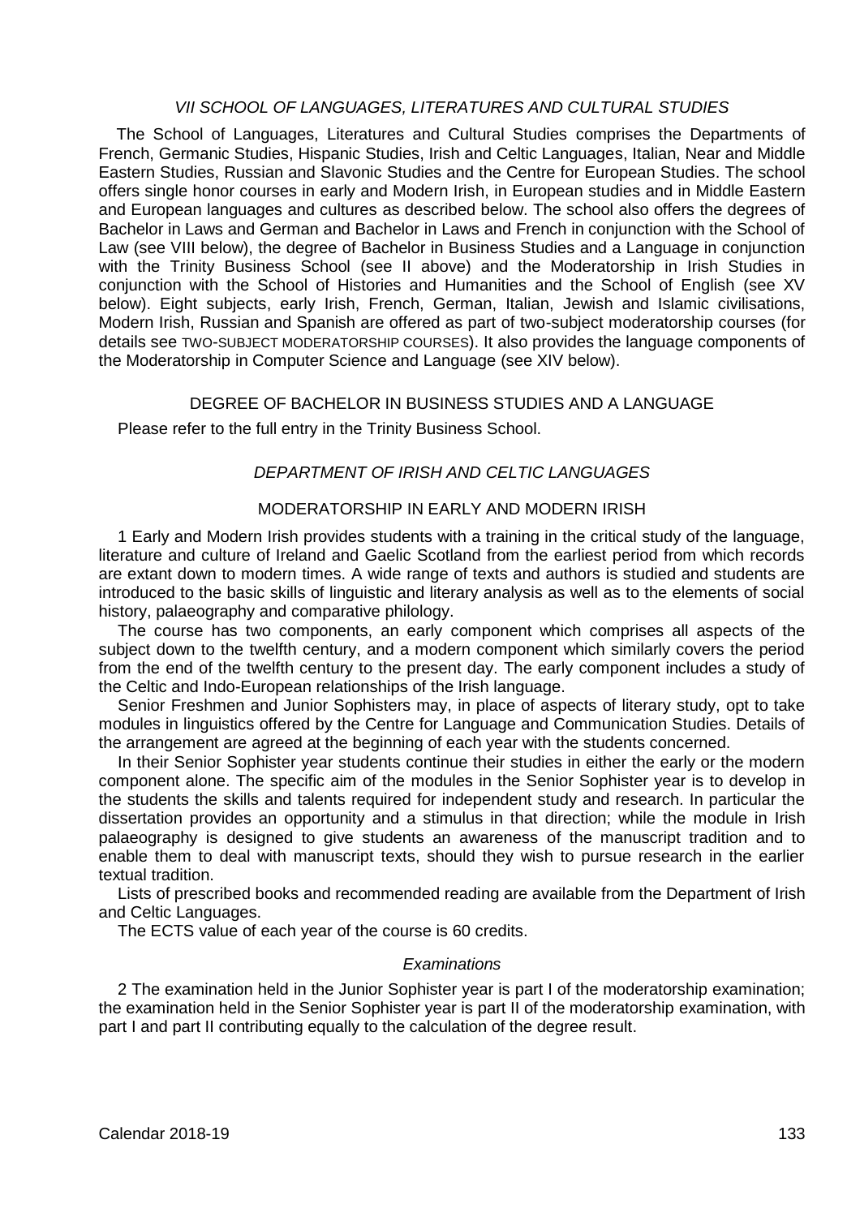## *VII SCHOOL OF LANGUAGES, LITERATURES AND CULTURAL STUDIES*

The School of Languages, Literatures and Cultural Studies comprises the Departments of French, Germanic Studies, Hispanic Studies, Irish and Celtic Languages, Italian, Near and Middle Eastern Studies, Russian and Slavonic Studies and the Centre for European Studies. The school offers single honor courses in early and Modern Irish, in European studies and in Middle Eastern and European languages and cultures as described below. The school also offers the degrees of Bachelor in Laws and German and Bachelor in Laws and French in conjunction with the School of Law (see VIII below), the degree of Bachelor in Business Studies and a Language in conjunction with the Trinity Business School (see II above) and the Moderatorship in Irish Studies in conjunction with the School of Histories and Humanities and the School of English (see XV below). Eight subjects, early Irish, French, German, Italian, Jewish and Islamic civilisations, Modern Irish, Russian and Spanish are offered as part of two-subject moderatorship courses (for details see TWO-SUBJECT MODERATORSHIP COURSES). It also provides the language components of the Moderatorship in Computer Science and Language (see XIV below).

### DEGREE OF BACHELOR IN BUSINESS STUDIES AND A LANGUAGE

Please refer to the full entry in the Trinity Business School.

## *DEPARTMENT OF IRISH AND CELTIC LANGUAGES*

### MODERATORSHIP IN EARLY AND MODERN IRISH

1 Early and Modern Irish provides students with a training in the critical study of the language, literature and culture of Ireland and Gaelic Scotland from the earliest period from which records are extant down to modern times. A wide range of texts and authors is studied and students are introduced to the basic skills of linguistic and literary analysis as well as to the elements of social history, palaeography and comparative philology.

The course has two components, an early component which comprises all aspects of the subject down to the twelfth century, and a modern component which similarly covers the period from the end of the twelfth century to the present day. The early component includes a study of the Celtic and Indo-European relationships of the Irish language.

Senior Freshmen and Junior Sophisters may, in place of aspects of literary study, opt to take modules in linguistics offered by the Centre for Language and Communication Studies. Details of the arrangement are agreed at the beginning of each year with the students concerned.

In their Senior Sophister year students continue their studies in either the early or the modern component alone. The specific aim of the modules in the Senior Sophister year is to develop in the students the skills and talents required for independent study and research. In particular the dissertation provides an opportunity and a stimulus in that direction; while the module in Irish palaeography is designed to give students an awareness of the manuscript tradition and to enable them to deal with manuscript texts, should they wish to pursue research in the earlier textual tradition.

Lists of prescribed books and recommended reading are available from the Department of Irish and Celtic Languages.

The ECTS value of each year of the course is 60 credits.

#### *Examinations*

2 The examination held in the Junior Sophister year is part I of the moderatorship examination; the examination held in the Senior Sophister year is part II of the moderatorship examination, with part I and part II contributing equally to the calculation of the degree result.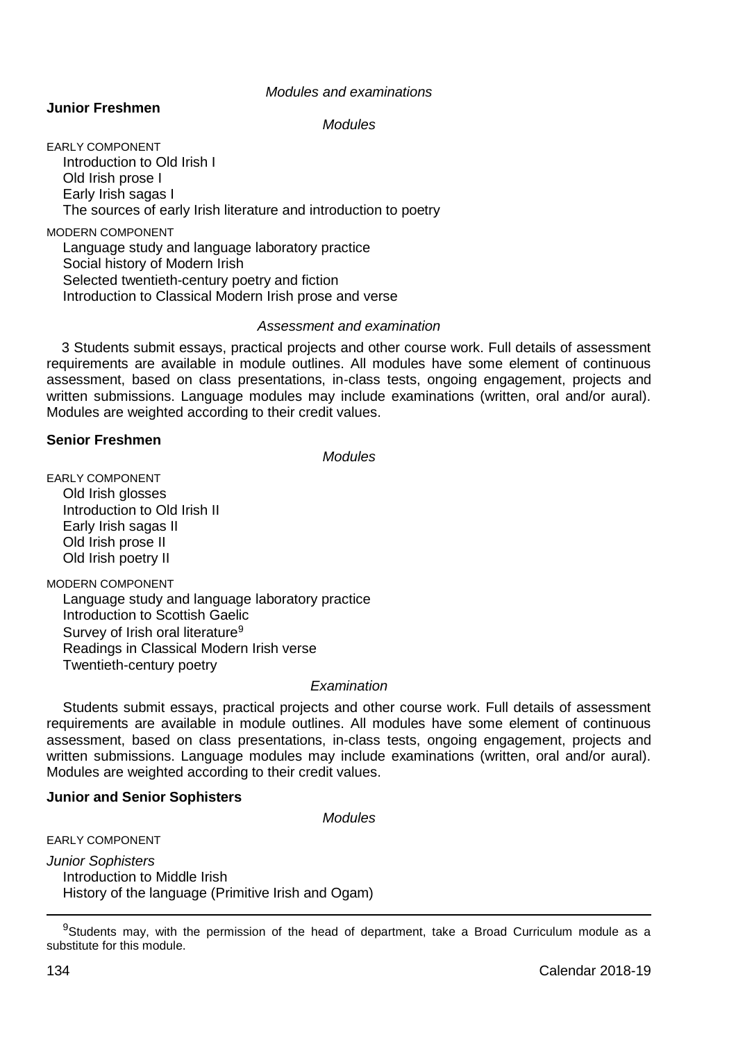*Modules and examinations*

**Junior Freshmen**

*Modules*

EARLY COMPONENT

- Introduction to Old Irish I
- Old Irish prose I
- Early Irish sagas I
- The sources of early Irish literature and introduction to poetry

MODERN COMPONENT

- Language study and language laboratory practice
- Social history of Modern Irish
- Selected twentieth-century poetry and fiction
- Introduction to Classical Modern Irish prose and verse

*Assessment and examination*

3 Students submit essays, practical projects and other course work. Full details of assessment requirements are available in module outlines. All modules have some element of continuous assessment, based on class presentations, in-class tests, ongoing engagement, projects and written submissions. Language modules may include examinations (written, oral and/or aural). Modules are weighted according to their credit values.

**Senior Freshmen**

*Modules*

EARLY COMPONENT

- Old Irish glosses
- Introduction to Old Irish II
- Early Irish sagas II
- Old Irish prose II
- Old Irish poetry II

MODERN COMPONENT

- Language study and language laboratory practice
- Introduction to Scottish Gaelic
- Survey of Irish oral literature[9]
- Readings in Classical Modern Irish verse
- Twentieth-century poetry

*Examination*

Students submit essays, practical projects and other course work. Full details of assessment requirements are available in module outlines. All modules have some element of continuous assessment, based on class presentations, in-class tests, ongoing engagement, projects and written submissions. Language modules may include examinations (written, oral and/or aural). Modules are weighted according to their credit values.

**Junior and Senior Sophisters**

*Modules*

EARLY COMPONENT

*Junior Sophisters*

- Introduction to Middle Irish
- History of the language (Primitive Irish and Ogam)

---

[9] Students may, with the permission of the head of department, take a Broad Curriculum module as a substitute for this module.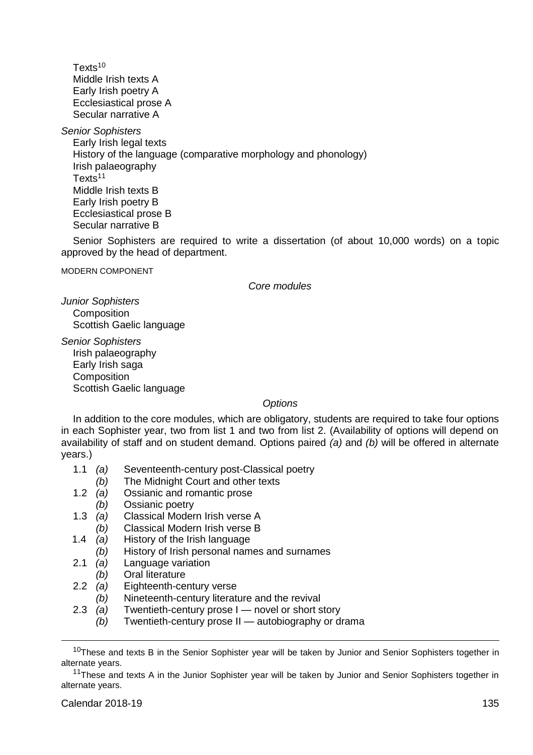Texts[10]
Middle Irish texts A
Early Irish poetry A
Ecclesiastical prose A
Secular narrative A

*Senior Sophisters*

Early Irish legal texts
History of the language (comparative morphology and phonology)
Irish palaeography
Texts[11]
Middle Irish texts B
Early Irish poetry B
Ecclesiastical prose B
Secular narrative B

Senior Sophisters are required to write a dissertation (of about 10,000 words) on a topic approved by the head of department.

MODERN COMPONENT

*Core modules*

*Junior Sophisters*

Composition
Scottish Gaelic language

*Senior Sophisters*

Irish palaeography
Early Irish saga
Composition
Scottish Gaelic language

*Options*

In addition to the core modules, which are obligatory, students are required to take four options in each Sophister year, two from list 1 and two from list 2. (Availability of options will depend on availability of staff and on student demand. Options paired *(a)* and *(b)* will be offered in alternate years.)

- 1.1 *(a)* Seventeenth-century post-Classical poetry
  - *(b)* The Midnight Court and other texts
- 1.2 *(a)* Ossianic and romantic prose
  - *(b)* Ossianic poetry
- 1.3 *(a)* Classical Modern Irish verse A
  - *(b)* Classical Modern Irish verse B
- 1.4 *(a)* History of the Irish language
  - *(b)* History of Irish personal names and surnames
- 2.1 *(a)* Language variation
  - *(b)* Oral literature
- 2.2 *(a)* Eighteenth-century verse
  - *(b)* Nineteenth-century literature and the revival
- 2.3 *(a)* Twentieth-century prose I — novel or short story
  - *(b)* Twentieth-century prose II — autobiography or drama

---

[10] These and texts B in the Senior Sophister year will be taken by Junior and Senior Sophisters together in alternate years.

[11] These and texts A in the Junior Sophister year will be taken by Junior and Senior Sophisters together in alternate years.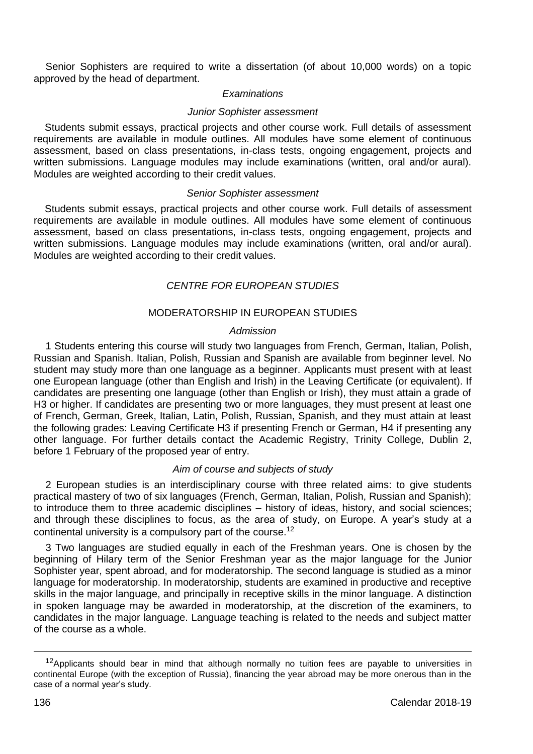Senior Sophisters are required to write a dissertation (of about 10,000 words) on a topic approved by the head of department.

*Examinations*

*Junior Sophister assessment*

Students submit essays, practical projects and other course work. Full details of assessment requirements are available in module outlines. All modules have some element of continuous assessment, based on class presentations, in-class tests, ongoing engagement, projects and written submissions. Language modules may include examinations (written, oral and/or aural). Modules are weighted according to their credit values.

*Senior Sophister assessment*

Students submit essays, practical projects and other course work. Full details of assessment requirements are available in module outlines. All modules have some element of continuous assessment, based on class presentations, in-class tests, ongoing engagement, projects and written submissions. Language modules may include examinations (written, oral and/or aural). Modules are weighted according to their credit values.

## *CENTRE FOR EUROPEAN STUDIES*

### MODERATORSHIP IN EUROPEAN STUDIES

*Admission*

1 Students entering this course will study two languages from French, German, Italian, Polish, Russian and Spanish. Italian, Polish, Russian and Spanish are available from beginner level. No student may study more than one language as a beginner. Applicants must present with at least one European language (other than English and Irish) in the Leaving Certificate (or equivalent). If candidates are presenting one language (other than English or Irish), they must attain a grade of H3 or higher. If candidates are presenting two or more languages, they must present at least one of French, German, Greek, Italian, Latin, Polish, Russian, Spanish, and they must attain at least the following grades: Leaving Certificate H3 if presenting French or German, H4 if presenting any other language. For further details contact the Academic Registry, Trinity College, Dublin 2, before 1 February of the proposed year of entry.

*Aim of course and subjects of study*

2 European studies is an interdisciplinary course with three related aims: to give students practical mastery of two of six languages (French, German, Italian, Polish, Russian and Spanish); to introduce them to three academic disciplines – history of ideas, history, and social sciences; and through these disciplines to focus, as the area of study, on Europe. A year's study at a continental university is a compulsory part of the course.[12]

3 Two languages are studied equally in each of the Freshman years. One is chosen by the beginning of Hilary term of the Senior Freshman year as the major language for the Junior Sophister year, spent abroad, and for moderatorship. The second language is studied as a minor language for moderatorship. In moderatorship, students are examined in productive and receptive skills in the major language, and principally in receptive skills in the minor language. A distinction in spoken language may be awarded in moderatorship, at the discretion of the examiners, to candidates in the major language. Language teaching is related to the needs and subject matter of the course as a whole.

---

[12] Applicants should bear in mind that although normally no tuition fees are payable to universities in continental Europe (with the exception of Russia), financing the year abroad may be more onerous than in the case of a normal year's study.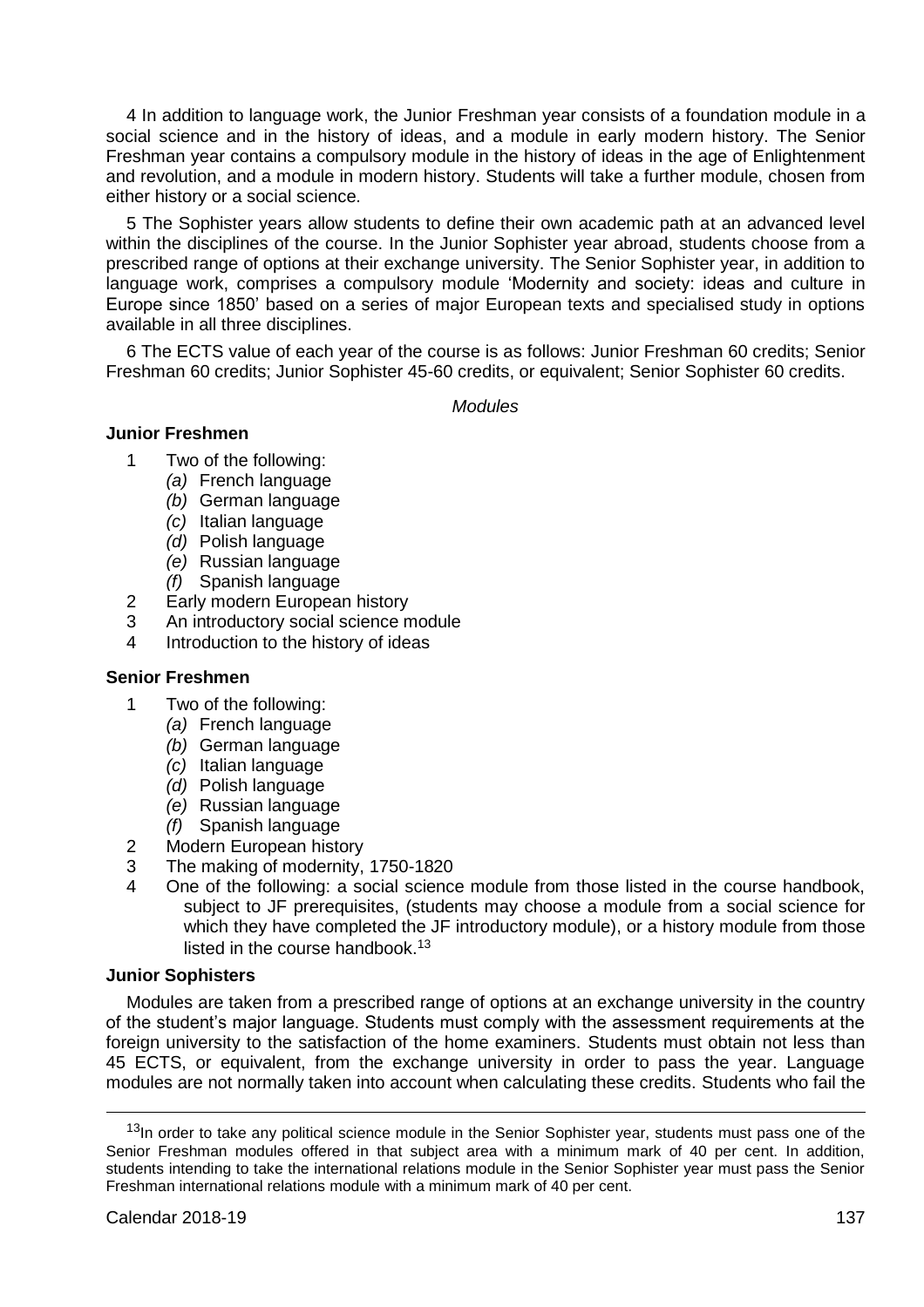4 In addition to language work, the Junior Freshman year consists of a foundation module in a social science and in the history of ideas, and a module in early modern history. The Senior Freshman year contains a compulsory module in the history of ideas in the age of Enlightenment and revolution, and a module in modern history. Students will take a further module, chosen from either history or a social science.

5 The Sophister years allow students to define their own academic path at an advanced level within the disciplines of the course. In the Junior Sophister year abroad, students choose from a prescribed range of options at their exchange university. The Senior Sophister year, in addition to language work, comprises a compulsory module 'Modernity and society: ideas and culture in Europe since 1850' based on a series of major European texts and specialised study in options available in all three disciplines.

6 The ECTS value of each year of the course is as follows: Junior Freshman 60 credits; Senior Freshman 60 credits; Junior Sophister 45-60 credits, or equivalent; Senior Sophister 60 credits.

*Modules*

**Junior Freshmen**

1 Two of the following:
   *(a)* French language
   *(b)* German language
   *(c)* Italian language
   *(d)* Polish language
   *(e)* Russian language
   *(f)* Spanish language
2 Early modern European history
3 An introductory social science module
4 Introduction to the history of ideas

**Senior Freshmen**

1 Two of the following:
   *(a)* French language
   *(b)* German language
   *(c)* Italian language
   *(d)* Polish language
   *(e)* Russian language
   *(f)* Spanish language
2 Modern European history
3 The making of modernity, 1750-1820
4 One of the following: a social science module from those listed in the course handbook, subject to JF prerequisites, (students may choose a module from a social science for which they have completed the JF introductory module), or a history module from those listed in the course handbook.[13]

**Junior Sophisters**

Modules are taken from a prescribed range of options at an exchange university in the country of the student's major language. Students must comply with the assessment requirements at the foreign university to the satisfaction of the home examiners. Students must obtain not less than 45 ECTS, or equivalent, from the exchange university in order to pass the year. Language modules are not normally taken into account when calculating these credits. Students who fail the

---

[13] In order to take any political science module in the Senior Sophister year, students must pass one of the Senior Freshman modules offered in that subject area with a minimum mark of 40 per cent. In addition, students intending to take the international relations module in the Senior Sophister year must pass the Senior Freshman international relations module with a minimum mark of 40 per cent.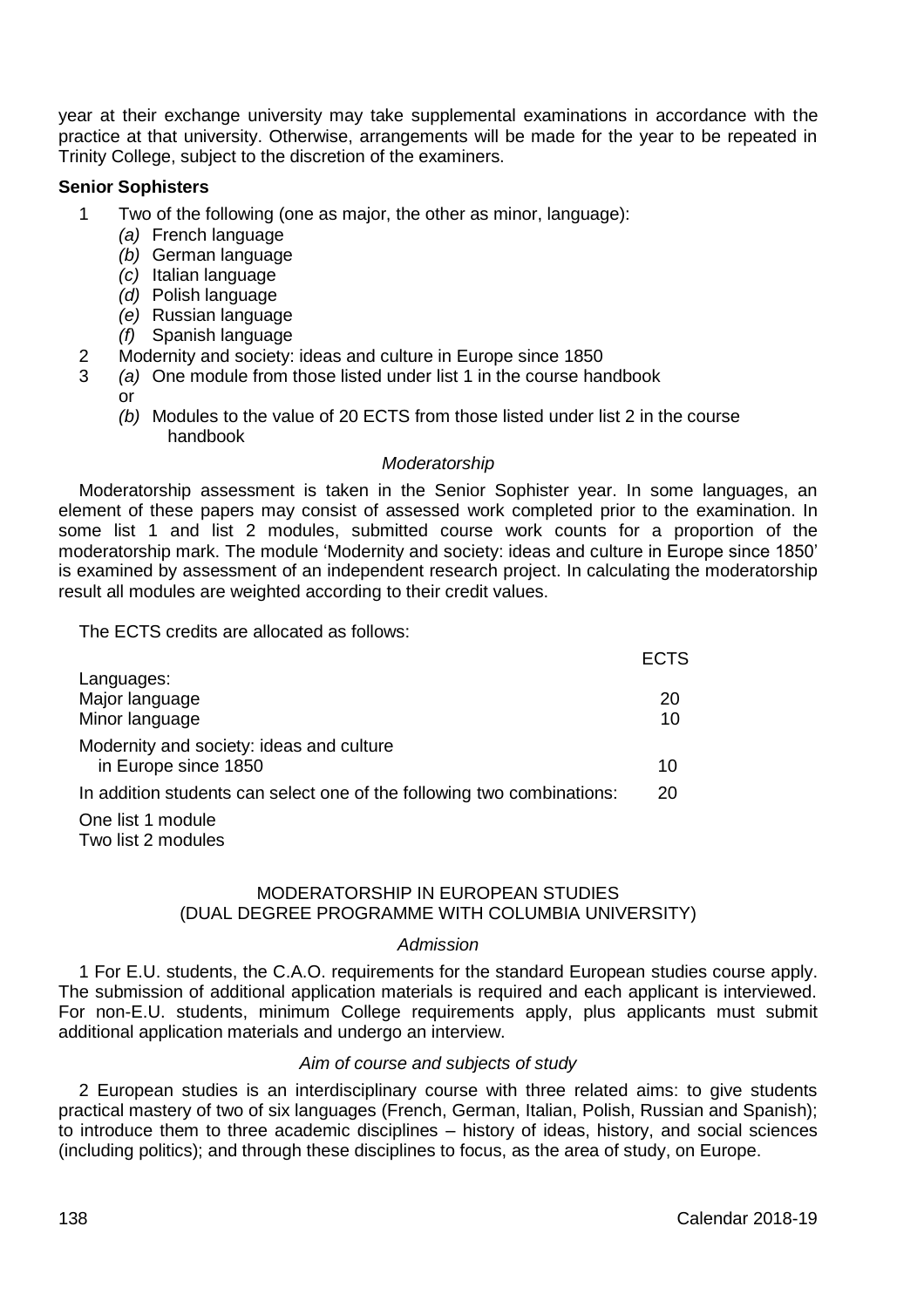year at their exchange university may take supplemental examinations in accordance with the practice at that university. Otherwise, arrangements will be made for the year to be repeated in Trinity College, subject to the discretion of the examiners.

**Senior Sophisters**

1 Two of the following (one as major, the other as minor, language):
   *(a)* French language
   *(b)* German language
   *(c)* Italian language
   *(d)* Polish language
   *(e)* Russian language
   *(f)* Spanish language
2 Modernity and society: ideas and culture in Europe since 1850
3 *(a)* One module from those listed under list 1 in the course handbook
   or
   *(b)* Modules to the value of 20 ECTS from those listed under list 2 in the course handbook

*Moderatorship*

Moderatorship assessment is taken in the Senior Sophister year. In some languages, an element of these papers may consist of assessed work completed prior to the examination. In some list 1 and list 2 modules, submitted course work counts for a proportion of the moderatorship mark. The module 'Modernity and society: ideas and culture in Europe since 1850' is examined by assessment of an independent research project. In calculating the moderatorship result all modules are weighted according to their credit values.

The ECTS credits are allocated as follows:

| | ECTS |
|---|---|
| Languages: | |
| Major language | 20 |
| Minor language | 10 |
| Modernity and society: ideas and culture in Europe since 1850 | 10 |
| In addition students can select one of the following two combinations: | 20 |
| One list 1 module | |
| Two list 2 modules | |

## MODERATORSHIP IN EUROPEAN STUDIES (DUAL DEGREE PROGRAMME WITH COLUMBIA UNIVERSITY)

*Admission*

1 For E.U. students, the C.A.O. requirements for the standard European studies course apply. The submission of additional application materials is required and each applicant is interviewed. For non-E.U. students, minimum College requirements apply, plus applicants must submit additional application materials and undergo an interview.

*Aim of course and subjects of study*

2 European studies is an interdisciplinary course with three related aims: to give students practical mastery of two of six languages (French, German, Italian, Polish, Russian and Spanish); to introduce them to three academic disciplines – history of ideas, history, and social sciences (including politics); and through these disciplines to focus, as the area of study, on Europe.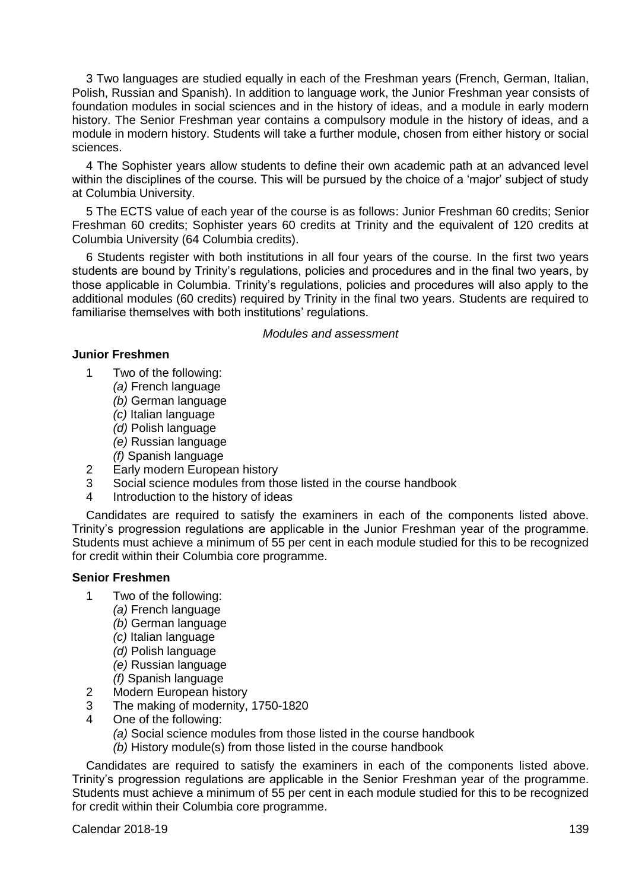3 Two languages are studied equally in each of the Freshman years (French, German, Italian, Polish, Russian and Spanish). In addition to language work, the Junior Freshman year consists of foundation modules in social sciences and in the history of ideas, and a module in early modern history. The Senior Freshman year contains a compulsory module in the history of ideas, and a module in modern history. Students will take a further module, chosen from either history or social sciences.

4 The Sophister years allow students to define their own academic path at an advanced level within the disciplines of the course. This will be pursued by the choice of a 'major' subject of study at Columbia University.

5 The ECTS value of each year of the course is as follows: Junior Freshman 60 credits; Senior Freshman 60 credits; Sophister years 60 credits at Trinity and the equivalent of 120 credits at Columbia University (64 Columbia credits).

6 Students register with both institutions in all four years of the course. In the first two years students are bound by Trinity's regulations, policies and procedures and in the final two years, by those applicable in Columbia. Trinity's regulations, policies and procedures will also apply to the additional modules (60 credits) required by Trinity in the final two years. Students are required to familiarise themselves with both institutions' regulations.

*Modules and assessment*

**Junior Freshmen**

1 Two of the following:
  *(a)* French language
  *(b)* German language
  *(c)* Italian language
  *(d)* Polish language
  *(e)* Russian language
  *(f)* Spanish language
2 Early modern European history
3 Social science modules from those listed in the course handbook
4 Introduction to the history of ideas

Candidates are required to satisfy the examiners in each of the components listed above. Trinity's progression regulations are applicable in the Junior Freshman year of the programme. Students must achieve a minimum of 55 per cent in each module studied for this to be recognized for credit within their Columbia core programme.

**Senior Freshmen**

1 Two of the following:
  *(a)* French language
  *(b)* German language
  *(c)* Italian language
  *(d)* Polish language
  *(e)* Russian language
  *(f)* Spanish language
2 Modern European history
3 The making of modernity, 1750-1820
4 One of the following:
  *(a)* Social science modules from those listed in the course handbook
  *(b)* History module(s) from those listed in the course handbook

Candidates are required to satisfy the examiners in each of the components listed above. Trinity's progression regulations are applicable in the Senior Freshman year of the programme. Students must achieve a minimum of 55 per cent in each module studied for this to be recognized for credit within their Columbia core programme.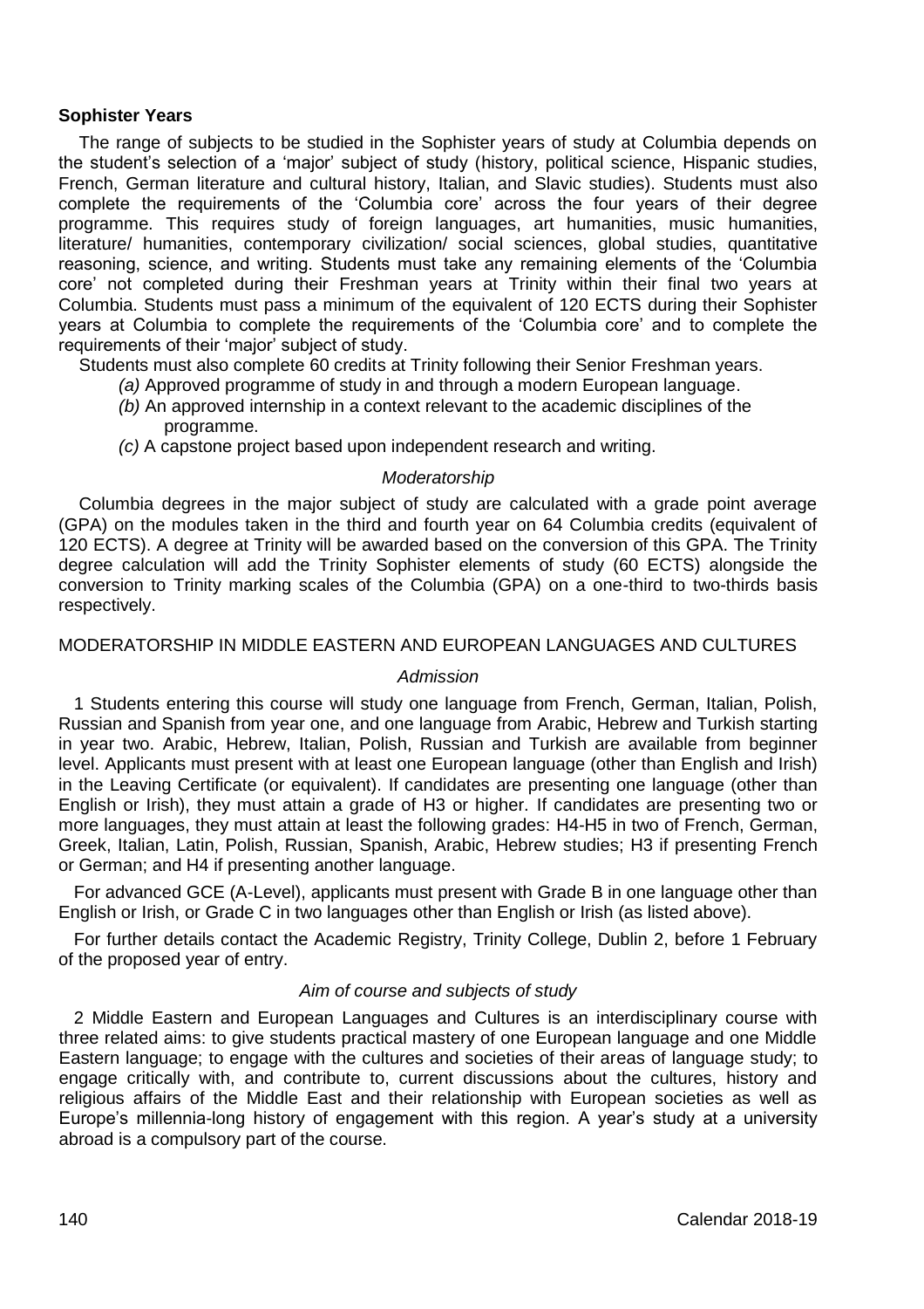**Sophister Years**

The range of subjects to be studied in the Sophister years of study at Columbia depends on the student's selection of a 'major' subject of study (history, political science, Hispanic studies, French, German literature and cultural history, Italian, and Slavic studies). Students must also complete the requirements of the 'Columbia core' across the four years of their degree programme. This requires study of foreign languages, art humanities, music humanities, literature/ humanities, contemporary civilization/ social sciences, global studies, quantitative reasoning, science, and writing. Students must take any remaining elements of the 'Columbia core' not completed during their Freshman years at Trinity within their final two years at Columbia. Students must pass a minimum of the equivalent of 120 ECTS during their Sophister years at Columbia to complete the requirements of the 'Columbia core' and to complete the requirements of their 'major' subject of study.

Students must also complete 60 credits at Trinity following their Senior Freshman years.

*(a)* Approved programme of study in and through a modern European language.

*(b)* An approved internship in a context relevant to the academic disciplines of the programme.

*(c)* A capstone project based upon independent research and writing.

*Moderatorship*

Columbia degrees in the major subject of study are calculated with a grade point average (GPA) on the modules taken in the third and fourth year on 64 Columbia credits (equivalent of 120 ECTS). A degree at Trinity will be awarded based on the conversion of this GPA. The Trinity degree calculation will add the Trinity Sophister elements of study (60 ECTS) alongside the conversion to Trinity marking scales of the Columbia (GPA) on a one-third to two-thirds basis respectively.

## MODERATORSHIP IN MIDDLE EASTERN AND EUROPEAN LANGUAGES AND CULTURES

*Admission*

1 Students entering this course will study one language from French, German, Italian, Polish, Russian and Spanish from year one, and one language from Arabic, Hebrew and Turkish starting in year two. Arabic, Hebrew, Italian, Polish, Russian and Turkish are available from beginner level. Applicants must present with at least one European language (other than English and Irish) in the Leaving Certificate (or equivalent). If candidates are presenting one language (other than English or Irish), they must attain a grade of H3 or higher. If candidates are presenting two or more languages, they must attain at least the following grades: H4-H5 in two of French, German, Greek, Italian, Latin, Polish, Russian, Spanish, Arabic, Hebrew studies; H3 if presenting French or German; and H4 if presenting another language.

For advanced GCE (A-Level), applicants must present with Grade B in one language other than English or Irish, or Grade C in two languages other than English or Irish (as listed above).

For further details contact the Academic Registry, Trinity College, Dublin 2, before 1 February of the proposed year of entry.

*Aim of course and subjects of study*

2 Middle Eastern and European Languages and Cultures is an interdisciplinary course with three related aims: to give students practical mastery of one European language and one Middle Eastern language; to engage with the cultures and societies of their areas of language study; to engage critically with, and contribute to, current discussions about the cultures, history and religious affairs of the Middle East and their relationship with European societies as well as Europe's millennia-long history of engagement with this region. A year's study at a university abroad is a compulsory part of the course.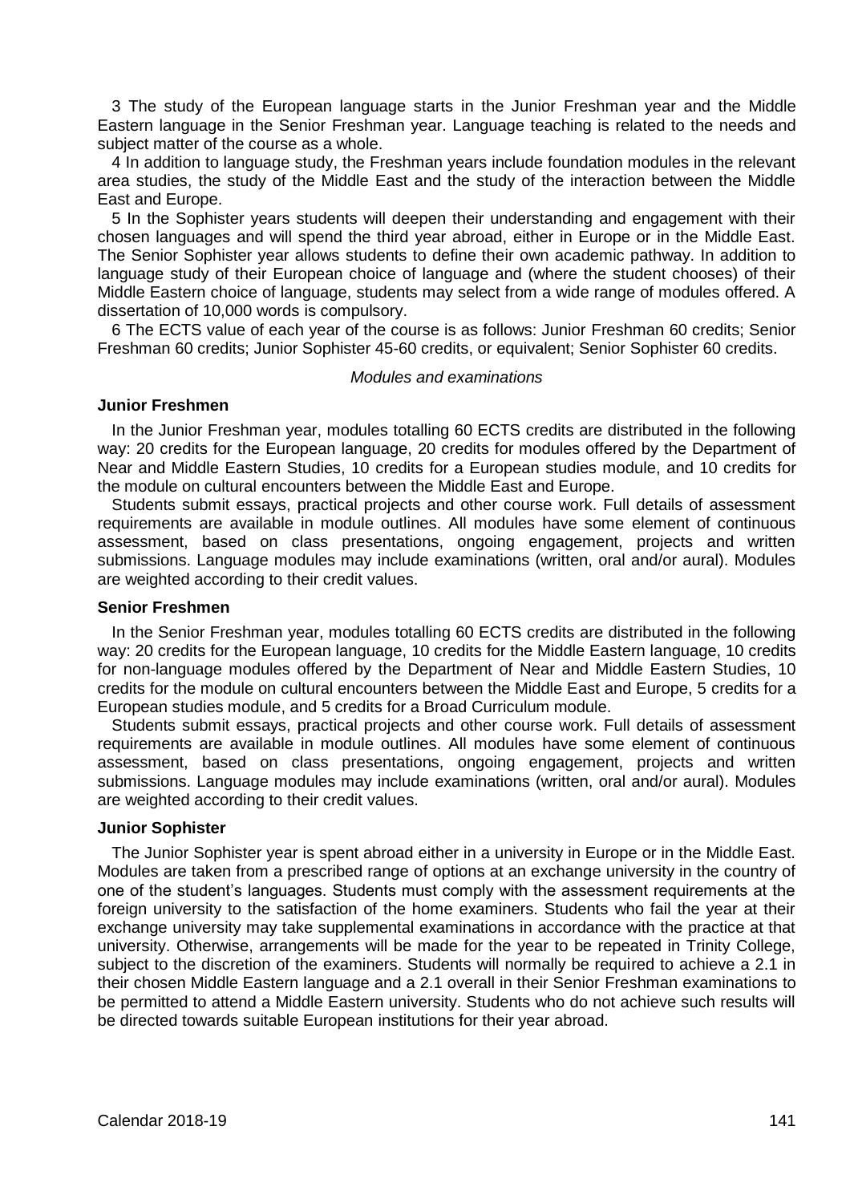3 The study of the European language starts in the Junior Freshman year and the Middle Eastern language in the Senior Freshman year. Language teaching is related to the needs and subject matter of the course as a whole.

4 In addition to language study, the Freshman years include foundation modules in the relevant area studies, the study of the Middle East and the study of the interaction between the Middle East and Europe.

5 In the Sophister years students will deepen their understanding and engagement with their chosen languages and will spend the third year abroad, either in Europe or in the Middle East. The Senior Sophister year allows students to define their own academic pathway. In addition to language study of their European choice of language and (where the student chooses) of their Middle Eastern choice of language, students may select from a wide range of modules offered. A dissertation of 10,000 words is compulsory.

6 The ECTS value of each year of the course is as follows: Junior Freshman 60 credits; Senior Freshman 60 credits; Junior Sophister 45-60 credits, or equivalent; Senior Sophister 60 credits.

*Modules and examinations*

**Junior Freshmen**

In the Junior Freshman year, modules totalling 60 ECTS credits are distributed in the following way: 20 credits for the European language, 20 credits for modules offered by the Department of Near and Middle Eastern Studies, 10 credits for a European studies module, and 10 credits for the module on cultural encounters between the Middle East and Europe.

Students submit essays, practical projects and other course work. Full details of assessment requirements are available in module outlines. All modules have some element of continuous assessment, based on class presentations, ongoing engagement, projects and written submissions. Language modules may include examinations (written, oral and/or aural). Modules are weighted according to their credit values.

**Senior Freshmen**

In the Senior Freshman year, modules totalling 60 ECTS credits are distributed in the following way: 20 credits for the European language, 10 credits for the Middle Eastern language, 10 credits for non-language modules offered by the Department of Near and Middle Eastern Studies, 10 credits for the module on cultural encounters between the Middle East and Europe, 5 credits for a European studies module, and 5 credits for a Broad Curriculum module.

Students submit essays, practical projects and other course work. Full details of assessment requirements are available in module outlines. All modules have some element of continuous assessment, based on class presentations, ongoing engagement, projects and written submissions. Language modules may include examinations (written, oral and/or aural). Modules are weighted according to their credit values.

**Junior Sophister**

The Junior Sophister year is spent abroad either in a university in Europe or in the Middle East. Modules are taken from a prescribed range of options at an exchange university in the country of one of the student's languages. Students must comply with the assessment requirements at the foreign university to the satisfaction of the home examiners. Students who fail the year at their exchange university may take supplemental examinations in accordance with the practice at that university. Otherwise, arrangements will be made for the year to be repeated in Trinity College, subject to the discretion of the examiners. Students will normally be required to achieve a 2.1 in their chosen Middle Eastern language and a 2.1 overall in their Senior Freshman examinations to be permitted to attend a Middle Eastern university. Students who do not achieve such results will be directed towards suitable European institutions for their year abroad.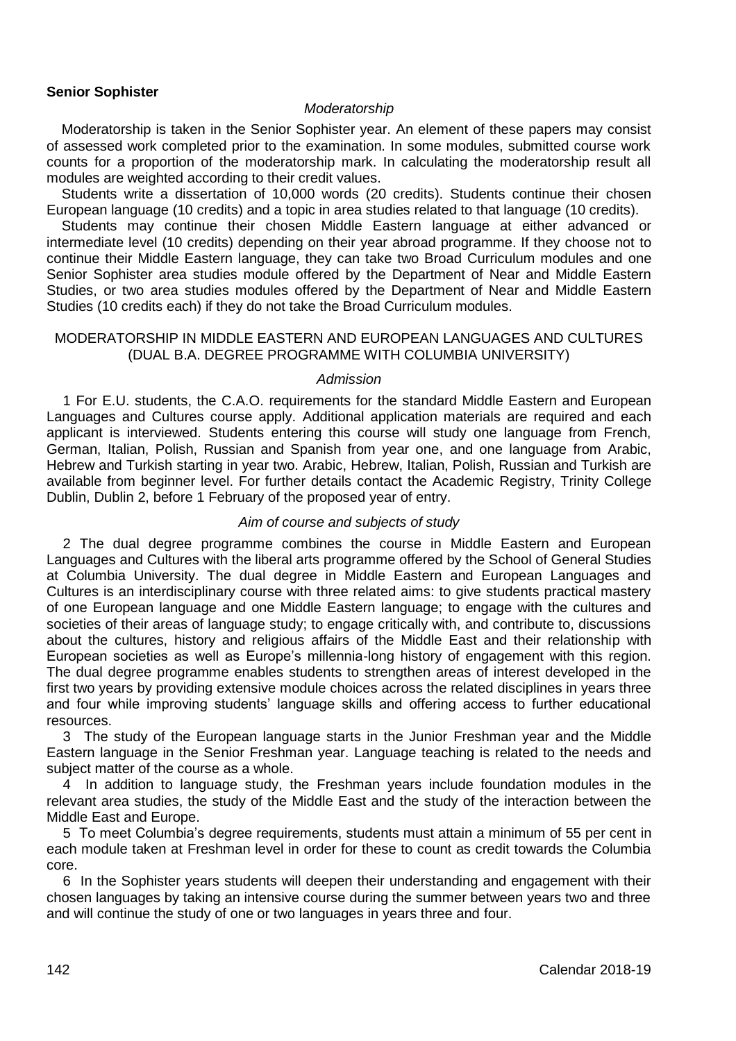**Senior Sophister**

*Moderatorship*

Moderatorship is taken in the Senior Sophister year. An element of these papers may consist of assessed work completed prior to the examination. In some modules, submitted course work counts for a proportion of the moderatorship mark. In calculating the moderatorship result all modules are weighted according to their credit values.

Students write a dissertation of 10,000 words (20 credits). Students continue their chosen European language (10 credits) and a topic in area studies related to that language (10 credits).

Students may continue their chosen Middle Eastern language at either advanced or intermediate level (10 credits) depending on their year abroad programme. If they choose not to continue their Middle Eastern language, they can take two Broad Curriculum modules and one Senior Sophister area studies module offered by the Department of Near and Middle Eastern Studies, or two area studies modules offered by the Department of Near and Middle Eastern Studies (10 credits each) if they do not take the Broad Curriculum modules.

## MODERATORSHIP IN MIDDLE EASTERN AND EUROPEAN LANGUAGES AND CULTURES (DUAL B.A. DEGREE PROGRAMME WITH COLUMBIA UNIVERSITY)

*Admission*

1 For E.U. students, the C.A.O. requirements for the standard Middle Eastern and European Languages and Cultures course apply. Additional application materials are required and each applicant is interviewed. Students entering this course will study one language from French, German, Italian, Polish, Russian and Spanish from year one, and one language from Arabic, Hebrew and Turkish starting in year two. Arabic, Hebrew, Italian, Polish, Russian and Turkish are available from beginner level. For further details contact the Academic Registry, Trinity College Dublin, Dublin 2, before 1 February of the proposed year of entry.

*Aim of course and subjects of study*

2 The dual degree programme combines the course in Middle Eastern and European Languages and Cultures with the liberal arts programme offered by the School of General Studies at Columbia University. The dual degree in Middle Eastern and European Languages and Cultures is an interdisciplinary course with three related aims: to give students practical mastery of one European language and one Middle Eastern language; to engage with the cultures and societies of their areas of language study; to engage critically with, and contribute to, discussions about the cultures, history and religious affairs of the Middle East and their relationship with European societies as well as Europe's millennia-long history of engagement with this region. The dual degree programme enables students to strengthen areas of interest developed in the first two years by providing extensive module choices across the related disciplines in years three and four while improving students' language skills and offering access to further educational resources.

3 The study of the European language starts in the Junior Freshman year and the Middle Eastern language in the Senior Freshman year. Language teaching is related to the needs and subject matter of the course as a whole.

4 In addition to language study, the Freshman years include foundation modules in the relevant area studies, the study of the Middle East and the study of the interaction between the Middle East and Europe.

5 To meet Columbia's degree requirements, students must attain a minimum of 55 per cent in each module taken at Freshman level in order for these to count as credit towards the Columbia core.

6 In the Sophister years students will deepen their understanding and engagement with their chosen languages by taking an intensive course during the summer between years two and three and will continue the study of one or two languages in years three and four.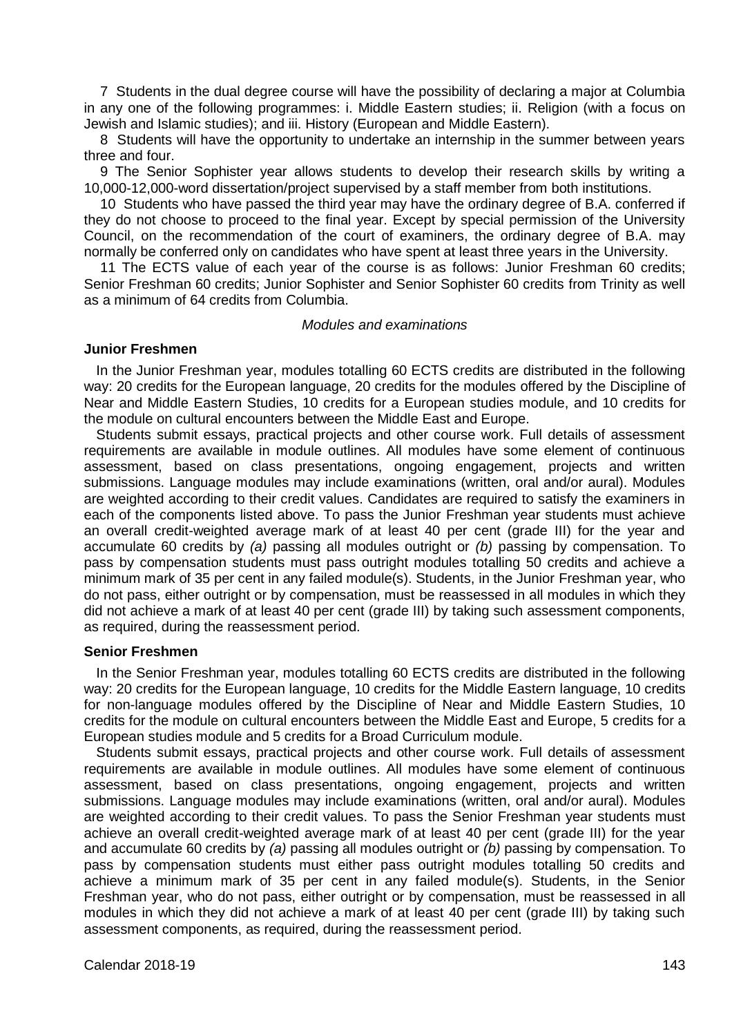7 Students in the dual degree course will have the possibility of declaring a major at Columbia in any one of the following programmes: i. Middle Eastern studies; ii. Religion (with a focus on Jewish and Islamic studies); and iii. History (European and Middle Eastern).

8 Students will have the opportunity to undertake an internship in the summer between years three and four.

9 The Senior Sophister year allows students to develop their research skills by writing a 10,000-12,000-word dissertation/project supervised by a staff member from both institutions.

10 Students who have passed the third year may have the ordinary degree of B.A. conferred if they do not choose to proceed to the final year. Except by special permission of the University Council, on the recommendation of the court of examiners, the ordinary degree of B.A. may normally be conferred only on candidates who have spent at least three years in the University.

11 The ECTS value of each year of the course is as follows: Junior Freshman 60 credits; Senior Freshman 60 credits; Junior Sophister and Senior Sophister 60 credits from Trinity as well as a minimum of 64 credits from Columbia.

*Modules and examinations*

**Junior Freshmen**

In the Junior Freshman year, modules totalling 60 ECTS credits are distributed in the following way: 20 credits for the European language, 20 credits for the modules offered by the Discipline of Near and Middle Eastern Studies, 10 credits for a European studies module, and 10 credits for the module on cultural encounters between the Middle East and Europe.

Students submit essays, practical projects and other course work. Full details of assessment requirements are available in module outlines. All modules have some element of continuous assessment, based on class presentations, ongoing engagement, projects and written submissions. Language modules may include examinations (written, oral and/or aural). Modules are weighted according to their credit values. Candidates are required to satisfy the examiners in each of the components listed above. To pass the Junior Freshman year students must achieve an overall credit-weighted average mark of at least 40 per cent (grade III) for the year and accumulate 60 credits by *(a)* passing all modules outright or *(b)* passing by compensation. To pass by compensation students must pass outright modules totalling 50 credits and achieve a minimum mark of 35 per cent in any failed module(s). Students, in the Junior Freshman year, who do not pass, either outright or by compensation, must be reassessed in all modules in which they did not achieve a mark of at least 40 per cent (grade III) by taking such assessment components, as required, during the reassessment period.

**Senior Freshmen**

In the Senior Freshman year, modules totalling 60 ECTS credits are distributed in the following way: 20 credits for the European language, 10 credits for the Middle Eastern language, 10 credits for non-language modules offered by the Discipline of Near and Middle Eastern Studies, 10 credits for the module on cultural encounters between the Middle East and Europe, 5 credits for a European studies module and 5 credits for a Broad Curriculum module.

Students submit essays, practical projects and other course work. Full details of assessment requirements are available in module outlines. All modules have some element of continuous assessment, based on class presentations, ongoing engagement, projects and written submissions. Language modules may include examinations (written, oral and/or aural). Modules are weighted according to their credit values. To pass the Senior Freshman year students must achieve an overall credit-weighted average mark of at least 40 per cent (grade III) for the year and accumulate 60 credits by *(a)* passing all modules outright or *(b)* passing by compensation. To pass by compensation students must either pass outright modules totalling 50 credits and achieve a minimum mark of 35 per cent in any failed module(s). Students, in the Senior Freshman year, who do not pass, either outright or by compensation, must be reassessed in all modules in which they did not achieve a mark of at least 40 per cent (grade III) by taking such assessment components, as required, during the reassessment period.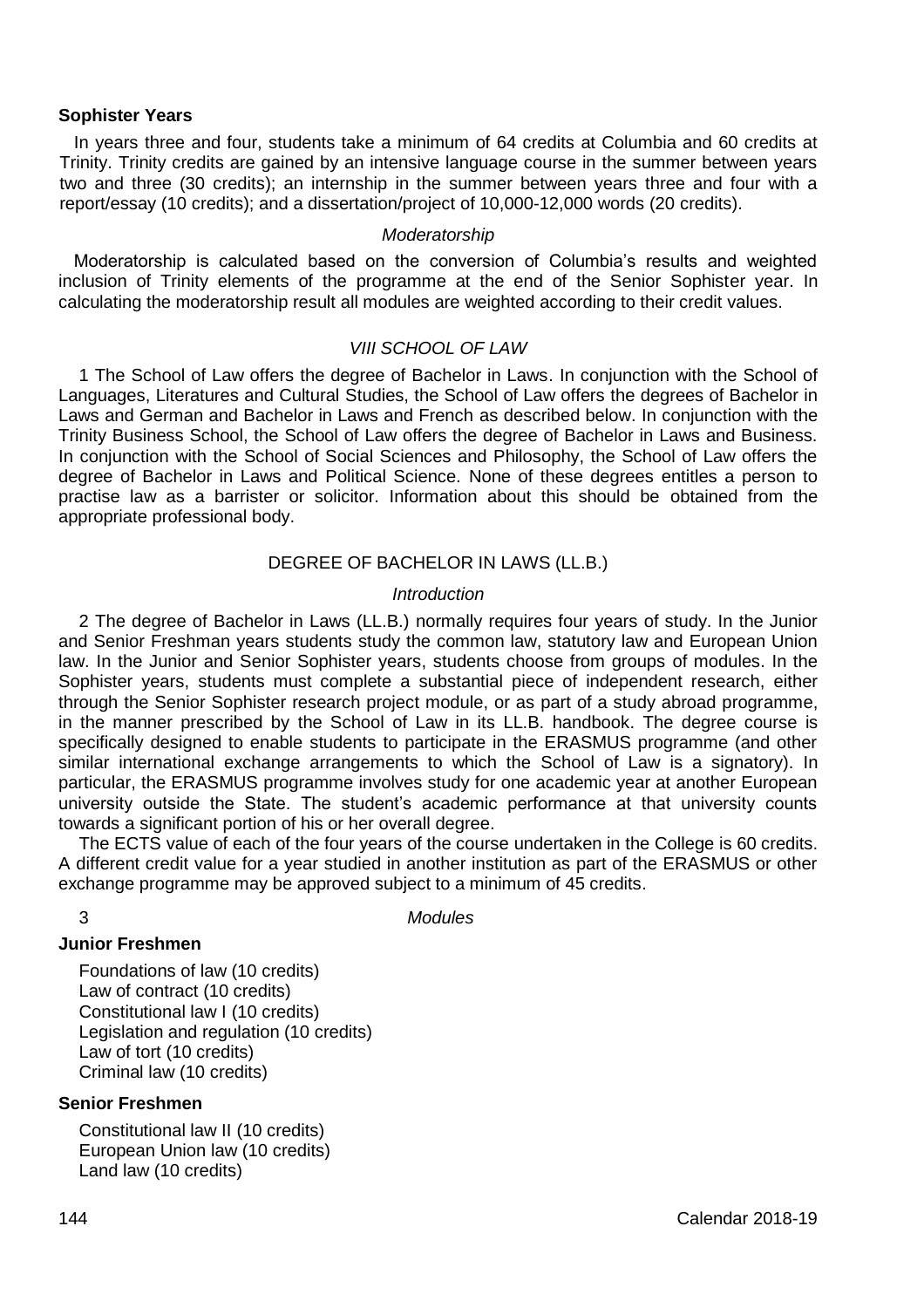**Sophister Years**

In years three and four, students take a minimum of 64 credits at Columbia and 60 credits at Trinity. Trinity credits are gained by an intensive language course in the summer between years two and three (30 credits); an internship in the summer between years three and four with a report/essay (10 credits); and a dissertation/project of 10,000-12,000 words (20 credits).

*Moderatorship*

Moderatorship is calculated based on the conversion of Columbia's results and weighted inclusion of Trinity elements of the programme at the end of the Senior Sophister year. In calculating the moderatorship result all modules are weighted according to their credit values.

## *VIII SCHOOL OF LAW*

1 The School of Law offers the degree of Bachelor in Laws. In conjunction with the School of Languages, Literatures and Cultural Studies, the School of Law offers the degrees of Bachelor in Laws and German and Bachelor in Laws and French as described below. In conjunction with the Trinity Business School, the School of Law offers the degree of Bachelor in Laws and Business. In conjunction with the School of Social Sciences and Philosophy, the School of Law offers the degree of Bachelor in Laws and Political Science. None of these degrees entitles a person to practise law as a barrister or solicitor. Information about this should be obtained from the appropriate professional body.

### DEGREE OF BACHELOR IN LAWS (LL.B.)

*Introduction*

2 The degree of Bachelor in Laws (LL.B.) normally requires four years of study. In the Junior and Senior Freshman years students study the common law, statutory law and European Union law. In the Junior and Senior Sophister years, students choose from groups of modules. In the Sophister years, students must complete a substantial piece of independent research, either through the Senior Sophister research project module, or as part of a study abroad programme, in the manner prescribed by the School of Law in its LL.B. handbook. The degree course is specifically designed to enable students to participate in the ERASMUS programme (and other similar international exchange arrangements to which the School of Law is a signatory). In particular, the ERASMUS programme involves study for one academic year at another European university outside the State. The student's academic performance at that university counts towards a significant portion of his or her overall degree.

The ECTS value of each of the four years of the course undertaken in the College is 60 credits. A different credit value for a year studied in another institution as part of the ERASMUS or other exchange programme may be approved subject to a minimum of 45 credits.

3 *Modules*

**Junior Freshmen**

Foundations of law (10 credits)
Law of contract (10 credits)
Constitutional law I (10 credits)
Legislation and regulation (10 credits)
Law of tort (10 credits)
Criminal law (10 credits)

**Senior Freshmen**

Constitutional law II (10 credits)
European Union law (10 credits)
Land law (10 credits)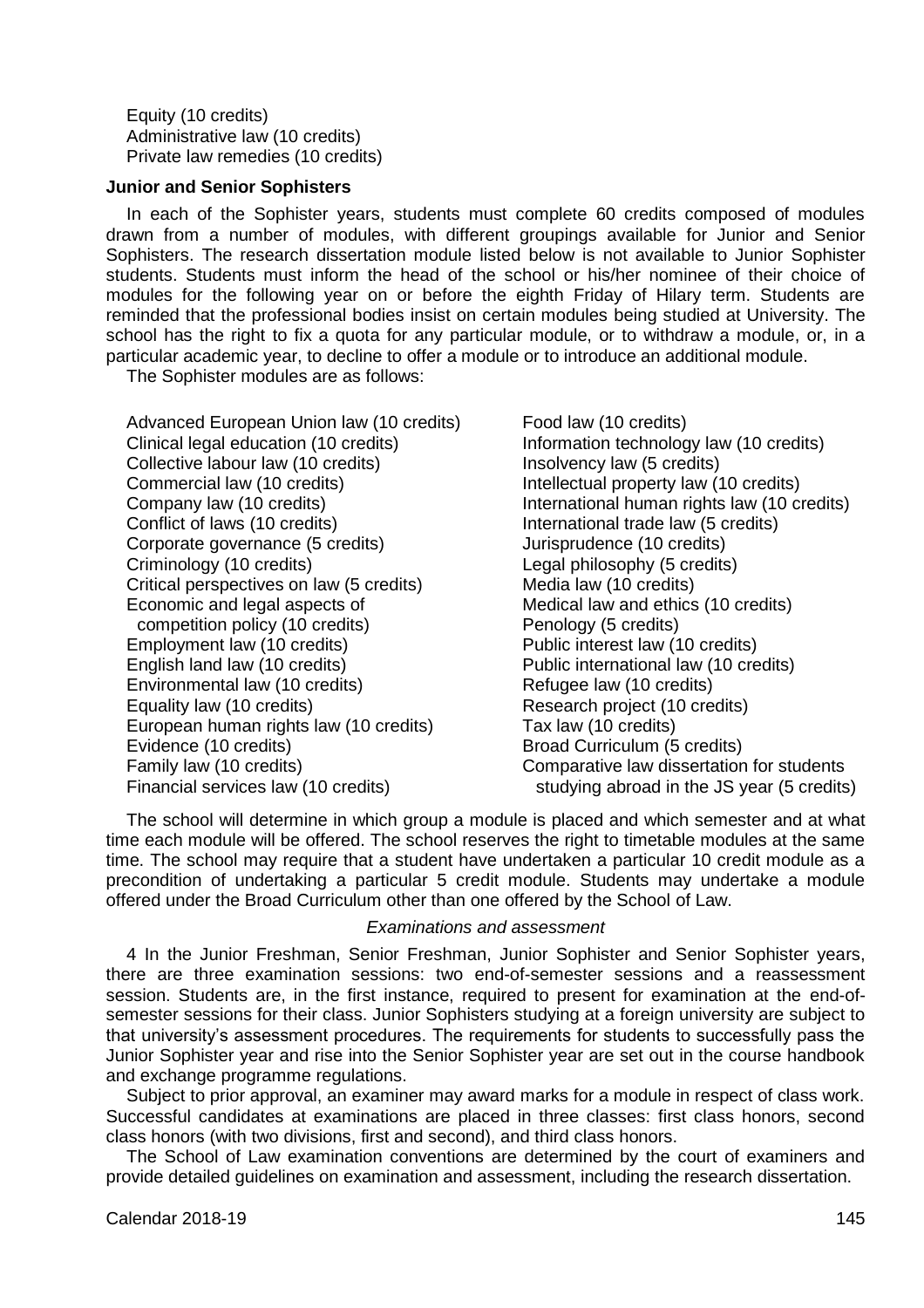Equity (10 credits)
Administrative law (10 credits)
Private law remedies (10 credits)

**Junior and Senior Sophisters**

In each of the Sophister years, students must complete 60 credits composed of modules drawn from a number of modules, with different groupings available for Junior and Senior Sophisters. The research dissertation module listed below is not available to Junior Sophister students. Students must inform the head of the school or his/her nominee of their choice of modules for the following year on or before the eighth Friday of Hilary term. Students are reminded that the professional bodies insist on certain modules being studied at University. The school has the right to fix a quota for any particular module, or to withdraw a module, or, in a particular academic year, to decline to offer a module or to introduce an additional module.

The Sophister modules are as follows:

Advanced European Union law (10 credits)
Clinical legal education (10 credits)
Collective labour law (10 credits)
Commercial law (10 credits)
Company law (10 credits)
Conflict of laws (10 credits)
Corporate governance (5 credits)
Criminology (10 credits)
Critical perspectives on law (5 credits)
Economic and legal aspects of competition policy (10 credits)
Employment law (10 credits)
English land law (10 credits)
Environmental law (10 credits)
Equality law (10 credits)
European human rights law (10 credits)
Evidence (10 credits)
Family law (10 credits)
Financial services law (10 credits)
Food law (10 credits)
Information technology law (10 credits)
Insolvency law (5 credits)
Intellectual property law (10 credits)
International human rights law (10 credits)
International trade law (5 credits)
Jurisprudence (10 credits)
Legal philosophy (5 credits)
Media law (10 credits)
Medical law and ethics (10 credits)
Penology (5 credits)
Public interest law (10 credits)
Public international law (10 credits)
Refugee law (10 credits)
Research project (10 credits)
Tax law (10 credits)
Broad Curriculum (5 credits)
Comparative law dissertation for students studying abroad in the JS year (5 credits)

The school will determine in which group a module is placed and which semester and at what time each module will be offered. The school reserves the right to timetable modules at the same time. The school may require that a student have undertaken a particular 10 credit module as a precondition of undertaking a particular 5 credit module. Students may undertake a module offered under the Broad Curriculum other than one offered by the School of Law.

*Examinations and assessment*

4 In the Junior Freshman, Senior Freshman, Junior Sophister and Senior Sophister years, there are three examination sessions: two end-of-semester sessions and a reassessment session. Students are, in the first instance, required to present for examination at the end-of-semester sessions for their class. Junior Sophisters studying at a foreign university are subject to that university's assessment procedures. The requirements for students to successfully pass the Junior Sophister year and rise into the Senior Sophister year are set out in the course handbook and exchange programme regulations.

Subject to prior approval, an examiner may award marks for a module in respect of class work. Successful candidates at examinations are placed in three classes: first class honors, second class honors (with two divisions, first and second), and third class honors.

The School of Law examination conventions are determined by the court of examiners and provide detailed guidelines on examination and assessment, including the research dissertation.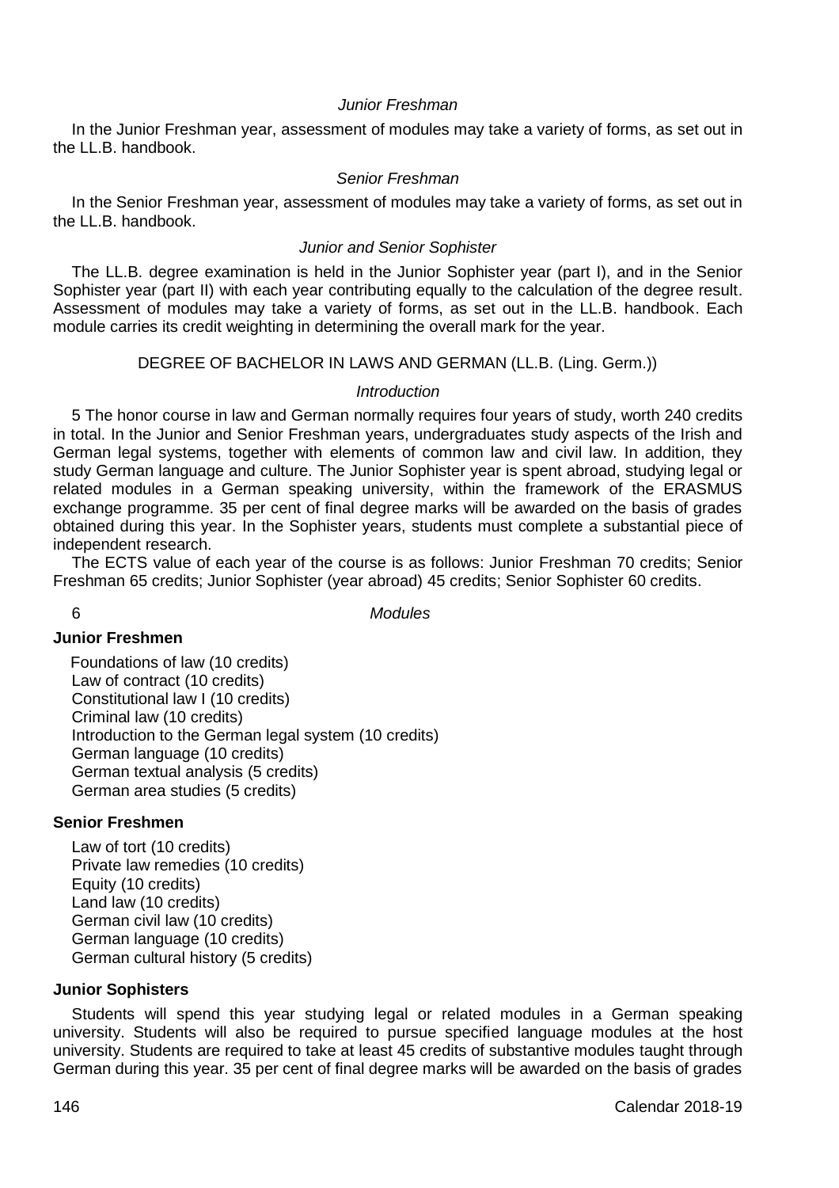*Junior Freshman*

In the Junior Freshman year, assessment of modules may take a variety of forms, as set out in the LL.B. handbook.

*Senior Freshman*

In the Senior Freshman year, assessment of modules may take a variety of forms, as set out in the LL.B. handbook.

*Junior and Senior Sophister*

The LL.B. degree examination is held in the Junior Sophister year (part I), and in the Senior Sophister year (part II) with each year contributing equally to the calculation of the degree result. Assessment of modules may take a variety of forms, as set out in the LL.B. handbook. Each module carries its credit weighting in determining the overall mark for the year.

## DEGREE OF BACHELOR IN LAWS AND GERMAN (LL.B. (Ling. Germ.))

*Introduction*

5 The honor course in law and German normally requires four years of study, worth 240 credits in total. In the Junior and Senior Freshman years, undergraduates study aspects of the Irish and German legal systems, together with elements of common law and civil law. In addition, they study German language and culture. The Junior Sophister year is spent abroad, studying legal or related modules in a German speaking university, within the framework of the ERASMUS exchange programme. 35 per cent of final degree marks will be awarded on the basis of grades obtained during this year. In the Sophister years, students must complete a substantial piece of independent research.

The ECTS value of each year of the course is as follows: Junior Freshman 70 credits; Senior Freshman 65 credits; Junior Sophister (year abroad) 45 credits; Senior Sophister 60 credits.

6 *Modules*

**Junior Freshmen**

Foundations of law (10 credits)
Law of contract (10 credits)
Constitutional law I (10 credits)
Criminal law (10 credits)
Introduction to the German legal system (10 credits)
German language (10 credits)
German textual analysis (5 credits)
German area studies (5 credits)

**Senior Freshmen**

Law of tort (10 credits)
Private law remedies (10 credits)
Equity (10 credits)
Land law (10 credits)
German civil law (10 credits)
German language (10 credits)
German cultural history (5 credits)

**Junior Sophisters**

Students will spend this year studying legal or related modules in a German speaking university. Students will also be required to pursue specified language modules at the host university. Students are required to take at least 45 credits of substantive modules taught through German during this year. 35 per cent of final degree marks will be awarded on the basis of grades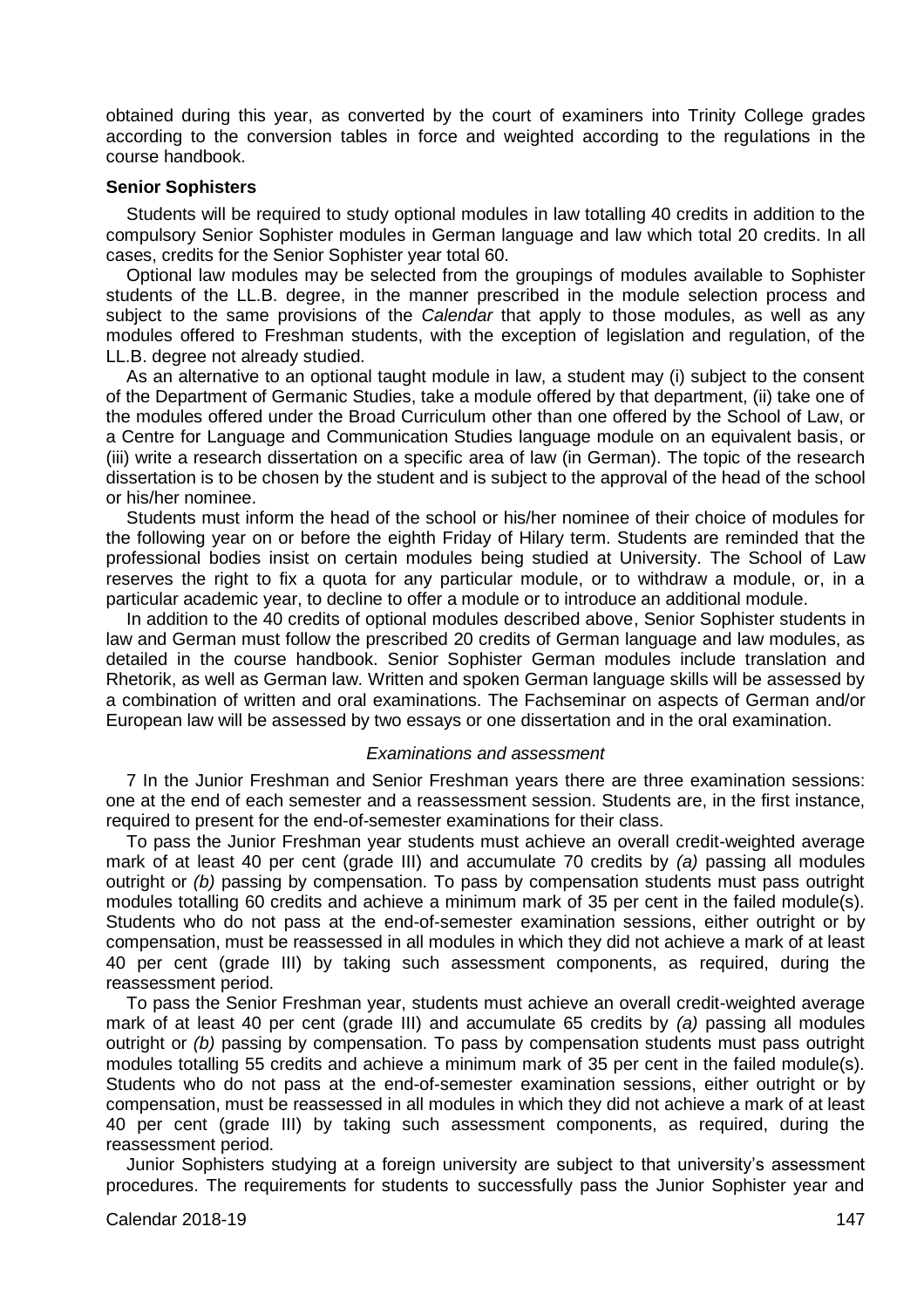obtained during this year, as converted by the court of examiners into Trinity College grades according to the conversion tables in force and weighted according to the regulations in the course handbook.

**Senior Sophisters**

Students will be required to study optional modules in law totalling 40 credits in addition to the compulsory Senior Sophister modules in German language and law which total 20 credits. In all cases, credits for the Senior Sophister year total 60.

Optional law modules may be selected from the groupings of modules available to Sophister students of the LL.B. degree, in the manner prescribed in the module selection process and subject to the same provisions of the *Calendar* that apply to those modules, as well as any modules offered to Freshman students, with the exception of legislation and regulation, of the LL.B. degree not already studied.

As an alternative to an optional taught module in law, a student may (i) subject to the consent of the Department of Germanic Studies, take a module offered by that department, (ii) take one of the modules offered under the Broad Curriculum other than one offered by the School of Law, or a Centre for Language and Communication Studies language module on an equivalent basis, or (iii) write a research dissertation on a specific area of law (in German). The topic of the research dissertation is to be chosen by the student and is subject to the approval of the head of the school or his/her nominee.

Students must inform the head of the school or his/her nominee of their choice of modules for the following year on or before the eighth Friday of Hilary term. Students are reminded that the professional bodies insist on certain modules being studied at University. The School of Law reserves the right to fix a quota for any particular module, or to withdraw a module, or, in a particular academic year, to decline to offer a module or to introduce an additional module.

In addition to the 40 credits of optional modules described above, Senior Sophister students in law and German must follow the prescribed 20 credits of German language and law modules, as detailed in the course handbook. Senior Sophister German modules include translation and Rhetorik, as well as German law. Written and spoken German language skills will be assessed by a combination of written and oral examinations. The Fachseminar on aspects of German and/or European law will be assessed by two essays or one dissertation and in the oral examination.

*Examinations and assessment*

7 In the Junior Freshman and Senior Freshman years there are three examination sessions: one at the end of each semester and a reassessment session. Students are, in the first instance, required to present for the end-of-semester examinations for their class.

To pass the Junior Freshman year students must achieve an overall credit-weighted average mark of at least 40 per cent (grade III) and accumulate 70 credits by *(a)* passing all modules outright or *(b)* passing by compensation. To pass by compensation students must pass outright modules totalling 60 credits and achieve a minimum mark of 35 per cent in the failed module(s). Students who do not pass at the end-of-semester examination sessions, either outright or by compensation, must be reassessed in all modules in which they did not achieve a mark of at least 40 per cent (grade III) by taking such assessment components, as required, during the reassessment period.

To pass the Senior Freshman year, students must achieve an overall credit-weighted average mark of at least 40 per cent (grade III) and accumulate 65 credits by *(a)* passing all modules outright or *(b)* passing by compensation. To pass by compensation students must pass outright modules totalling 55 credits and achieve a minimum mark of 35 per cent in the failed module(s). Students who do not pass at the end-of-semester examination sessions, either outright or by compensation, must be reassessed in all modules in which they did not achieve a mark of at least 40 per cent (grade III) by taking such assessment components, as required, during the reassessment period.

Junior Sophisters studying at a foreign university are subject to that university's assessment procedures. The requirements for students to successfully pass the Junior Sophister year and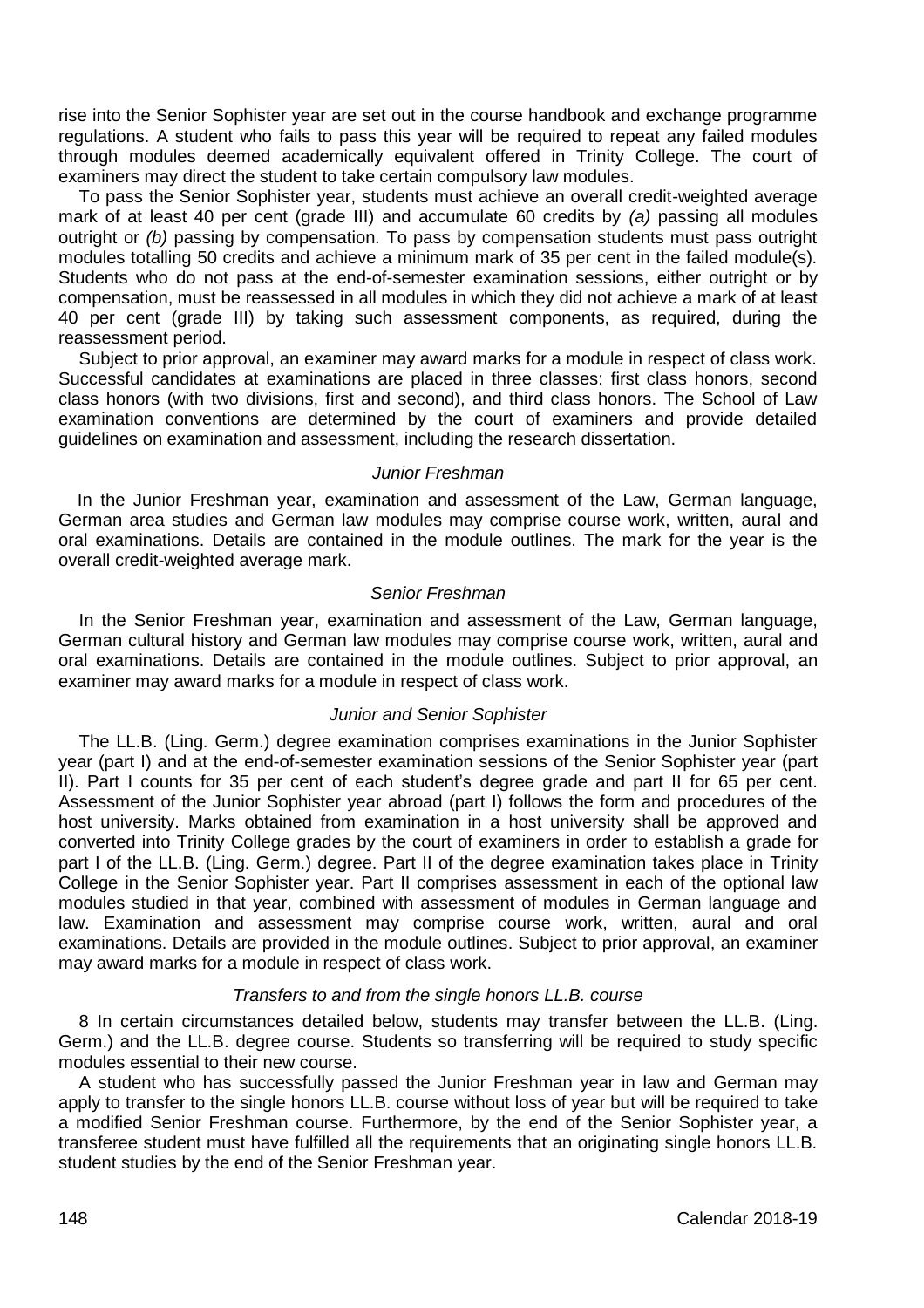rise into the Senior Sophister year are set out in the course handbook and exchange programme regulations. A student who fails to pass this year will be required to repeat any failed modules through modules deemed academically equivalent offered in Trinity College. The court of examiners may direct the student to take certain compulsory law modules.

To pass the Senior Sophister year, students must achieve an overall credit-weighted average mark of at least 40 per cent (grade III) and accumulate 60 credits by *(a)* passing all modules outright or *(b)* passing by compensation. To pass by compensation students must pass outright modules totalling 50 credits and achieve a minimum mark of 35 per cent in the failed module(s). Students who do not pass at the end-of-semester examination sessions, either outright or by compensation, must be reassessed in all modules in which they did not achieve a mark of at least 40 per cent (grade III) by taking such assessment components, as required, during the reassessment period.

Subject to prior approval, an examiner may award marks for a module in respect of class work. Successful candidates at examinations are placed in three classes: first class honors, second class honors (with two divisions, first and second), and third class honors. The School of Law examination conventions are determined by the court of examiners and provide detailed guidelines on examination and assessment, including the research dissertation.

### *Junior Freshman*

In the Junior Freshman year, examination and assessment of the Law, German language, German area studies and German law modules may comprise course work, written, aural and oral examinations. Details are contained in the module outlines. The mark for the year is the overall credit-weighted average mark.

### *Senior Freshman*

In the Senior Freshman year, examination and assessment of the Law, German language, German cultural history and German law modules may comprise course work, written, aural and oral examinations. Details are contained in the module outlines. Subject to prior approval, an examiner may award marks for a module in respect of class work.

### *Junior and Senior Sophister*

The LL.B. (Ling. Germ.) degree examination comprises examinations in the Junior Sophister year (part I) and at the end-of-semester examination sessions of the Senior Sophister year (part II). Part I counts for 35 per cent of each student's degree grade and part II for 65 per cent. Assessment of the Junior Sophister year abroad (part I) follows the form and procedures of the host university. Marks obtained from examination in a host university shall be approved and converted into Trinity College grades by the court of examiners in order to establish a grade for part I of the LL.B. (Ling. Germ.) degree. Part II of the degree examination takes place in Trinity College in the Senior Sophister year. Part II comprises assessment in each of the optional law modules studied in that year, combined with assessment of modules in German language and law. Examination and assessment may comprise course work, written, aural and oral examinations. Details are provided in the module outlines. Subject to prior approval, an examiner may award marks for a module in respect of class work.

### *Transfers to and from the single honors LL.B. course*

8 In certain circumstances detailed below, students may transfer between the LL.B. (Ling. Germ.) and the LL.B. degree course. Students so transferring will be required to study specific modules essential to their new course.

A student who has successfully passed the Junior Freshman year in law and German may apply to transfer to the single honors LL.B. course without loss of year but will be required to take a modified Senior Freshman course. Furthermore, by the end of the Senior Sophister year, a transferee student must have fulfilled all the requirements that an originating single honors LL.B. student studies by the end of the Senior Freshman year.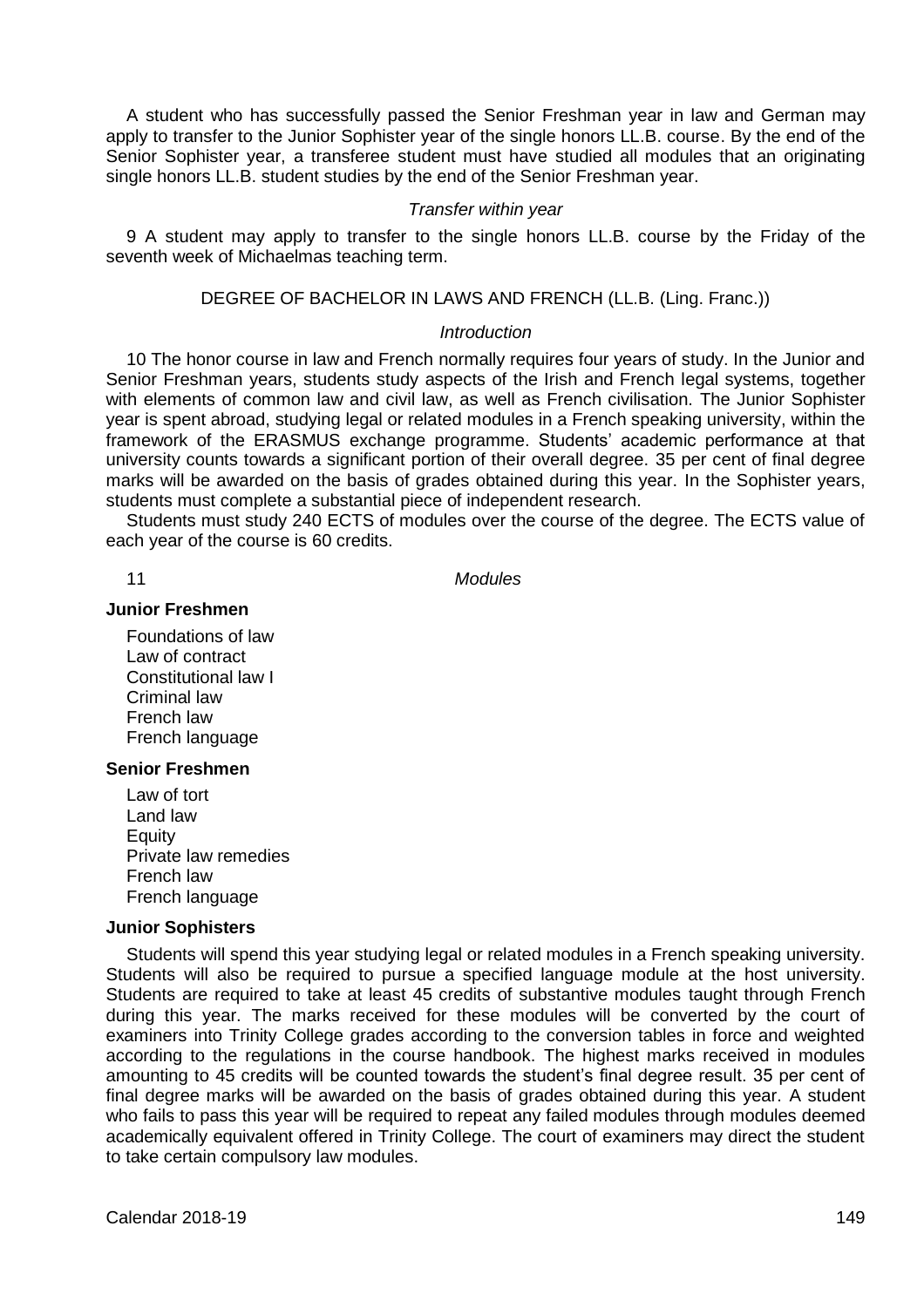A student who has successfully passed the Senior Freshman year in law and German may apply to transfer to the Junior Sophister year of the single honors LL.B. course. By the end of the Senior Sophister year, a transferee student must have studied all modules that an originating single honors LL.B. student studies by the end of the Senior Freshman year.

*Transfer within year*

9 A student may apply to transfer to the single honors LL.B. course by the Friday of the seventh week of Michaelmas teaching term.

## DEGREE OF BACHELOR IN LAWS AND FRENCH (LL.B. (Ling. Franc.))

*Introduction*

10 The honor course in law and French normally requires four years of study. In the Junior and Senior Freshman years, students study aspects of the Irish and French legal systems, together with elements of common law and civil law, as well as French civilisation. The Junior Sophister year is spent abroad, studying legal or related modules in a French speaking university, within the framework of the ERASMUS exchange programme. Students' academic performance at that university counts towards a significant portion of their overall degree. 35 per cent of final degree marks will be awarded on the basis of grades obtained during this year. In the Sophister years, students must complete a substantial piece of independent research.

Students must study 240 ECTS of modules over the course of the degree. The ECTS value of each year of the course is 60 credits.

11 *Modules*

**Junior Freshmen**

Foundations of law
Law of contract
Constitutional law I
Criminal law
French law
French language

**Senior Freshmen**

Law of tort
Land law
Equity
Private law remedies
French law
French language

**Junior Sophisters**

Students will spend this year studying legal or related modules in a French speaking university. Students will also be required to pursue a specified language module at the host university. Students are required to take at least 45 credits of substantive modules taught through French during this year. The marks received for these modules will be converted by the court of examiners into Trinity College grades according to the conversion tables in force and weighted according to the regulations in the course handbook. The highest marks received in modules amounting to 45 credits will be counted towards the student's final degree result. 35 per cent of final degree marks will be awarded on the basis of grades obtained during this year. A student who fails to pass this year will be required to repeat any failed modules through modules deemed academically equivalent offered in Trinity College. The court of examiners may direct the student to take certain compulsory law modules.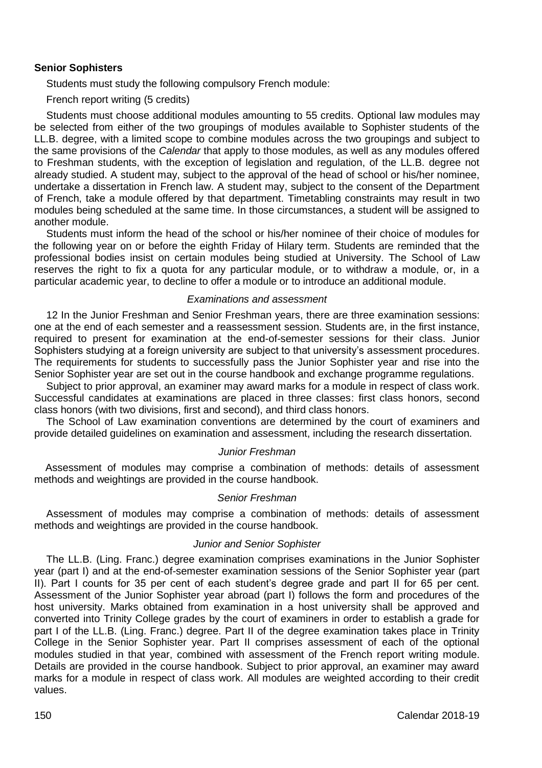**Senior Sophisters**

Students must study the following compulsory French module:

French report writing (5 credits)

Students must choose additional modules amounting to 55 credits. Optional law modules may be selected from either of the two groupings of modules available to Sophister students of the LL.B. degree, with a limited scope to combine modules across the two groupings and subject to the same provisions of the *Calendar* that apply to those modules, as well as any modules offered to Freshman students, with the exception of legislation and regulation, of the LL.B. degree not already studied. A student may, subject to the approval of the head of school or his/her nominee, undertake a dissertation in French law. A student may, subject to the consent of the Department of French, take a module offered by that department. Timetabling constraints may result in two modules being scheduled at the same time. In those circumstances, a student will be assigned to another module.

Students must inform the head of the school or his/her nominee of their choice of modules for the following year on or before the eighth Friday of Hilary term. Students are reminded that the professional bodies insist on certain modules being studied at University. The School of Law reserves the right to fix a quota for any particular module, or to withdraw a module, or, in a particular academic year, to decline to offer a module or to introduce an additional module.

*Examinations and assessment*

12 In the Junior Freshman and Senior Freshman years, there are three examination sessions: one at the end of each semester and a reassessment session. Students are, in the first instance, required to present for examination at the end-of-semester sessions for their class. Junior Sophisters studying at a foreign university are subject to that university's assessment procedures. The requirements for students to successfully pass the Junior Sophister year and rise into the Senior Sophister year are set out in the course handbook and exchange programme regulations.

Subject to prior approval, an examiner may award marks for a module in respect of class work. Successful candidates at examinations are placed in three classes: first class honors, second class honors (with two divisions, first and second), and third class honors.

The School of Law examination conventions are determined by the court of examiners and provide detailed guidelines on examination and assessment, including the research dissertation.

*Junior Freshman*

Assessment of modules may comprise a combination of methods: details of assessment methods and weightings are provided in the course handbook.

*Senior Freshman*

Assessment of modules may comprise a combination of methods: details of assessment methods and weightings are provided in the course handbook.

*Junior and Senior Sophister*

The LL.B. (Ling. Franc.) degree examination comprises examinations in the Junior Sophister year (part I) and at the end-of-semester examination sessions of the Senior Sophister year (part II). Part I counts for 35 per cent of each student's degree grade and part II for 65 per cent. Assessment of the Junior Sophister year abroad (part I) follows the form and procedures of the host university. Marks obtained from examination in a host university shall be approved and converted into Trinity College grades by the court of examiners in order to establish a grade for part I of the LL.B. (Ling. Franc.) degree. Part II of the degree examination takes place in Trinity College in the Senior Sophister year. Part II comprises assessment of each of the optional modules studied in that year, combined with assessment of the French report writing module. Details are provided in the course handbook. Subject to prior approval, an examiner may award marks for a module in respect of class work. All modules are weighted according to their credit values.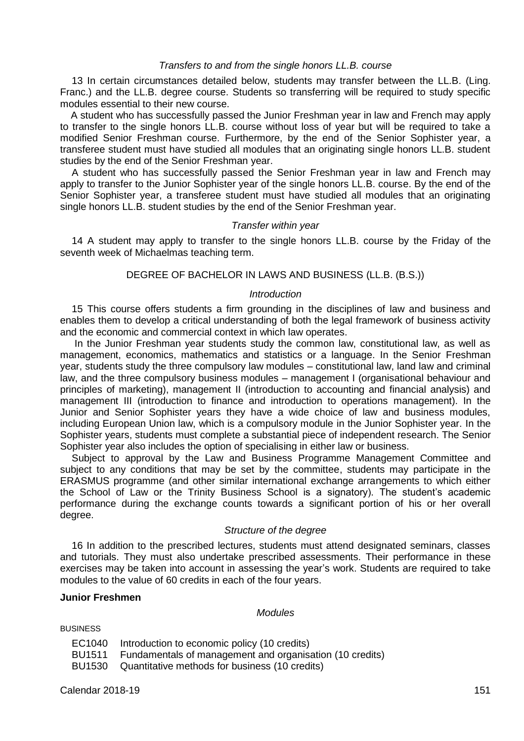*Transfers to and from the single honors LL.B. course*

13 In certain circumstances detailed below, students may transfer between the LL.B. (Ling. Franc.) and the LL.B. degree course. Students so transferring will be required to study specific modules essential to their new course.

A student who has successfully passed the Junior Freshman year in law and French may apply to transfer to the single honors LL.B. course without loss of year but will be required to take a modified Senior Freshman course. Furthermore, by the end of the Senior Sophister year, a transferee student must have studied all modules that an originating single honors LL.B. student studies by the end of the Senior Freshman year.

A student who has successfully passed the Senior Freshman year in law and French may apply to transfer to the Junior Sophister year of the single honors LL.B. course. By the end of the Senior Sophister year, a transferee student must have studied all modules that an originating single honors LL.B. student studies by the end of the Senior Freshman year.

*Transfer within year*

14 A student may apply to transfer to the single honors LL.B. course by the Friday of the seventh week of Michaelmas teaching term.

## DEGREE OF BACHELOR IN LAWS AND BUSINESS (LL.B. (B.S.))

*Introduction*

15 This course offers students a firm grounding in the disciplines of law and business and enables them to develop a critical understanding of both the legal framework of business activity and the economic and commercial context in which law operates.

In the Junior Freshman year students study the common law, constitutional law, as well as management, economics, mathematics and statistics or a language. In the Senior Freshman year, students study the three compulsory law modules – constitutional law, land law and criminal law, and the three compulsory business modules – management I (organisational behaviour and principles of marketing), management II (introduction to accounting and financial analysis) and management III (introduction to finance and introduction to operations management). In the Junior and Senior Sophister years they have a wide choice of law and business modules, including European Union law, which is a compulsory module in the Junior Sophister year. In the Sophister years, students must complete a substantial piece of independent research. The Senior Sophister year also includes the option of specialising in either law or business.

Subject to approval by the Law and Business Programme Management Committee and subject to any conditions that may be set by the committee, students may participate in the ERASMUS programme (and other similar international exchange arrangements to which either the School of Law or the Trinity Business School is a signatory). The student's academic performance during the exchange counts towards a significant portion of his or her overall degree.

*Structure of the degree*

16 In addition to the prescribed lectures, students must attend designated seminars, classes and tutorials. They must also undertake prescribed assessments. Their performance in these exercises may be taken into account in assessing the year's work. Students are required to take modules to the value of 60 credits in each of the four years.

**Junior Freshmen**

*Modules*

BUSINESS

EC1040 Introduction to economic policy (10 credits)
BU1511 Fundamentals of management and organisation (10 credits)
BU1530 Quantitative methods for business (10 credits)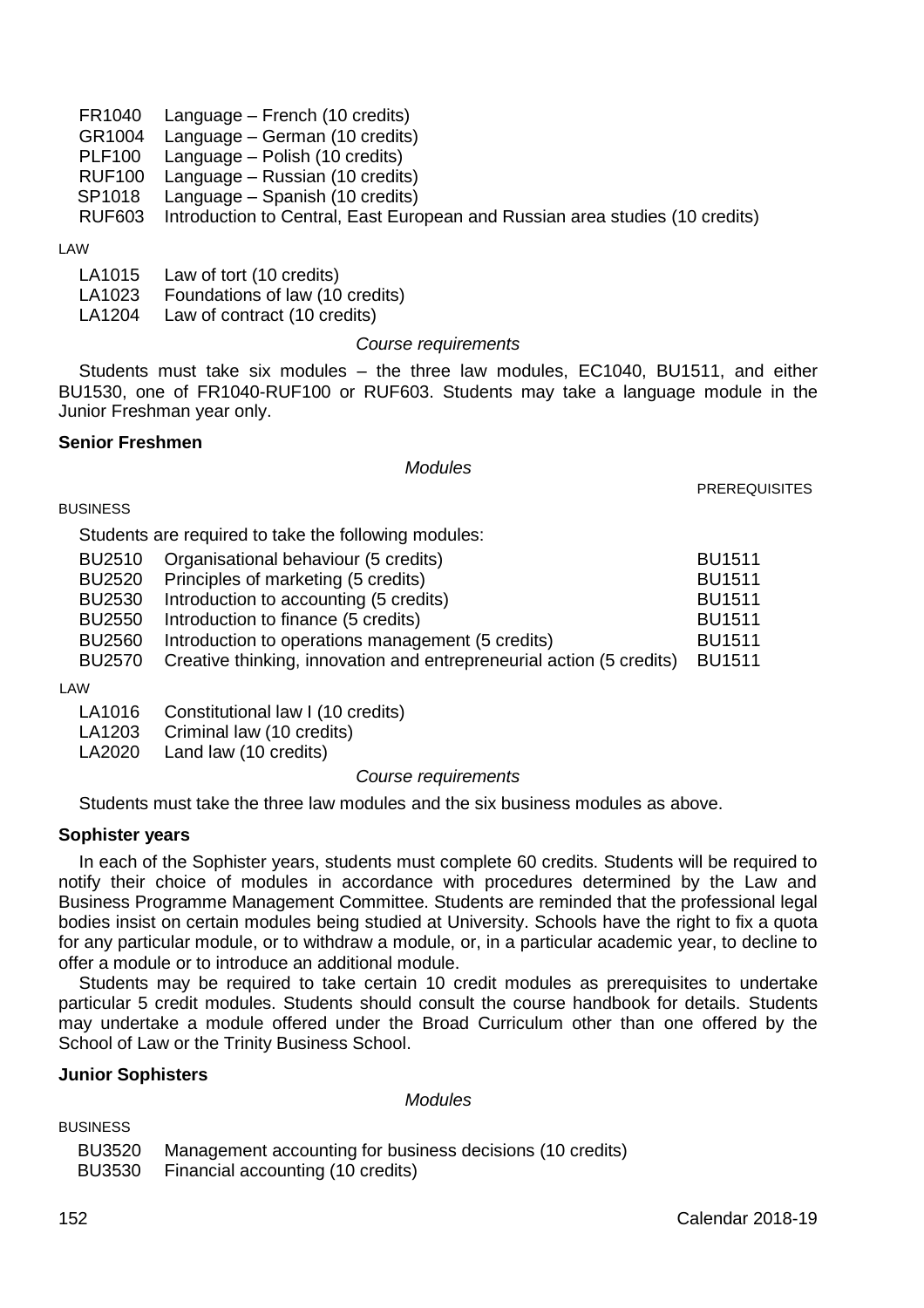FR1040 Language – French (10 credits)
GR1004 Language – German (10 credits)
PLF100 Language – Polish (10 credits)
RUF100 Language – Russian (10 credits)
SP1018 Language – Spanish (10 credits)
RUF603 Introduction to Central, East European and Russian area studies (10 credits)

LAW

LA1015 Law of tort (10 credits)
LA1023 Foundations of law (10 credits)
LA1204 Law of contract (10 credits)

*Course requirements*

Students must take six modules – the three law modules, EC1040, BU1511, and either BU1530, one of FR1040-RUF100 or RUF603. Students may take a language module in the Junior Freshman year only.

**Senior Freshmen**

*Modules*

BUSINESS

Students are required to take the following modules:

| Module | Title | PREREQUISITES |
|---|---|---|
| BU2510 | Organisational behaviour (5 credits) | BU1511 |
| BU2520 | Principles of marketing (5 credits) | BU1511 |
| BU2530 | Introduction to accounting (5 credits) | BU1511 |
| BU2550 | Introduction to finance (5 credits) | BU1511 |
| BU2560 | Introduction to operations management (5 credits) | BU1511 |
| BU2570 | Creative thinking, innovation and entrepreneurial action (5 credits) | BU1511 |

LAW

LA1016 Constitutional law I (10 credits)
LA1203 Criminal law (10 credits)
LA2020 Land law (10 credits)

*Course requirements*

Students must take the three law modules and the six business modules as above.

**Sophister years**

In each of the Sophister years, students must complete 60 credits. Students will be required to notify their choice of modules in accordance with procedures determined by the Law and Business Programme Management Committee. Students are reminded that the professional legal bodies insist on certain modules being studied at University. Schools have the right to fix a quota for any particular module, or to withdraw a module, or, in a particular academic year, to decline to offer a module or to introduce an additional module.

Students may be required to take certain 10 credit modules as prerequisites to undertake particular 5 credit modules. Students should consult the course handbook for details. Students may undertake a module offered under the Broad Curriculum other than one offered by the School of Law or the Trinity Business School.

**Junior Sophisters**

*Modules*

BUSINESS

BU3520 Management accounting for business decisions (10 credits)
BU3530 Financial accounting (10 credits)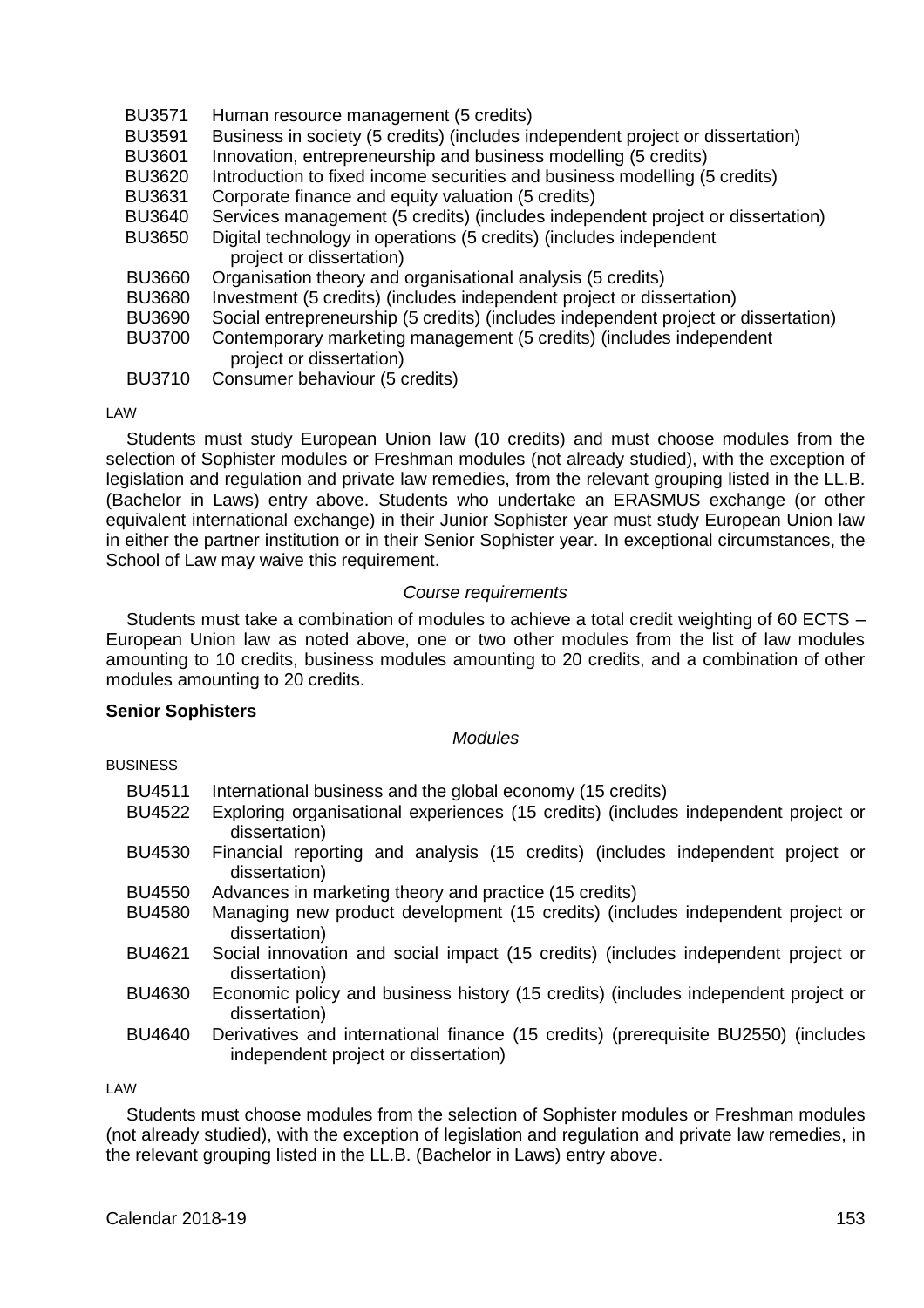BU3571 Human resource management (5 credits)
BU3591 Business in society (5 credits) (includes independent project or dissertation)
BU3601 Innovation, entrepreneurship and business modelling (5 credits)
BU3620 Introduction to fixed income securities and business modelling (5 credits)
BU3631 Corporate finance and equity valuation (5 credits)
BU3640 Services management (5 credits) (includes independent project or dissertation)
BU3650 Digital technology in operations (5 credits) (includes independent project or dissertation)
BU3660 Organisation theory and organisational analysis (5 credits)
BU3680 Investment (5 credits) (includes independent project or dissertation)
BU3690 Social entrepreneurship (5 credits) (includes independent project or dissertation)
BU3700 Contemporary marketing management (5 credits) (includes independent project or dissertation)
BU3710 Consumer behaviour (5 credits)

LAW

Students must study European Union law (10 credits) and must choose modules from the selection of Sophister modules or Freshman modules (not already studied), with the exception of legislation and regulation and private law remedies, from the relevant grouping listed in the LL.B. (Bachelor in Laws) entry above. Students who undertake an ERASMUS exchange (or other equivalent international exchange) in their Junior Sophister year must study European Union law in either the partner institution or in their Senior Sophister year. In exceptional circumstances, the School of Law may waive this requirement.

*Course requirements*

Students must take a combination of modules to achieve a total credit weighting of 60 ECTS – European Union law as noted above, one or two other modules from the list of law modules amounting to 10 credits, business modules amounting to 20 credits, and a combination of other modules amounting to 20 credits.

**Senior Sophisters**

*Modules*

BUSINESS

BU4511 International business and the global economy (15 credits)
BU4522 Exploring organisational experiences (15 credits) (includes independent project or dissertation)
BU4530 Financial reporting and analysis (15 credits) (includes independent project or dissertation)
BU4550 Advances in marketing theory and practice (15 credits)
BU4580 Managing new product development (15 credits) (includes independent project or dissertation)
BU4621 Social innovation and social impact (15 credits) (includes independent project or dissertation)
BU4630 Economic policy and business history (15 credits) (includes independent project or dissertation)
BU4640 Derivatives and international finance (15 credits) (prerequisite BU2550) (includes independent project or dissertation)

LAW

Students must choose modules from the selection of Sophister modules or Freshman modules (not already studied), with the exception of legislation and regulation and private law remedies, in the relevant grouping listed in the LL.B. (Bachelor in Laws) entry above.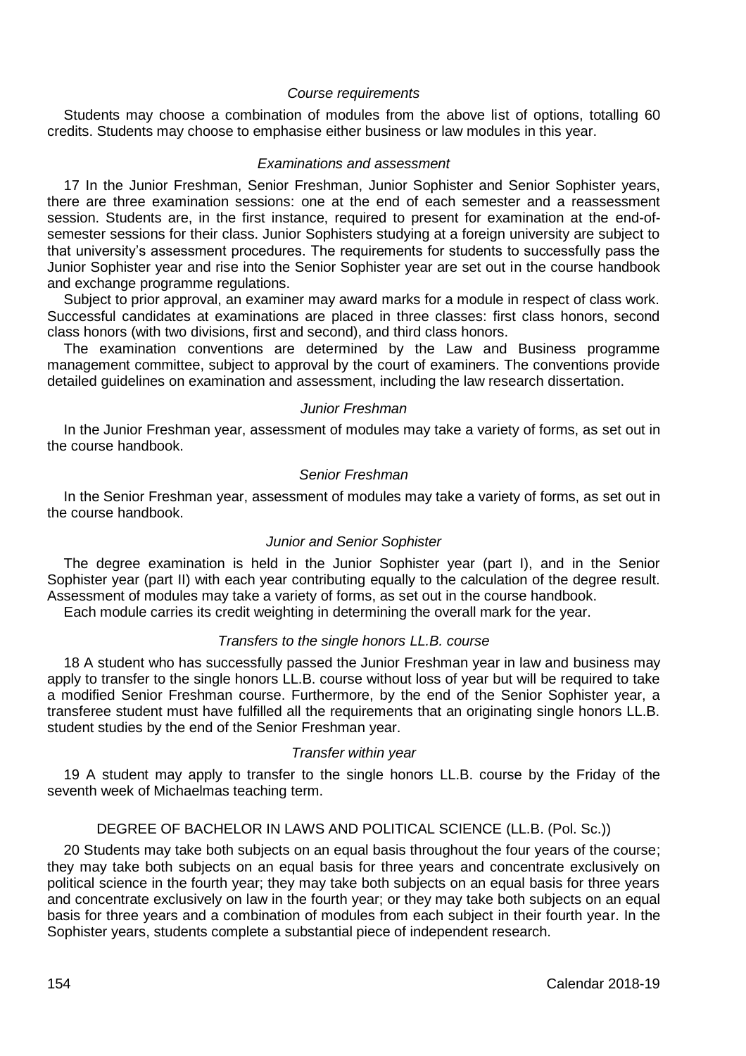*Course requirements*

Students may choose a combination of modules from the above list of options, totalling 60 credits. Students may choose to emphasise either business or law modules in this year.

*Examinations and assessment*

17 In the Junior Freshman, Senior Freshman, Junior Sophister and Senior Sophister years, there are three examination sessions: one at the end of each semester and a reassessment session. Students are, in the first instance, required to present for examination at the end-of-semester sessions for their class. Junior Sophisters studying at a foreign university are subject to that university's assessment procedures. The requirements for students to successfully pass the Junior Sophister year and rise into the Senior Sophister year are set out in the course handbook and exchange programme regulations.

Subject to prior approval, an examiner may award marks for a module in respect of class work. Successful candidates at examinations are placed in three classes: first class honors, second class honors (with two divisions, first and second), and third class honors.

The examination conventions are determined by the Law and Business programme management committee, subject to approval by the court of examiners. The conventions provide detailed guidelines on examination and assessment, including the law research dissertation.

*Junior Freshman*

In the Junior Freshman year, assessment of modules may take a variety of forms, as set out in the course handbook.

*Senior Freshman*

In the Senior Freshman year, assessment of modules may take a variety of forms, as set out in the course handbook.

*Junior and Senior Sophister*

The degree examination is held in the Junior Sophister year (part I), and in the Senior Sophister year (part II) with each year contributing equally to the calculation of the degree result. Assessment of modules may take a variety of forms, as set out in the course handbook.

Each module carries its credit weighting in determining the overall mark for the year.

*Transfers to the single honors LL.B. course*

18 A student who has successfully passed the Junior Freshman year in law and business may apply to transfer to the single honors LL.B. course without loss of year but will be required to take a modified Senior Freshman course. Furthermore, by the end of the Senior Sophister year, a transferee student must have fulfilled all the requirements that an originating single honors LL.B. student studies by the end of the Senior Freshman year.

*Transfer within year*

19 A student may apply to transfer to the single honors LL.B. course by the Friday of the seventh week of Michaelmas teaching term.

## DEGREE OF BACHELOR IN LAWS AND POLITICAL SCIENCE (LL.B. (Pol. Sc.))

20 Students may take both subjects on an equal basis throughout the four years of the course; they may take both subjects on an equal basis for three years and concentrate exclusively on political science in the fourth year; they may take both subjects on an equal basis for three years and concentrate exclusively on law in the fourth year; or they may take both subjects on an equal basis for three years and a combination of modules from each subject in their fourth year. In the Sophister years, students complete a substantial piece of independent research.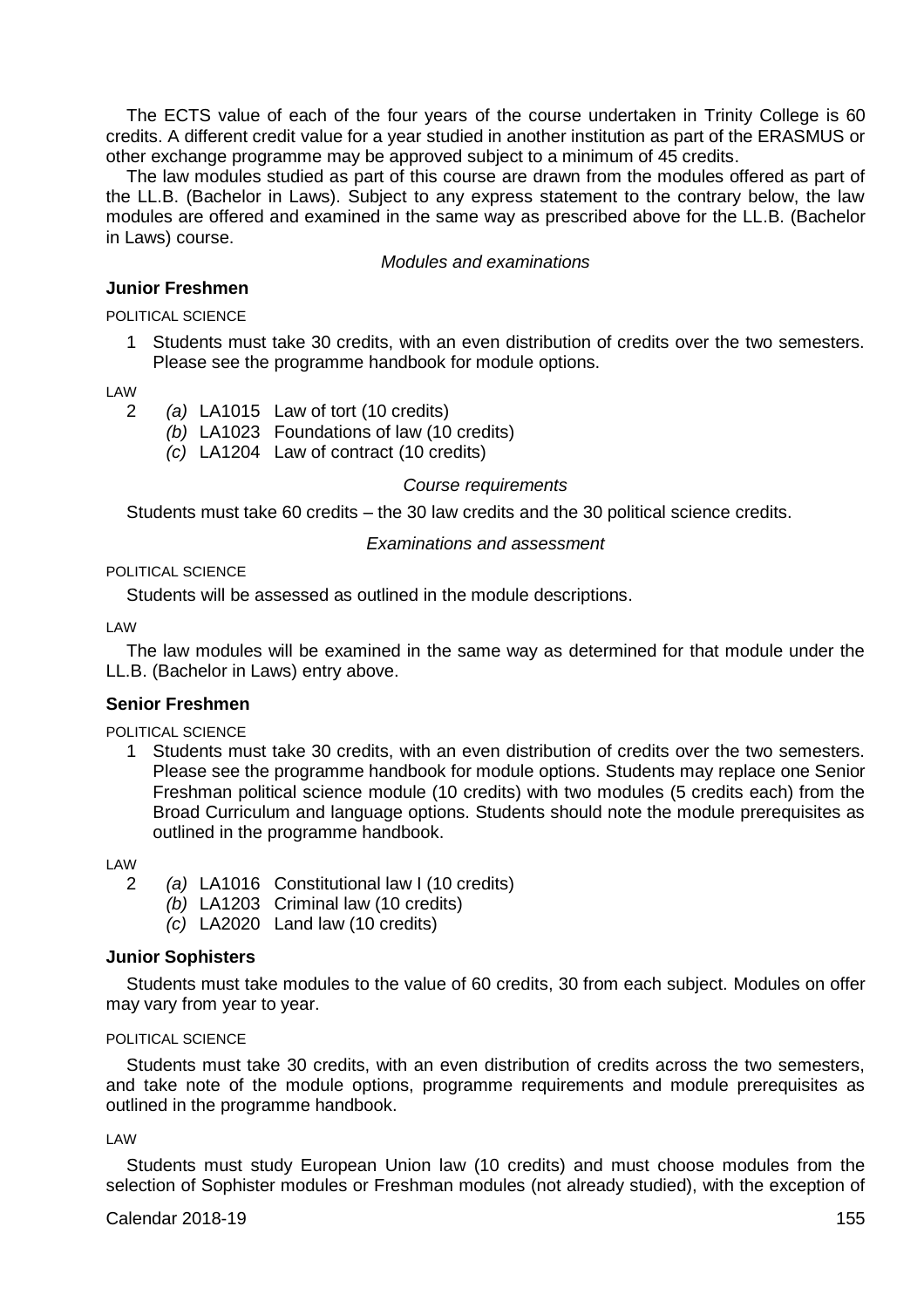The ECTS value of each of the four years of the course undertaken in Trinity College is 60 credits. A different credit value for a year studied in another institution as part of the ERASMUS or other exchange programme may be approved subject to a minimum of 45 credits.

The law modules studied as part of this course are drawn from the modules offered as part of the LL.B. (Bachelor in Laws). Subject to any express statement to the contrary below, the law modules are offered and examined in the same way as prescribed above for the LL.B. (Bachelor in Laws) course.

*Modules and examinations*

**Junior Freshmen**

POLITICAL SCIENCE

1 Students must take 30 credits, with an even distribution of credits over the two semesters. Please see the programme handbook for module options.

LAW

2 *(a)* LA1015 Law of tort (10 credits)
*(b)* LA1023 Foundations of law (10 credits)
*(c)* LA1204 Law of contract (10 credits)

*Course requirements*

Students must take 60 credits – the 30 law credits and the 30 political science credits.

*Examinations and assessment*

POLITICAL SCIENCE

Students will be assessed as outlined in the module descriptions.

LAW

The law modules will be examined in the same way as determined for that module under the LL.B. (Bachelor in Laws) entry above.

**Senior Freshmen**

POLITICAL SCIENCE

1 Students must take 30 credits, with an even distribution of credits over the two semesters. Please see the programme handbook for module options. Students may replace one Senior Freshman political science module (10 credits) with two modules (5 credits each) from the Broad Curriculum and language options. Students should note the module prerequisites as outlined in the programme handbook.

LAW

2 *(a)* LA1016 Constitutional law I (10 credits)
*(b)* LA1203 Criminal law (10 credits)
*(c)* LA2020 Land law (10 credits)

**Junior Sophisters**

Students must take modules to the value of 60 credits, 30 from each subject. Modules on offer may vary from year to year.

POLITICAL SCIENCE

Students must take 30 credits, with an even distribution of credits across the two semesters, and take note of the module options, programme requirements and module prerequisites as outlined in the programme handbook.

LAW

Students must study European Union law (10 credits) and must choose modules from the selection of Sophister modules or Freshman modules (not already studied), with the exception of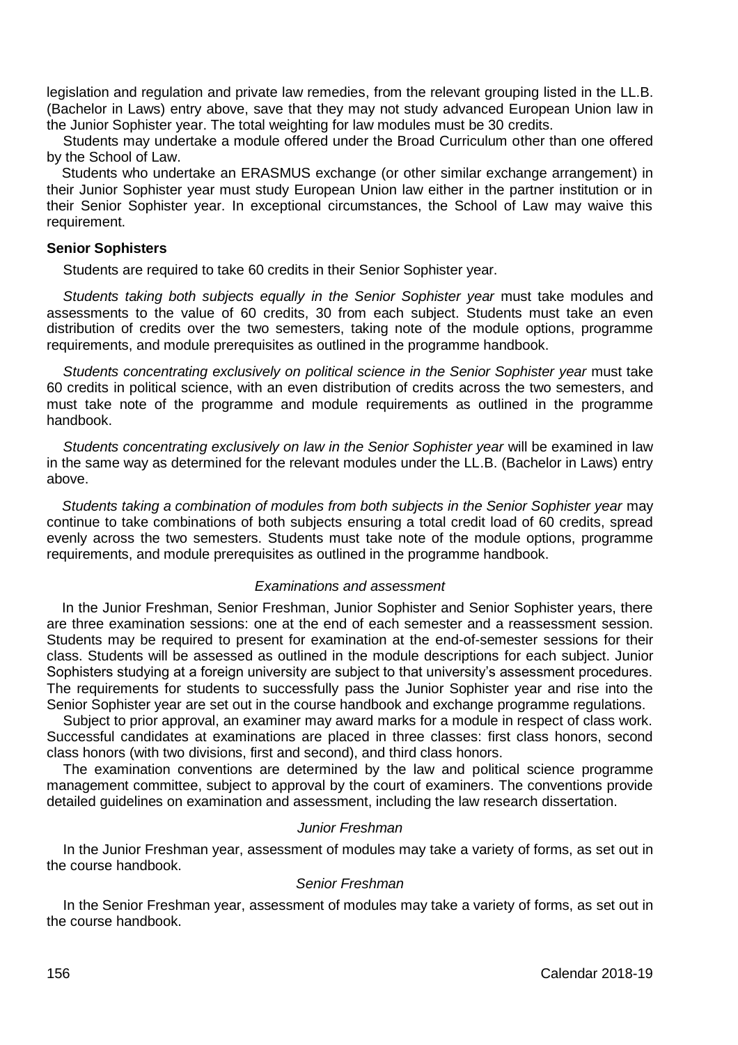legislation and regulation and private law remedies, from the relevant grouping listed in the LL.B. (Bachelor in Laws) entry above, save that they may not study advanced European Union law in the Junior Sophister year. The total weighting for law modules must be 30 credits.

Students may undertake a module offered under the Broad Curriculum other than one offered by the School of Law.

Students who undertake an ERASMUS exchange (or other similar exchange arrangement) in their Junior Sophister year must study European Union law either in the partner institution or in their Senior Sophister year. In exceptional circumstances, the School of Law may waive this requirement.

**Senior Sophisters**

Students are required to take 60 credits in their Senior Sophister year.

*Students taking both subjects equally in the Senior Sophister year* must take modules and assessments to the value of 60 credits, 30 from each subject. Students must take an even distribution of credits over the two semesters, taking note of the module options, programme requirements, and module prerequisites as outlined in the programme handbook.

*Students concentrating exclusively on political science in the Senior Sophister year* must take 60 credits in political science, with an even distribution of credits across the two semesters, and must take note of the programme and module requirements as outlined in the programme handbook.

*Students concentrating exclusively on law in the Senior Sophister year* will be examined in law in the same way as determined for the relevant modules under the LL.B. (Bachelor in Laws) entry above.

*Students taking a combination of modules from both subjects in the Senior Sophister year* may continue to take combinations of both subjects ensuring a total credit load of 60 credits, spread evenly across the two semesters. Students must take note of the module options, programme requirements, and module prerequisites as outlined in the programme handbook.

*Examinations and assessment*

In the Junior Freshman, Senior Freshman, Junior Sophister and Senior Sophister years, there are three examination sessions: one at the end of each semester and a reassessment session. Students may be required to present for examination at the end-of-semester sessions for their class. Students will be assessed as outlined in the module descriptions for each subject. Junior Sophisters studying at a foreign university are subject to that university's assessment procedures. The requirements for students to successfully pass the Junior Sophister year and rise into the Senior Sophister year are set out in the course handbook and exchange programme regulations.

Subject to prior approval, an examiner may award marks for a module in respect of class work. Successful candidates at examinations are placed in three classes: first class honors, second class honors (with two divisions, first and second), and third class honors.

The examination conventions are determined by the law and political science programme management committee, subject to approval by the court of examiners. The conventions provide detailed guidelines on examination and assessment, including the law research dissertation.

*Junior Freshman*

In the Junior Freshman year, assessment of modules may take a variety of forms, as set out in the course handbook.

*Senior Freshman*

In the Senior Freshman year, assessment of modules may take a variety of forms, as set out in the course handbook.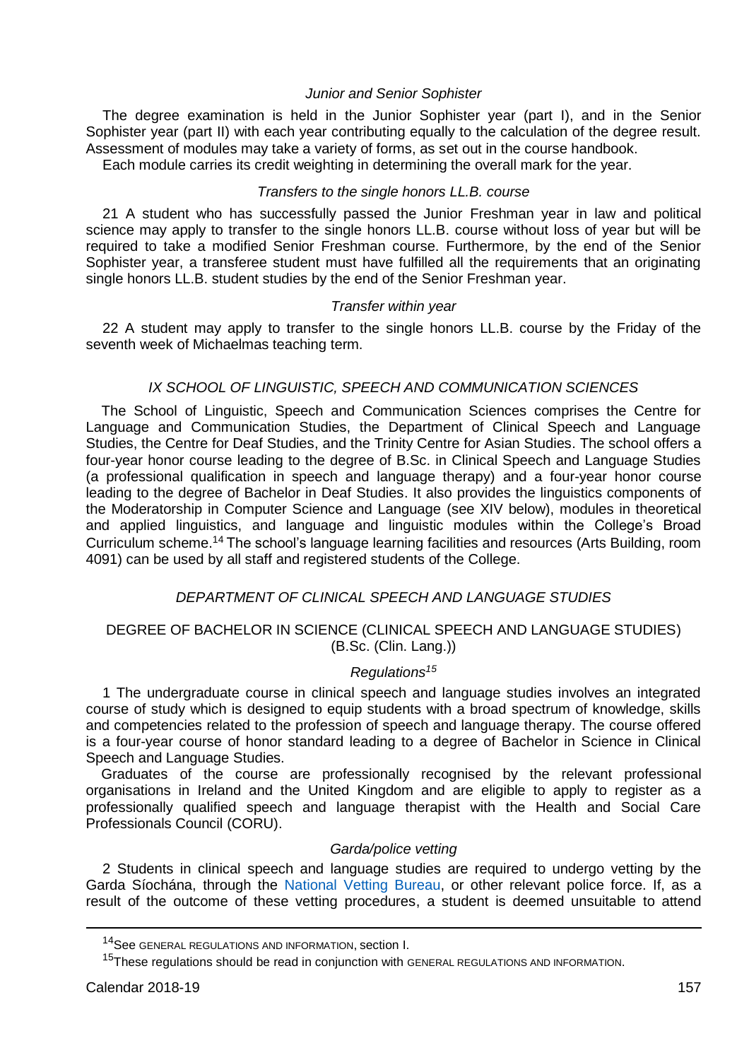*Junior and Senior Sophister*

The degree examination is held in the Junior Sophister year (part I), and in the Senior Sophister year (part II) with each year contributing equally to the calculation of the degree result. Assessment of modules may take a variety of forms, as set out in the course handbook.

Each module carries its credit weighting in determining the overall mark for the year.

*Transfers to the single honors LL.B. course*

21 A student who has successfully passed the Junior Freshman year in law and political science may apply to transfer to the single honors LL.B. course without loss of year but will be required to take a modified Senior Freshman course. Furthermore, by the end of the Senior Sophister year, a transferee student must have fulfilled all the requirements that an originating single honors LL.B. student studies by the end of the Senior Freshman year.

*Transfer within year*

22 A student may apply to transfer to the single honors LL.B. course by the Friday of the seventh week of Michaelmas teaching term.

## *IX SCHOOL OF LINGUISTIC, SPEECH AND COMMUNICATION SCIENCES*

The School of Linguistic, Speech and Communication Sciences comprises the Centre for Language and Communication Studies, the Department of Clinical Speech and Language Studies, the Centre for Deaf Studies, and the Trinity Centre for Asian Studies. The school offers a four-year honor course leading to the degree of B.Sc. in Clinical Speech and Language Studies (a professional qualification in speech and language therapy) and a four-year honor course leading to the degree of Bachelor in Deaf Studies. It also provides the linguistics components of the Moderatorship in Computer Science and Language (see XIV below), modules in theoretical and applied linguistics, and language and linguistic modules within the College's Broad Curriculum scheme.[14] The school's language learning facilities and resources (Arts Building, room 4091) can be used by all staff and registered students of the College.

### *DEPARTMENT OF CLINICAL SPEECH AND LANGUAGE STUDIES*

#### DEGREE OF BACHELOR IN SCIENCE (CLINICAL SPEECH AND LANGUAGE STUDIES) (B.Sc. (Clin. Lang.))

*Regulations*[15]

1 The undergraduate course in clinical speech and language studies involves an integrated course of study which is designed to equip students with a broad spectrum of knowledge, skills and competencies related to the profession of speech and language therapy. The course offered is a four-year course of honor standard leading to a degree of Bachelor in Science in Clinical Speech and Language Studies.

Graduates of the course are professionally recognised by the relevant professional organisations in Ireland and the United Kingdom and are eligible to apply to register as a professionally qualified speech and language therapist with the Health and Social Care Professionals Council (CORU).

*Garda/police vetting*

2 Students in clinical speech and language studies are required to undergo vetting by the Garda Síochána, through the National Vetting Bureau, or other relevant police force. If, as a result of the outcome of these vetting procedures, a student is deemed unsuitable to attend

[14] See GENERAL REGULATIONS AND INFORMATION, section I.

[15] These regulations should be read in conjunction with GENERAL REGULATIONS AND INFORMATION.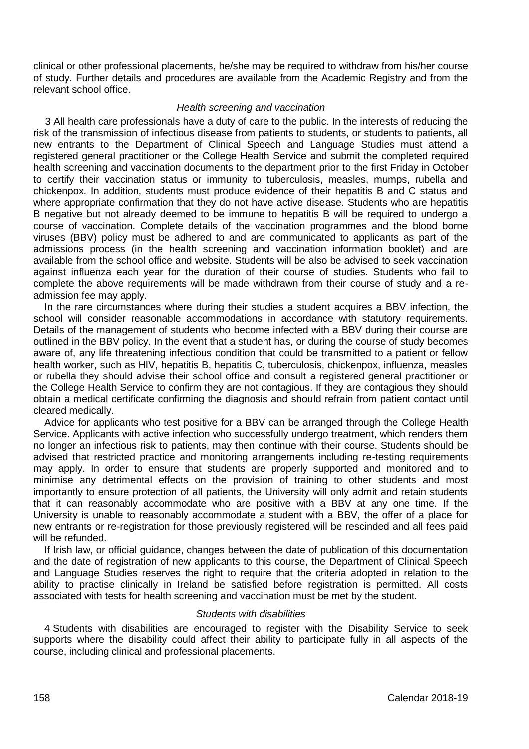clinical or other professional placements, he/she may be required to withdraw from his/her course of study. Further details and procedures are available from the Academic Registry and from the relevant school office.

*Health screening and vaccination*

3 All health care professionals have a duty of care to the public. In the interests of reducing the risk of the transmission of infectious disease from patients to students, or students to patients, all new entrants to the Department of Clinical Speech and Language Studies must attend a registered general practitioner or the College Health Service and submit the completed required health screening and vaccination documents to the department prior to the first Friday in October to certify their vaccination status or immunity to tuberculosis, measles, mumps, rubella and chickenpox. In addition, students must produce evidence of their hepatitis B and C status and where appropriate confirmation that they do not have active disease. Students who are hepatitis B negative but not already deemed to be immune to hepatitis B will be required to undergo a course of vaccination. Complete details of the vaccination programmes and the blood borne viruses (BBV) policy must be adhered to and are communicated to applicants as part of the admissions process (in the health screening and vaccination information booklet) and are available from the school office and website. Students will be also be advised to seek vaccination against influenza each year for the duration of their course of studies. Students who fail to complete the above requirements will be made withdrawn from their course of study and a re-admission fee may apply.

In the rare circumstances where during their studies a student acquires a BBV infection, the school will consider reasonable accommodations in accordance with statutory requirements. Details of the management of students who become infected with a BBV during their course are outlined in the BBV policy. In the event that a student has, or during the course of study becomes aware of, any life threatening infectious condition that could be transmitted to a patient or fellow health worker, such as HIV, hepatitis B, hepatitis C, tuberculosis, chickenpox, influenza, measles or rubella they should advise their school office and consult a registered general practitioner or the College Health Service to confirm they are not contagious. If they are contagious they should obtain a medical certificate confirming the diagnosis and should refrain from patient contact until cleared medically.

Advice for applicants who test positive for a BBV can be arranged through the College Health Service. Applicants with active infection who successfully undergo treatment, which renders them no longer an infectious risk to patients, may then continue with their course. Students should be advised that restricted practice and monitoring arrangements including re-testing requirements may apply. In order to ensure that students are properly supported and monitored and to minimise any detrimental effects on the provision of training to other students and most importantly to ensure protection of all patients, the University will only admit and retain students that it can reasonably accommodate who are positive with a BBV at any one time. If the University is unable to reasonably accommodate a student with a BBV, the offer of a place for new entrants or re-registration for those previously registered will be rescinded and all fees paid will be refunded.

If Irish law, or official guidance, changes between the date of publication of this documentation and the date of registration of new applicants to this course, the Department of Clinical Speech and Language Studies reserves the right to require that the criteria adopted in relation to the ability to practise clinically in Ireland be satisfied before registration is permitted. All costs associated with tests for health screening and vaccination must be met by the student.

*Students with disabilities*

4 Students with disabilities are encouraged to register with the Disability Service to seek supports where the disability could affect their ability to participate fully in all aspects of the course, including clinical and professional placements.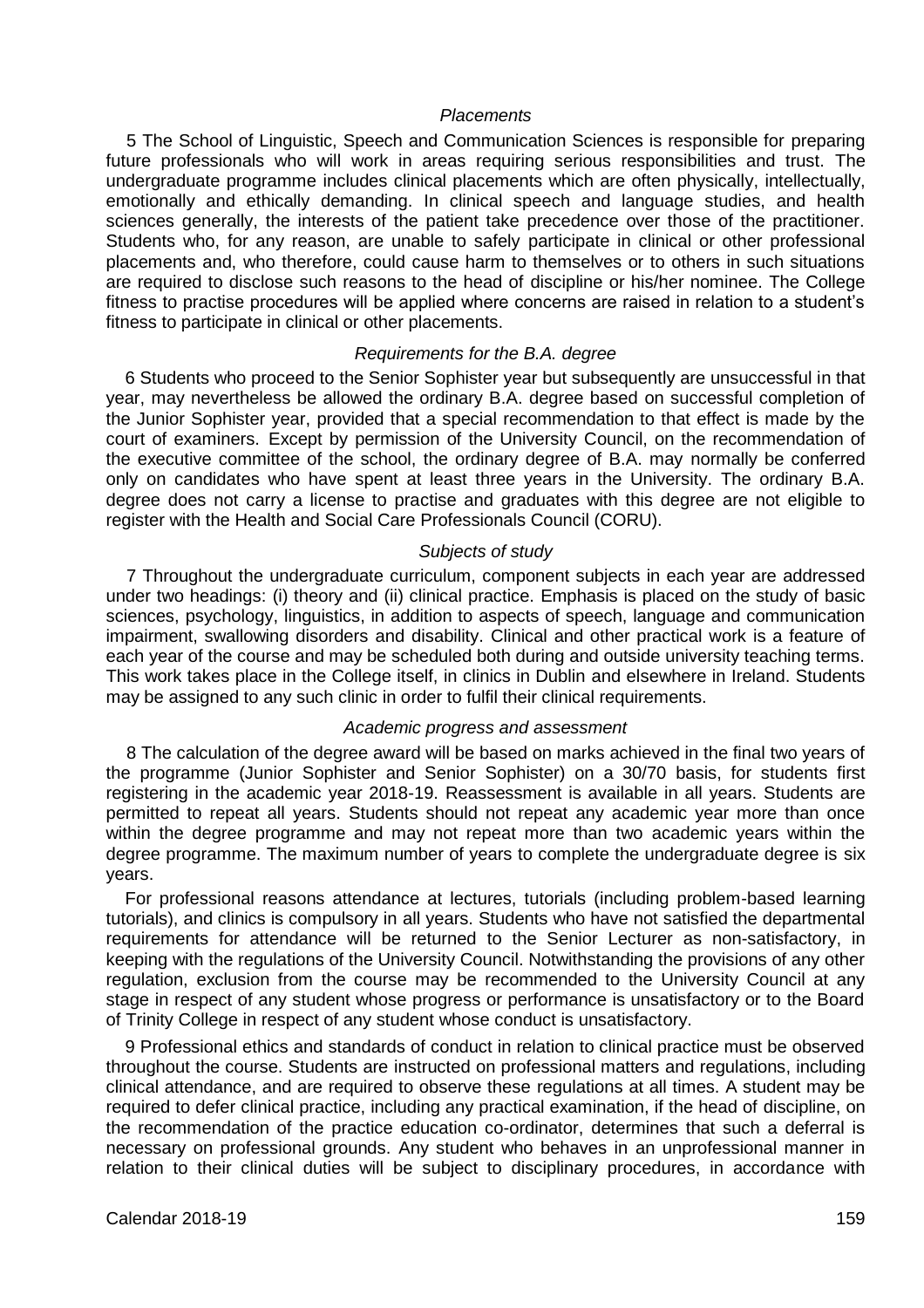*Placements*

5 The School of Linguistic, Speech and Communication Sciences is responsible for preparing future professionals who will work in areas requiring serious responsibilities and trust. The undergraduate programme includes clinical placements which are often physically, intellectually, emotionally and ethically demanding. In clinical speech and language studies, and health sciences generally, the interests of the patient take precedence over those of the practitioner. Students who, for any reason, are unable to safely participate in clinical or other professional placements and, who therefore, could cause harm to themselves or to others in such situations are required to disclose such reasons to the head of discipline or his/her nominee. The College fitness to practise procedures will be applied where concerns are raised in relation to a student's fitness to participate in clinical or other placements.

*Requirements for the B.A. degree*

6 Students who proceed to the Senior Sophister year but subsequently are unsuccessful in that year, may nevertheless be allowed the ordinary B.A. degree based on successful completion of the Junior Sophister year, provided that a special recommendation to that effect is made by the court of examiners. Except by permission of the University Council, on the recommendation of the executive committee of the school, the ordinary degree of B.A. may normally be conferred only on candidates who have spent at least three years in the University. The ordinary B.A. degree does not carry a license to practise and graduates with this degree are not eligible to register with the Health and Social Care Professionals Council (CORU).

*Subjects of study*

7 Throughout the undergraduate curriculum, component subjects in each year are addressed under two headings: (i) theory and (ii) clinical practice. Emphasis is placed on the study of basic sciences, psychology, linguistics, in addition to aspects of speech, language and communication impairment, swallowing disorders and disability. Clinical and other practical work is a feature of each year of the course and may be scheduled both during and outside university teaching terms. This work takes place in the College itself, in clinics in Dublin and elsewhere in Ireland. Students may be assigned to any such clinic in order to fulfil their clinical requirements.

*Academic progress and assessment*

8 The calculation of the degree award will be based on marks achieved in the final two years of the programme (Junior Sophister and Senior Sophister) on a 30/70 basis, for students first registering in the academic year 2018-19. Reassessment is available in all years. Students are permitted to repeat all years. Students should not repeat any academic year more than once within the degree programme and may not repeat more than two academic years within the degree programme. The maximum number of years to complete the undergraduate degree is six years.

For professional reasons attendance at lectures, tutorials (including problem-based learning tutorials), and clinics is compulsory in all years. Students who have not satisfied the departmental requirements for attendance will be returned to the Senior Lecturer as non-satisfactory, in keeping with the regulations of the University Council. Notwithstanding the provisions of any other regulation, exclusion from the course may be recommended to the University Council at any stage in respect of any student whose progress or performance is unsatisfactory or to the Board of Trinity College in respect of any student whose conduct is unsatisfactory.

9 Professional ethics and standards of conduct in relation to clinical practice must be observed throughout the course. Students are instructed on professional matters and regulations, including clinical attendance, and are required to observe these regulations at all times. A student may be required to defer clinical practice, including any practical examination, if the head of discipline, on the recommendation of the practice education co-ordinator, determines that such a deferral is necessary on professional grounds. Any student who behaves in an unprofessional manner in relation to their clinical duties will be subject to disciplinary procedures, in accordance with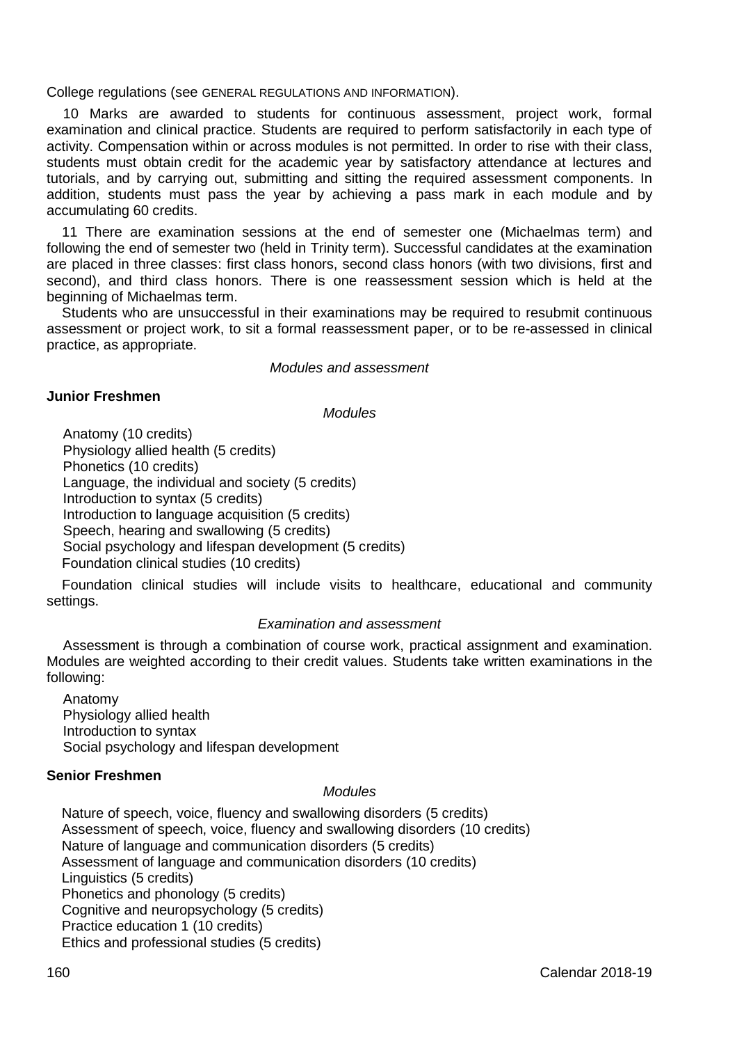College regulations (see GENERAL REGULATIONS AND INFORMATION).

10 Marks are awarded to students for continuous assessment, project work, formal examination and clinical practice. Students are required to perform satisfactorily in each type of activity. Compensation within or across modules is not permitted. In order to rise with their class, students must obtain credit for the academic year by satisfactory attendance at lectures and tutorials, and by carrying out, submitting and sitting the required assessment components. In addition, students must pass the year by achieving a pass mark in each module and by accumulating 60 credits.

11 There are examination sessions at the end of semester one (Michaelmas term) and following the end of semester two (held in Trinity term). Successful candidates at the examination are placed in three classes: first class honors, second class honors (with two divisions, first and second), and third class honors. There is one reassessment session which is held at the beginning of Michaelmas term.

Students who are unsuccessful in their examinations may be required to resubmit continuous assessment or project work, to sit a formal reassessment paper, or to be re-assessed in clinical practice, as appropriate.

*Modules and assessment*

**Junior Freshmen**

*Modules*

Anatomy (10 credits)
Physiology allied health (5 credits)
Phonetics (10 credits)
Language, the individual and society (5 credits)
Introduction to syntax (5 credits)
Introduction to language acquisition (5 credits)
Speech, hearing and swallowing (5 credits)
Social psychology and lifespan development (5 credits)
Foundation clinical studies (10 credits)

Foundation clinical studies will include visits to healthcare, educational and community settings.

*Examination and assessment*

Assessment is through a combination of course work, practical assignment and examination. Modules are weighted according to their credit values. Students take written examinations in the following:

Anatomy
Physiology allied health
Introduction to syntax
Social psychology and lifespan development

**Senior Freshmen**

*Modules*

Nature of speech, voice, fluency and swallowing disorders (5 credits)
Assessment of speech, voice, fluency and swallowing disorders (10 credits)
Nature of language and communication disorders (5 credits)
Assessment of language and communication disorders (10 credits)
Linguistics (5 credits)
Phonetics and phonology (5 credits)
Cognitive and neuropsychology (5 credits)
Practice education 1 (10 credits)
Ethics and professional studies (5 credits)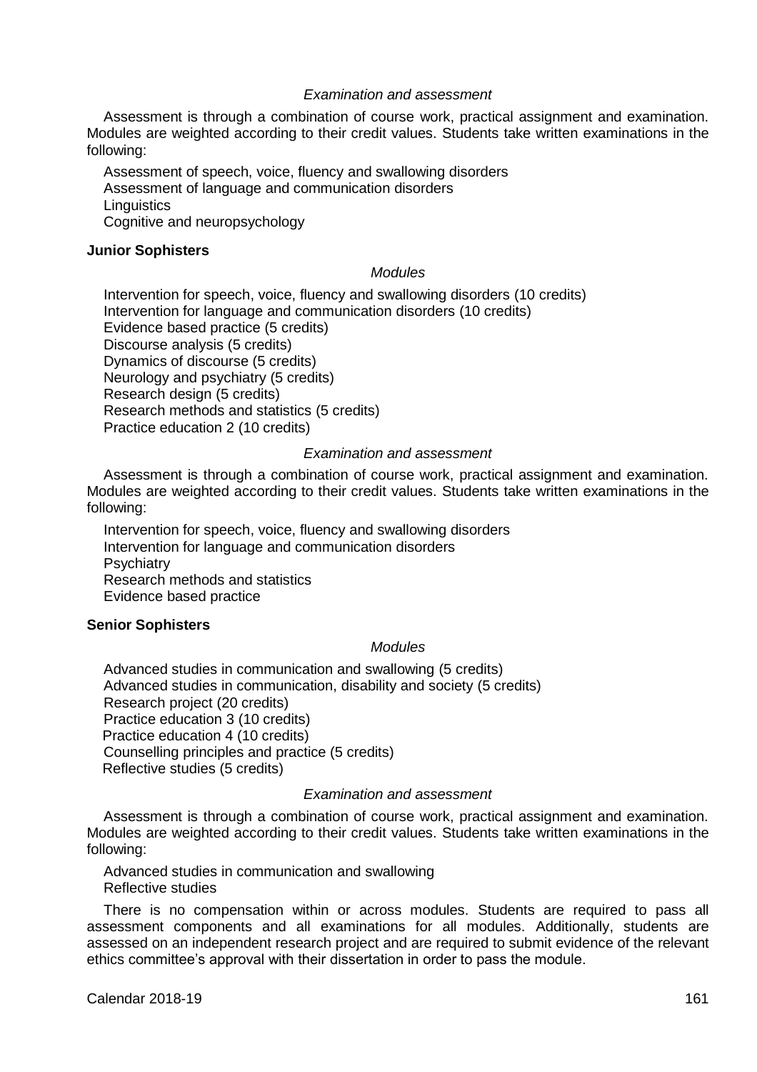*Examination and assessment*

Assessment is through a combination of course work, practical assignment and examination. Modules are weighted according to their credit values. Students take written examinations in the following:

Assessment of speech, voice, fluency and swallowing disorders
Assessment of language and communication disorders
Linguistics
Cognitive and neuropsychology

**Junior Sophisters**

*Modules*

Intervention for speech, voice, fluency and swallowing disorders (10 credits)
Intervention for language and communication disorders (10 credits)
Evidence based practice (5 credits)
Discourse analysis (5 credits)
Dynamics of discourse (5 credits)
Neurology and psychiatry (5 credits)
Research design (5 credits)
Research methods and statistics (5 credits)
Practice education 2 (10 credits)

*Examination and assessment*

Assessment is through a combination of course work, practical assignment and examination. Modules are weighted according to their credit values. Students take written examinations in the following:

Intervention for speech, voice, fluency and swallowing disorders
Intervention for language and communication disorders
Psychiatry
Research methods and statistics
Evidence based practice

**Senior Sophisters**

*Modules*

Advanced studies in communication and swallowing (5 credits)
Advanced studies in communication, disability and society (5 credits)
Research project (20 credits)
Practice education 3 (10 credits)
Practice education 4 (10 credits)
Counselling principles and practice (5 credits)
Reflective studies (5 credits)

*Examination and assessment*

Assessment is through a combination of course work, practical assignment and examination. Modules are weighted according to their credit values. Students take written examinations in the following:

Advanced studies in communication and swallowing
Reflective studies

There is no compensation within or across modules. Students are required to pass all assessment components and all examinations for all modules. Additionally, students are assessed on an independent research project and are required to submit evidence of the relevant ethics committee's approval with their dissertation in order to pass the module.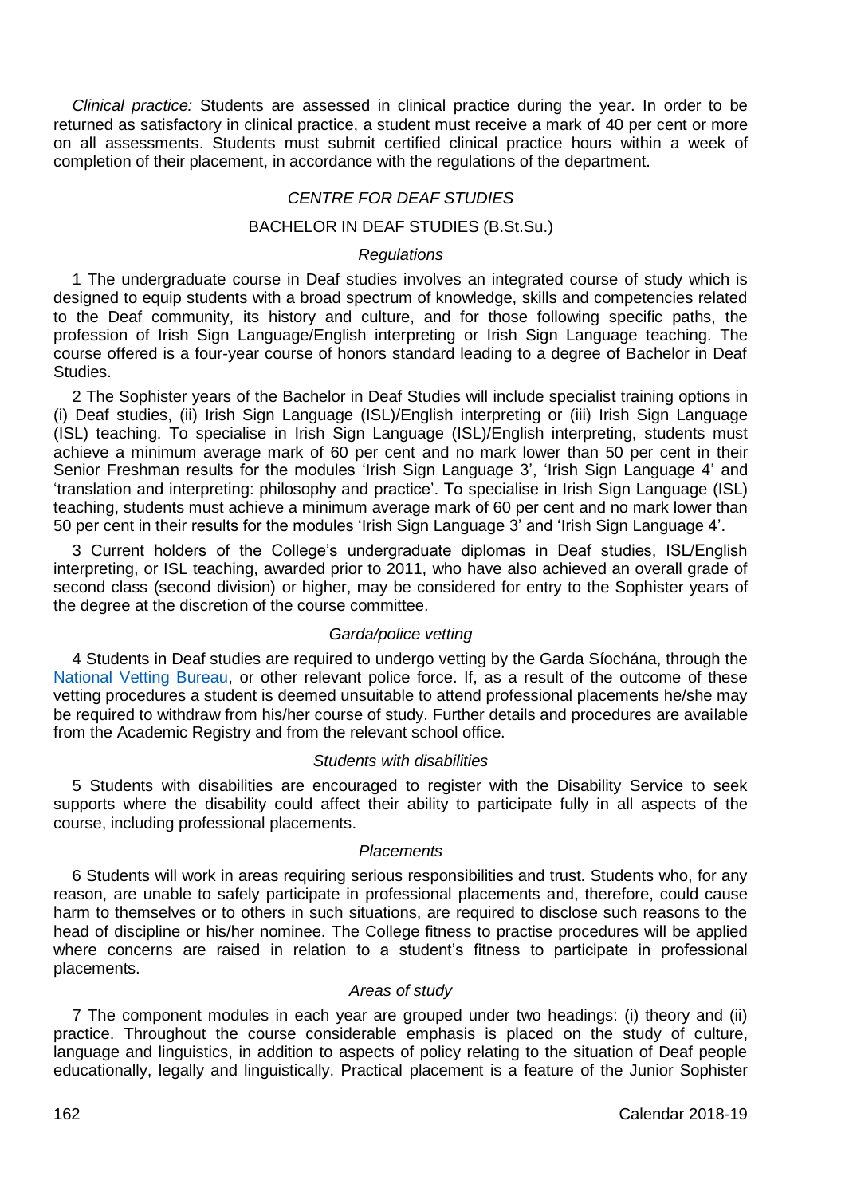*Clinical practice:* Students are assessed in clinical practice during the year. In order to be returned as satisfactory in clinical practice, a student must receive a mark of 40 per cent or more on all assessments. Students must submit certified clinical practice hours within a week of completion of their placement, in accordance with the regulations of the department.

## *CENTRE FOR DEAF STUDIES*

### BACHELOR IN DEAF STUDIES (B.St.Su.)

#### *Regulations*

1 The undergraduate course in Deaf studies involves an integrated course of study which is designed to equip students with a broad spectrum of knowledge, skills and competencies related to the Deaf community, its history and culture, and for those following specific paths, the profession of Irish Sign Language/English interpreting or Irish Sign Language teaching. The course offered is a four-year course of honors standard leading to a degree of Bachelor in Deaf Studies.

2 The Sophister years of the Bachelor in Deaf Studies will include specialist training options in (i) Deaf studies, (ii) Irish Sign Language (ISL)/English interpreting or (iii) Irish Sign Language (ISL) teaching. To specialise in Irish Sign Language (ISL)/English interpreting, students must achieve a minimum average mark of 60 per cent and no mark lower than 50 per cent in their Senior Freshman results for the modules 'Irish Sign Language 3', 'Irish Sign Language 4' and 'translation and interpreting: philosophy and practice'. To specialise in Irish Sign Language (ISL) teaching, students must achieve a minimum average mark of 60 per cent and no mark lower than 50 per cent in their results for the modules 'Irish Sign Language 3' and 'Irish Sign Language 4'.

3 Current holders of the College's undergraduate diplomas in Deaf studies, ISL/English interpreting, or ISL teaching, awarded prior to 2011, who have also achieved an overall grade of second class (second division) or higher, may be considered for entry to the Sophister years of the degree at the discretion of the course committee.

#### *Garda/police vetting*

4 Students in Deaf studies are required to undergo vetting by the Garda Síochána, through the National Vetting Bureau, or other relevant police force. If, as a result of the outcome of these vetting procedures a student is deemed unsuitable to attend professional placements he/she may be required to withdraw from his/her course of study. Further details and procedures are available from the Academic Registry and from the relevant school office.

#### *Students with disabilities*

5 Students with disabilities are encouraged to register with the Disability Service to seek supports where the disability could affect their ability to participate fully in all aspects of the course, including professional placements.

#### *Placements*

6 Students will work in areas requiring serious responsibilities and trust. Students who, for any reason, are unable to safely participate in professional placements and, therefore, could cause harm to themselves or to others in such situations, are required to disclose such reasons to the head of discipline or his/her nominee. The College fitness to practise procedures will be applied where concerns are raised in relation to a student's fitness to participate in professional placements.

#### *Areas of study*

7 The component modules in each year are grouped under two headings: (i) theory and (ii) practice. Throughout the course considerable emphasis is placed on the study of culture, language and linguistics, in addition to aspects of policy relating to the situation of Deaf people educationally, legally and linguistically. Practical placement is a feature of the Junior Sophister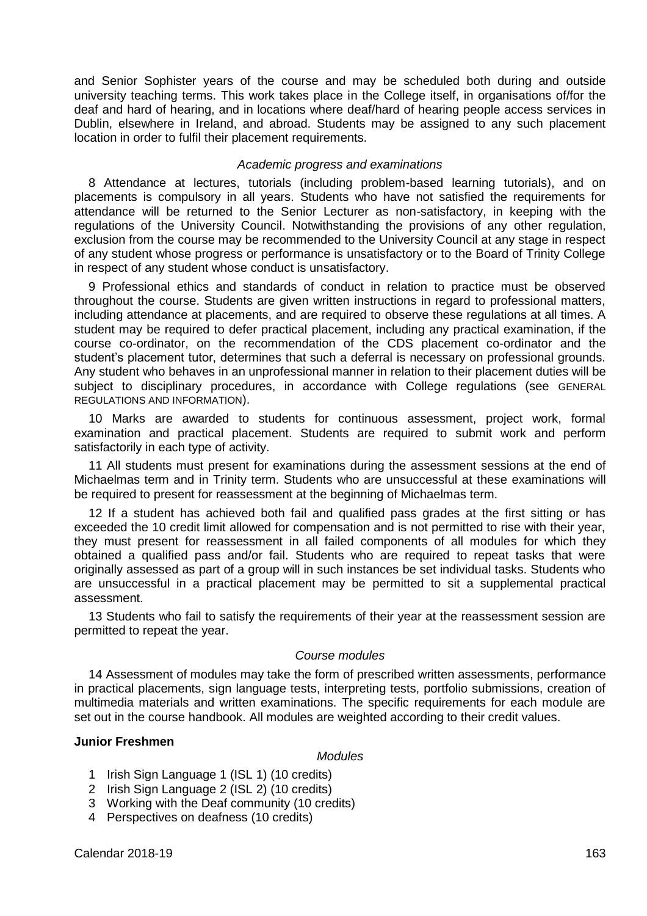and Senior Sophister years of the course and may be scheduled both during and outside university teaching terms. This work takes place in the College itself, in organisations of/for the deaf and hard of hearing, and in locations where deaf/hard of hearing people access services in Dublin, elsewhere in Ireland, and abroad. Students may be assigned to any such placement location in order to fulfil their placement requirements.

*Academic progress and examinations*

8 Attendance at lectures, tutorials (including problem-based learning tutorials), and on placements is compulsory in all years. Students who have not satisfied the requirements for attendance will be returned to the Senior Lecturer as non-satisfactory, in keeping with the regulations of the University Council. Notwithstanding the provisions of any other regulation, exclusion from the course may be recommended to the University Council at any stage in respect of any student whose progress or performance is unsatisfactory or to the Board of Trinity College in respect of any student whose conduct is unsatisfactory.

9 Professional ethics and standards of conduct in relation to practice must be observed throughout the course. Students are given written instructions in regard to professional matters, including attendance at placements, and are required to observe these regulations at all times. A student may be required to defer practical placement, including any practical examination, if the course co-ordinator, on the recommendation of the CDS placement co-ordinator and the student's placement tutor, determines that such a deferral is necessary on professional grounds. Any student who behaves in an unprofessional manner in relation to their placement duties will be subject to disciplinary procedures, in accordance with College regulations (see GENERAL REGULATIONS AND INFORMATION).

10 Marks are awarded to students for continuous assessment, project work, formal examination and practical placement. Students are required to submit work and perform satisfactorily in each type of activity.

11 All students must present for examinations during the assessment sessions at the end of Michaelmas term and in Trinity term. Students who are unsuccessful at these examinations will be required to present for reassessment at the beginning of Michaelmas term.

12 If a student has achieved both fail and qualified pass grades at the first sitting or has exceeded the 10 credit limit allowed for compensation and is not permitted to rise with their year, they must present for reassessment in all failed components of all modules for which they obtained a qualified pass and/or fail. Students who are required to repeat tasks that were originally assessed as part of a group will in such instances be set individual tasks. Students who are unsuccessful in a practical placement may be permitted to sit a supplemental practical assessment.

13 Students who fail to satisfy the requirements of their year at the reassessment session are permitted to repeat the year.

*Course modules*

14 Assessment of modules may take the form of prescribed written assessments, performance in practical placements, sign language tests, interpreting tests, portfolio submissions, creation of multimedia materials and written examinations. The specific requirements for each module are set out in the course handbook. All modules are weighted according to their credit values.

**Junior Freshmen**

*Modules*

1 Irish Sign Language 1 (ISL 1) (10 credits)
2 Irish Sign Language 2 (ISL 2) (10 credits)
3 Working with the Deaf community (10 credits)
4 Perspectives on deafness (10 credits)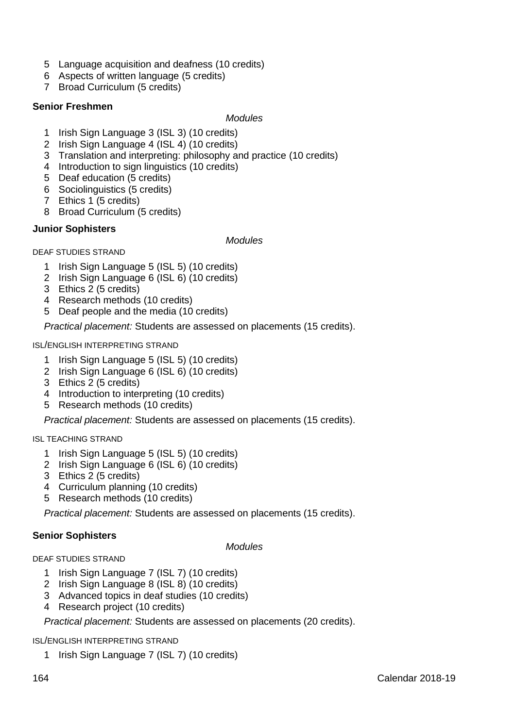5. Language acquisition and deafness (10 credits)
6. Aspects of written language (5 credits)
7. Broad Curriculum (5 credits)

**Senior Freshmen**

*Modules*

1. Irish Sign Language 3 (ISL 3) (10 credits)
2. Irish Sign Language 4 (ISL 4) (10 credits)
3. Translation and interpreting: philosophy and practice (10 credits)
4. Introduction to sign linguistics (10 credits)
5. Deaf education (5 credits)
6. Sociolinguistics (5 credits)
7. Ethics 1 (5 credits)
8. Broad Curriculum (5 credits)

**Junior Sophisters**

*Modules*

DEAF STUDIES STRAND

1. Irish Sign Language 5 (ISL 5) (10 credits)
2. Irish Sign Language 6 (ISL 6) (10 credits)
3. Ethics 2 (5 credits)
4. Research methods (10 credits)
5. Deaf people and the media (10 credits)

*Practical placement:* Students are assessed on placements (15 credits).

ISL/ENGLISH INTERPRETING STRAND

1. Irish Sign Language 5 (ISL 5) (10 credits)
2. Irish Sign Language 6 (ISL 6) (10 credits)
3. Ethics 2 (5 credits)
4. Introduction to interpreting (10 credits)
5. Research methods (10 credits)

*Practical placement:* Students are assessed on placements (15 credits).

ISL TEACHING STRAND

1. Irish Sign Language 5 (ISL 5) (10 credits)
2. Irish Sign Language 6 (ISL 6) (10 credits)
3. Ethics 2 (5 credits)
4. Curriculum planning (10 credits)
5. Research methods (10 credits)

*Practical placement:* Students are assessed on placements (15 credits).

**Senior Sophisters**

*Modules*

DEAF STUDIES STRAND

1. Irish Sign Language 7 (ISL 7) (10 credits)
2. Irish Sign Language 8 (ISL 8) (10 credits)
3. Advanced topics in deaf studies (10 credits)
4. Research project (10 credits)

*Practical placement:* Students are assessed on placements (20 credits).

ISL/ENGLISH INTERPRETING STRAND

1. Irish Sign Language 7 (ISL 7) (10 credits)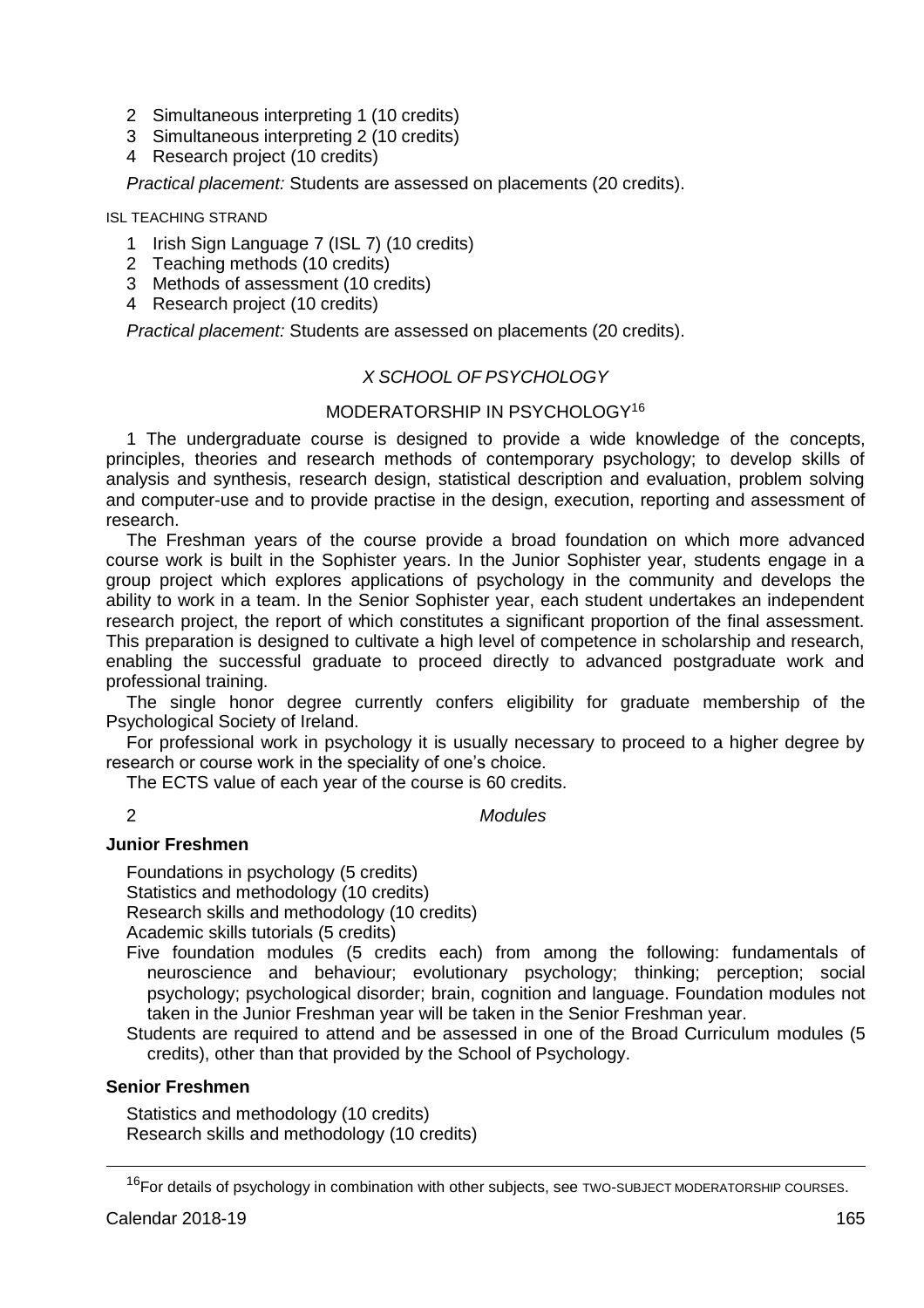2 Simultaneous interpreting 1 (10 credits)
3 Simultaneous interpreting 2 (10 credits)
4 Research project (10 credits)

*Practical placement:* Students are assessed on placements (20 credits).

ISL TEACHING STRAND

1 Irish Sign Language 7 (ISL 7) (10 credits)
2 Teaching methods (10 credits)
3 Methods of assessment (10 credits)
4 Research project (10 credits)

*Practical placement:* Students are assessed on placements (20 credits).

## *X SCHOOL OF PSYCHOLOGY*

### MODERATORSHIP IN PSYCHOLOGY[16]

1 The undergraduate course is designed to provide a wide knowledge of the concepts, principles, theories and research methods of contemporary psychology; to develop skills of analysis and synthesis, research design, statistical description and evaluation, problem solving and computer-use and to provide practise in the design, execution, reporting and assessment of research.

The Freshman years of the course provide a broad foundation on which more advanced course work is built in the Sophister years. In the Junior Sophister year, students engage in a group project which explores applications of psychology in the community and develops the ability to work in a team. In the Senior Sophister year, each student undertakes an independent research project, the report of which constitutes a significant proportion of the final assessment. This preparation is designed to cultivate a high level of competence in scholarship and research, enabling the successful graduate to proceed directly to advanced postgraduate work and professional training.

The single honor degree currently confers eligibility for graduate membership of the Psychological Society of Ireland.

For professional work in psychology it is usually necessary to proceed to a higher degree by research or course work in the speciality of one's choice.

The ECTS value of each year of the course is 60 credits.

2 *Modules*

**Junior Freshmen**

Foundations in psychology (5 credits)
Statistics and methodology (10 credits)
Research skills and methodology (10 credits)
Academic skills tutorials (5 credits)
Five foundation modules (5 credits each) from among the following: fundamentals of neuroscience and behaviour; evolutionary psychology; thinking; perception; social psychology; psychological disorder; brain, cognition and language. Foundation modules not taken in the Junior Freshman year will be taken in the Senior Freshman year.
Students are required to attend and be assessed in one of the Broad Curriculum modules (5 credits), other than that provided by the School of Psychology.

**Senior Freshmen**

Statistics and methodology (10 credits)
Research skills and methodology (10 credits)

[16] For details of psychology in combination with other subjects, see TWO-SUBJECT MODERATORSHIP COURSES.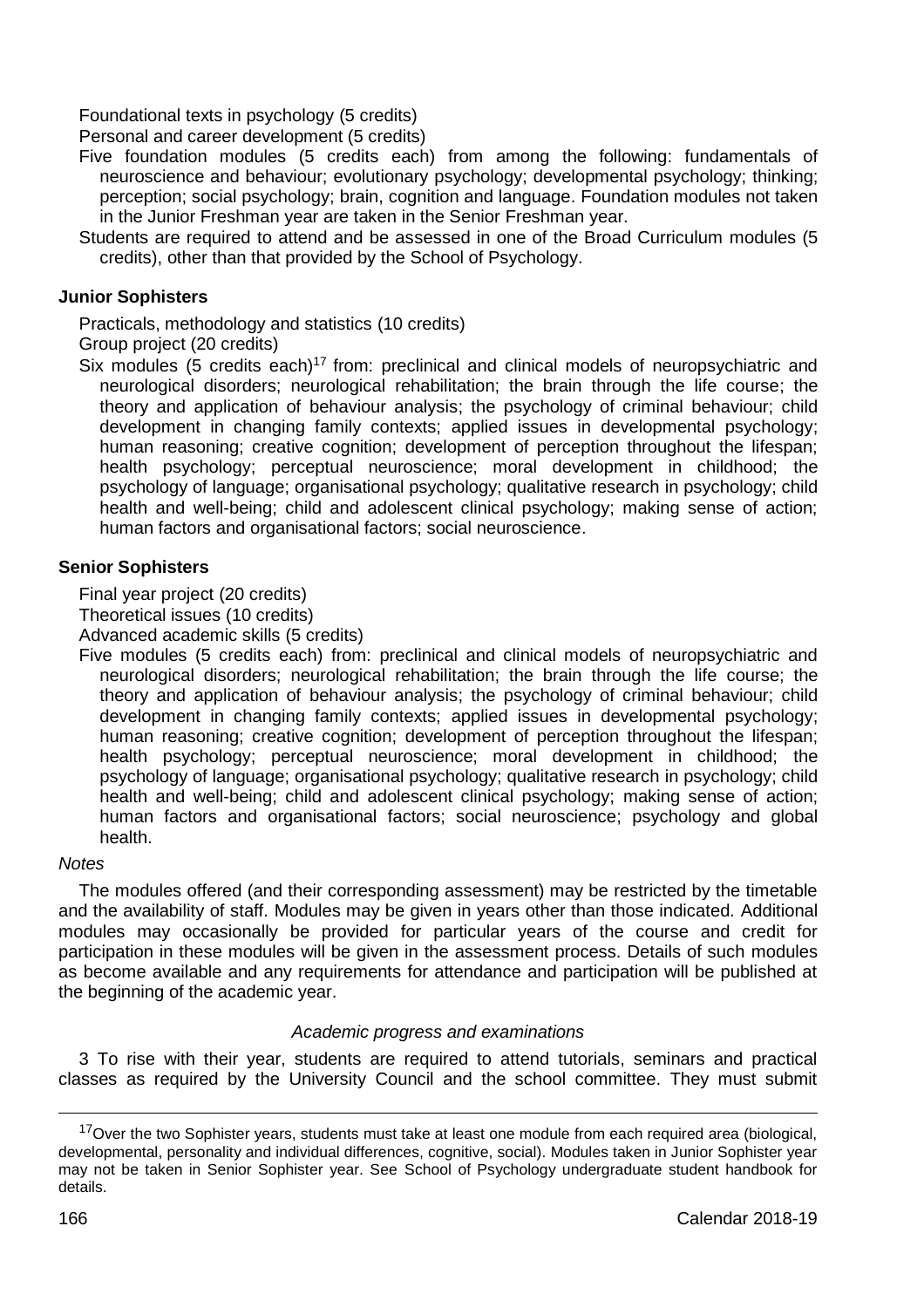Foundational texts in psychology (5 credits)

Personal and career development (5 credits)

Five foundation modules (5 credits each) from among the following: fundamentals of neuroscience and behaviour; evolutionary psychology; developmental psychology; thinking; perception; social psychology; brain, cognition and language. Foundation modules not taken in the Junior Freshman year are taken in the Senior Freshman year.

Students are required to attend and be assessed in one of the Broad Curriculum modules (5 credits), other than that provided by the School of Psychology.

**Junior Sophisters**

Practicals, methodology and statistics (10 credits)

Group project (20 credits)

Six modules (5 credits each)[17] from: preclinical and clinical models of neuropsychiatric and neurological disorders; neurological rehabilitation; the brain through the life course; the theory and application of behaviour analysis; the psychology of criminal behaviour; child development in changing family contexts; applied issues in developmental psychology; human reasoning; creative cognition; development of perception throughout the lifespan; health psychology; perceptual neuroscience; moral development in childhood; the psychology of language; organisational psychology; qualitative research in psychology; child health and well-being; child and adolescent clinical psychology; making sense of action; human factors and organisational factors; social neuroscience.

**Senior Sophisters**

Final year project (20 credits)

Theoretical issues (10 credits)

Advanced academic skills (5 credits)

Five modules (5 credits each) from: preclinical and clinical models of neuropsychiatric and neurological disorders; neurological rehabilitation; the brain through the life course; the theory and application of behaviour analysis; the psychology of criminal behaviour; child development in changing family contexts; applied issues in developmental psychology; human reasoning; creative cognition; development of perception throughout the lifespan; health psychology; perceptual neuroscience; moral development in childhood; the psychology of language; organisational psychology; qualitative research in psychology; child health and well-being; child and adolescent clinical psychology; making sense of action; human factors and organisational factors; social neuroscience; psychology and global health.

*Notes*

The modules offered (and their corresponding assessment) may be restricted by the timetable and the availability of staff. Modules may be given in years other than those indicated. Additional modules may occasionally be provided for particular years of the course and credit for participation in these modules will be given in the assessment process. Details of such modules as become available and any requirements for attendance and participation will be published at the beginning of the academic year.

*Academic progress and examinations*

3 To rise with their year, students are required to attend tutorials, seminars and practical classes as required by the University Council and the school committee. They must submit

---

[17] Over the two Sophister years, students must take at least one module from each required area (biological, developmental, personality and individual differences, cognitive, social). Modules taken in Junior Sophister year may not be taken in Senior Sophister year. See School of Psychology undergraduate student handbook for details.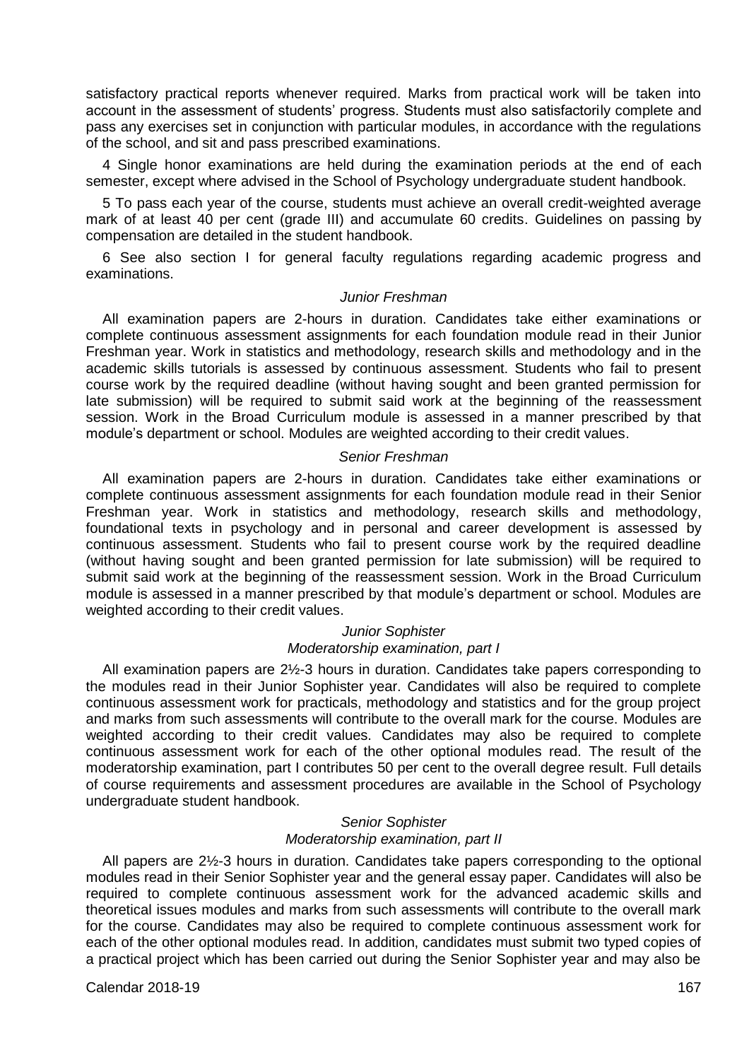satisfactory practical reports whenever required. Marks from practical work will be taken into account in the assessment of students' progress. Students must also satisfactorily complete and pass any exercises set in conjunction with particular modules, in accordance with the regulations of the school, and sit and pass prescribed examinations.

4 Single honor examinations are held during the examination periods at the end of each semester, except where advised in the School of Psychology undergraduate student handbook.

5 To pass each year of the course, students must achieve an overall credit-weighted average mark of at least 40 per cent (grade III) and accumulate 60 credits. Guidelines on passing by compensation are detailed in the student handbook.

6 See also section I for general faculty regulations regarding academic progress and examinations.

### *Junior Freshman*

All examination papers are 2-hours in duration. Candidates take either examinations or complete continuous assessment assignments for each foundation module read in their Junior Freshman year. Work in statistics and methodology, research skills and methodology and in the academic skills tutorials is assessed by continuous assessment. Students who fail to present course work by the required deadline (without having sought and been granted permission for late submission) will be required to submit said work at the beginning of the reassessment session. Work in the Broad Curriculum module is assessed in a manner prescribed by that module's department or school. Modules are weighted according to their credit values.

### *Senior Freshman*

All examination papers are 2-hours in duration. Candidates take either examinations or complete continuous assessment assignments for each foundation module read in their Senior Freshman year. Work in statistics and methodology, research skills and methodology, foundational texts in psychology and in personal and career development is assessed by continuous assessment. Students who fail to present course work by the required deadline (without having sought and been granted permission for late submission) will be required to submit said work at the beginning of the reassessment session. Work in the Broad Curriculum module is assessed in a manner prescribed by that module's department or school. Modules are weighted according to their credit values.

### *Junior Sophister*
### *Moderatorship examination, part I*

All examination papers are 2½-3 hours in duration. Candidates take papers corresponding to the modules read in their Junior Sophister year. Candidates will also be required to complete continuous assessment work for practicals, methodology and statistics and for the group project and marks from such assessments will contribute to the overall mark for the course. Modules are weighted according to their credit values. Candidates may also be required to complete continuous assessment work for each of the other optional modules read. The result of the moderatorship examination, part I contributes 50 per cent to the overall degree result. Full details of course requirements and assessment procedures are available in the School of Psychology undergraduate student handbook.

### *Senior Sophister*
### *Moderatorship examination, part II*

All papers are 2½-3 hours in duration. Candidates take papers corresponding to the optional modules read in their Senior Sophister year and the general essay paper. Candidates will also be required to complete continuous assessment work for the advanced academic skills and theoretical issues modules and marks from such assessments will contribute to the overall mark for the course. Candidates may also be required to complete continuous assessment work for each of the other optional modules read. In addition, candidates must submit two typed copies of a practical project which has been carried out during the Senior Sophister year and may also be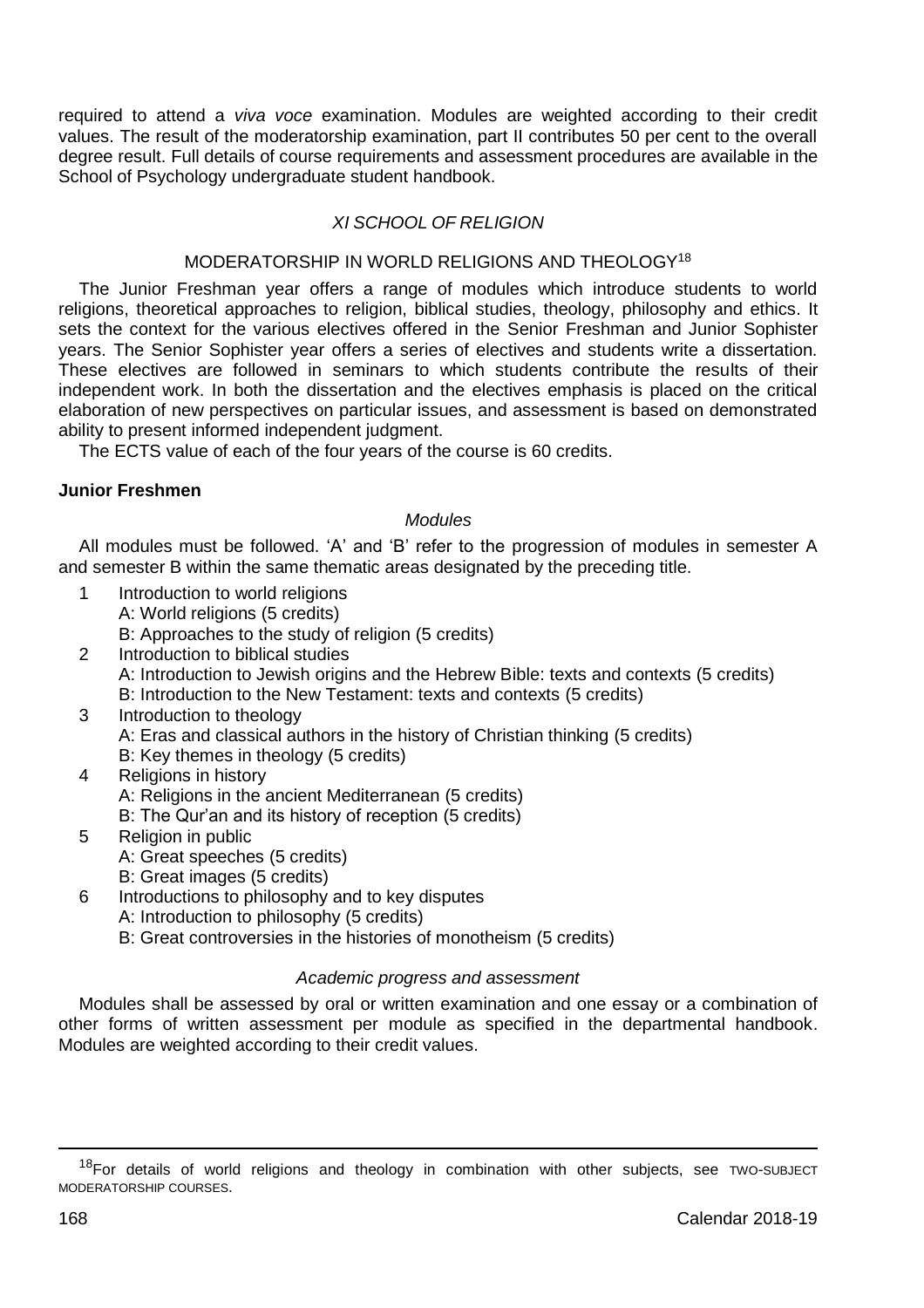required to attend a *viva voce* examination. Modules are weighted according to their credit values. The result of the moderatorship examination, part II contributes 50 per cent to the overall degree result. Full details of course requirements and assessment procedures are available in the School of Psychology undergraduate student handbook.

## *XI SCHOOL OF RELIGION*

### MODERATORSHIP IN WORLD RELIGIONS AND THEOLOGY[18]

The Junior Freshman year offers a range of modules which introduce students to world religions, theoretical approaches to religion, biblical studies, theology, philosophy and ethics. It sets the context for the various electives offered in the Senior Freshman and Junior Sophister years. The Senior Sophister year offers a series of electives and students write a dissertation. These electives are followed in seminars to which students contribute the results of their independent work. In both the dissertation and the electives emphasis is placed on the critical elaboration of new perspectives on particular issues, and assessment is based on demonstrated ability to present informed independent judgment.

The ECTS value of each of the four years of the course is 60 credits.

**Junior Freshmen**

*Modules*

All modules must be followed. 'A' and 'B' refer to the progression of modules in semester A and semester B within the same thematic areas designated by the preceding title.

1. Introduction to world religions
   A: World religions (5 credits)
   B: Approaches to the study of religion (5 credits)
2. Introduction to biblical studies
   A: Introduction to Jewish origins and the Hebrew Bible: texts and contexts (5 credits)
   B: Introduction to the New Testament: texts and contexts (5 credits)
3. Introduction to theology
   A: Eras and classical authors in the history of Christian thinking (5 credits)
   B: Key themes in theology (5 credits)
4. Religions in history
   A: Religions in the ancient Mediterranean (5 credits)
   B: The Qur'an and its history of reception (5 credits)
5. Religion in public
   A: Great speeches (5 credits)
   B: Great images (5 credits)
6. Introductions to philosophy and to key disputes
   A: Introduction to philosophy (5 credits)
   B: Great controversies in the histories of monotheism (5 credits)

*Academic progress and assessment*

Modules shall be assessed by oral or written examination and one essay or a combination of other forms of written assessment per module as specified in the departmental handbook. Modules are weighted according to their credit values.

---

[18] For details of world religions and theology in combination with other subjects, see TWO-SUBJECT MODERATORSHIP COURSES.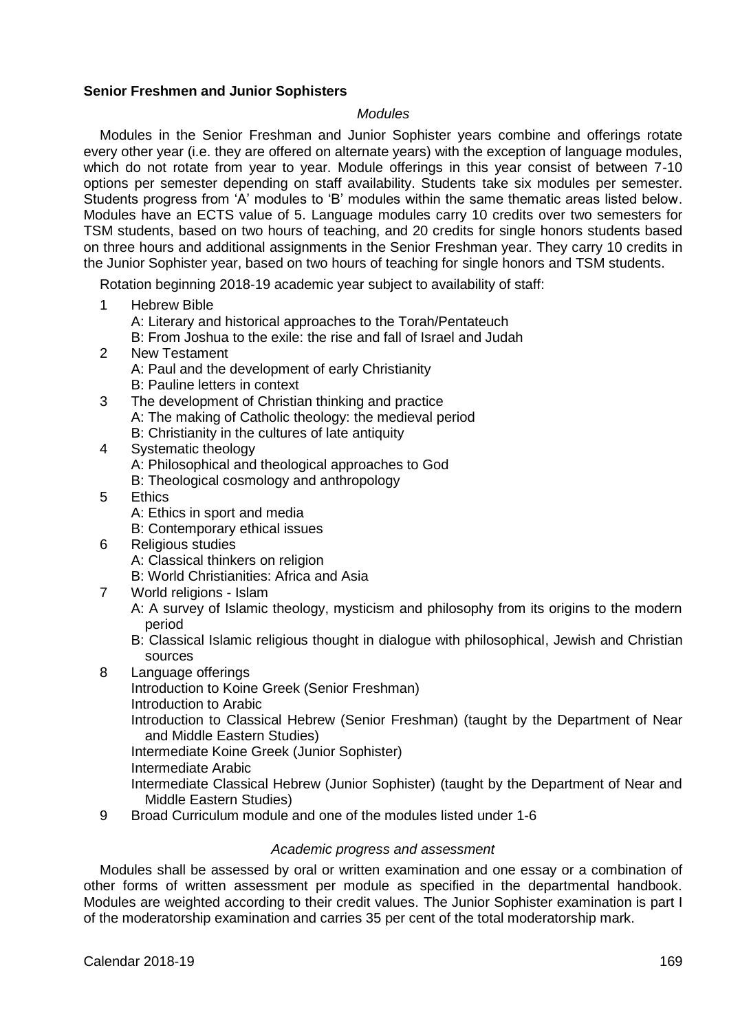**Senior Freshmen and Junior Sophisters**

*Modules*

Modules in the Senior Freshman and Junior Sophister years combine and offerings rotate every other year (i.e. they are offered on alternate years) with the exception of language modules, which do not rotate from year to year. Module offerings in this year consist of between 7-10 options per semester depending on staff availability. Students take six modules per semester. Students progress from 'A' modules to 'B' modules within the same thematic areas listed below. Modules have an ECTS value of 5. Language modules carry 10 credits over two semesters for TSM students, based on two hours of teaching, and 20 credits for single honors students based on three hours and additional assignments in the Senior Freshman year. They carry 10 credits in the Junior Sophister year, based on two hours of teaching for single honors and TSM students.

Rotation beginning 2018-19 academic year subject to availability of staff:

1. Hebrew Bible
   - A: Literary and historical approaches to the Torah/Pentateuch
   - B: From Joshua to the exile: the rise and fall of Israel and Judah
2. New Testament
   - A: Paul and the development of early Christianity
   - B: Pauline letters in context
3. The development of Christian thinking and practice
   - A: The making of Catholic theology: the medieval period
   - B: Christianity in the cultures of late antiquity
4. Systematic theology
   - A: Philosophical and theological approaches to God
   - B: Theological cosmology and anthropology
5. Ethics
   - A: Ethics in sport and media
   - B: Contemporary ethical issues
6. Religious studies
   - A: Classical thinkers on religion
   - B: World Christianities: Africa and Asia
7. World religions - Islam
   - A: A survey of Islamic theology, mysticism and philosophy from its origins to the modern period
   - B: Classical Islamic religious thought in dialogue with philosophical, Jewish and Christian sources
8. Language offerings
   - Introduction to Koine Greek (Senior Freshman)
   - Introduction to Arabic
   - Introduction to Classical Hebrew (Senior Freshman) (taught by the Department of Near and Middle Eastern Studies)
   - Intermediate Koine Greek (Junior Sophister)
   - Intermediate Arabic
   - Intermediate Classical Hebrew (Junior Sophister) (taught by the Department of Near and Middle Eastern Studies)
9. Broad Curriculum module and one of the modules listed under 1-6

*Academic progress and assessment*

Modules shall be assessed by oral or written examination and one essay or a combination of other forms of written assessment per module as specified in the departmental handbook. Modules are weighted according to their credit values. The Junior Sophister examination is part I of the moderatorship examination and carries 35 per cent of the total moderatorship mark.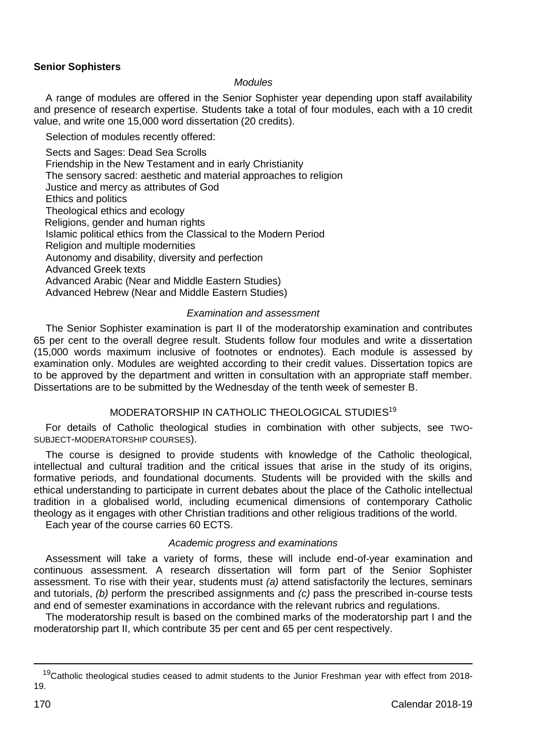## Senior Sophisters

*Modules*

A range of modules are offered in the Senior Sophister year depending upon staff availability and presence of research expertise. Students take a total of four modules, each with a 10 credit value, and write one 15,000 word dissertation (20 credits).

Selection of modules recently offered:

Sects and Sages: Dead Sea Scrolls
Friendship in the New Testament and in early Christianity
The sensory sacred: aesthetic and material approaches to religion
Justice and mercy as attributes of God
Ethics and politics
Theological ethics and ecology
Religions, gender and human rights
Islamic political ethics from the Classical to the Modern Period
Religion and multiple modernities
Autonomy and disability, diversity and perfection
Advanced Greek texts
Advanced Arabic (Near and Middle Eastern Studies)
Advanced Hebrew (Near and Middle Eastern Studies)

*Examination and assessment*

The Senior Sophister examination is part II of the moderatorship examination and contributes 65 per cent to the overall degree result. Students follow four modules and write a dissertation (15,000 words maximum inclusive of footnotes or endnotes). Each module is assessed by examination only. Modules are weighted according to their credit values. Dissertation topics are to be approved by the department and written in consultation with an appropriate staff member. Dissertations are to be submitted by the Wednesday of the tenth week of semester B.

## MODERATORSHIP IN CATHOLIC THEOLOGICAL STUDIES[19]

For details of Catholic theological studies in combination with other subjects, see TWO-SUBJECT-MODERATORSHIP COURSES).

The course is designed to provide students with knowledge of the Catholic theological, intellectual and cultural tradition and the critical issues that arise in the study of its origins, formative periods, and foundational documents. Students will be provided with the skills and ethical understanding to participate in current debates about the place of the Catholic intellectual tradition in a globalised world, including ecumenical dimensions of contemporary Catholic theology as it engages with other Christian traditions and other religious traditions of the world.

Each year of the course carries 60 ECTS.

*Academic progress and examinations*

Assessment will take a variety of forms, these will include end-of-year examination and continuous assessment. A research dissertation will form part of the Senior Sophister assessment. To rise with their year, students must *(a)* attend satisfactorily the lectures, seminars and tutorials, *(b)* perform the prescribed assignments and *(c)* pass the prescribed in-course tests and end of semester examinations in accordance with the relevant rubrics and regulations.

The moderatorship result is based on the combined marks of the moderatorship part I and the moderatorship part II, which contribute 35 per cent and 65 per cent respectively.

---

[19]Catholic theological studies ceased to admit students to the Junior Freshman year with effect from 2018-19.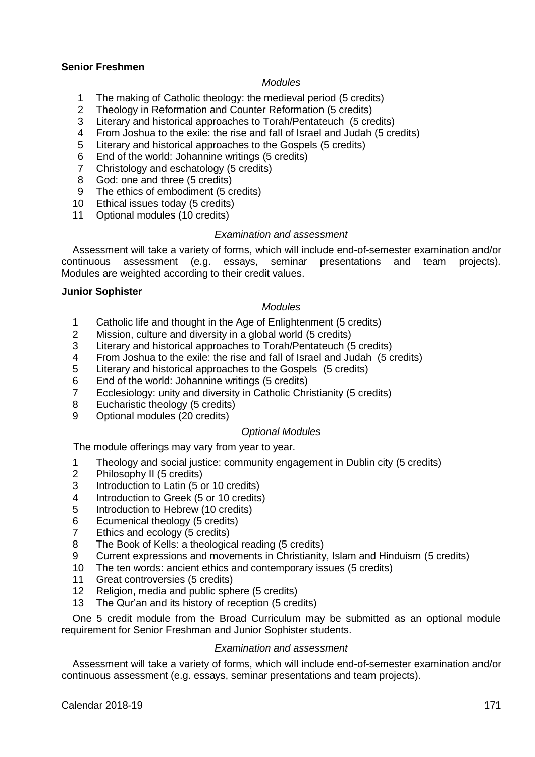**Senior Freshmen**

*Modules*

1. The making of Catholic theology: the medieval period (5 credits)
2. Theology in Reformation and Counter Reformation (5 credits)
3. Literary and historical approaches to Torah/Pentateuch (5 credits)
4. From Joshua to the exile: the rise and fall of Israel and Judah (5 credits)
5. Literary and historical approaches to the Gospels (5 credits)
6. End of the world: Johannine writings (5 credits)
7. Christology and eschatology (5 credits)
8. God: one and three (5 credits)
9. The ethics of embodiment (5 credits)
10. Ethical issues today (5 credits)
11. Optional modules (10 credits)

*Examination and assessment*

Assessment will take a variety of forms, which will include end-of-semester examination and/or continuous assessment (e.g. essays, seminar presentations and team projects). Modules are weighted according to their credit values.

**Junior Sophister**

*Modules*

1. Catholic life and thought in the Age of Enlightenment (5 credits)
2. Mission, culture and diversity in a global world (5 credits)
3. Literary and historical approaches to Torah/Pentateuch (5 credits)
4. From Joshua to the exile: the rise and fall of Israel and Judah (5 credits)
5. Literary and historical approaches to the Gospels (5 credits)
6. End of the world: Johannine writings (5 credits)
7. Ecclesiology: unity and diversity in Catholic Christianity (5 credits)
8. Eucharistic theology (5 credits)
9. Optional modules (20 credits)

*Optional Modules*

The module offerings may vary from year to year.

1. Theology and social justice: community engagement in Dublin city (5 credits)
2. Philosophy II (5 credits)
3. Introduction to Latin (5 or 10 credits)
4. Introduction to Greek (5 or 10 credits)
5. Introduction to Hebrew (10 credits)
6. Ecumenical theology (5 credits)
7. Ethics and ecology (5 credits)
8. The Book of Kells: a theological reading (5 credits)
9. Current expressions and movements in Christianity, Islam and Hinduism (5 credits)
10. The ten words: ancient ethics and contemporary issues (5 credits)
11. Great controversies (5 credits)
12. Religion, media and public sphere (5 credits)
13. The Qur'an and its history of reception (5 credits)

One 5 credit module from the Broad Curriculum may be submitted as an optional module requirement for Senior Freshman and Junior Sophister students.

*Examination and assessment*

Assessment will take a variety of forms, which will include end-of-semester examination and/or continuous assessment (e.g. essays, seminar presentations and team projects).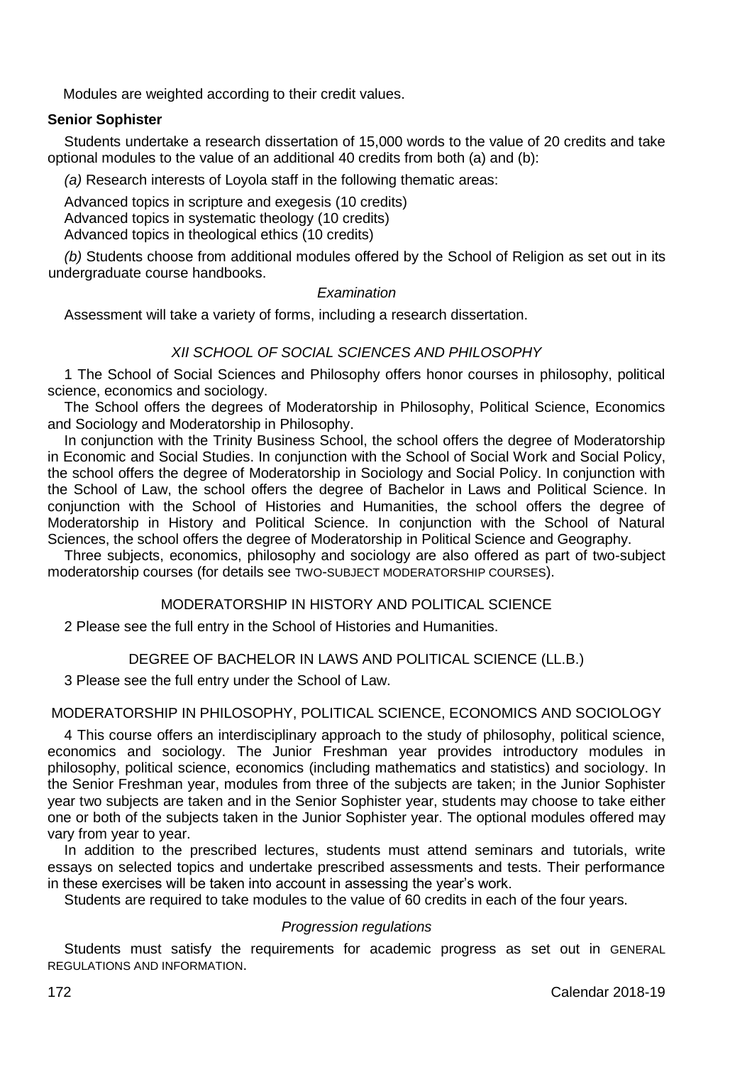Modules are weighted according to their credit values.

**Senior Sophister**

Students undertake a research dissertation of 15,000 words to the value of 20 credits and take optional modules to the value of an additional 40 credits from both (a) and (b):

*(a)* Research interests of Loyola staff in the following thematic areas:

Advanced topics in scripture and exegesis (10 credits)
Advanced topics in systematic theology (10 credits)
Advanced topics in theological ethics (10 credits)

*(b)* Students choose from additional modules offered by the School of Religion as set out in its undergraduate course handbooks.

*Examination*

Assessment will take a variety of forms, including a research dissertation.

## *XII SCHOOL OF SOCIAL SCIENCES AND PHILOSOPHY*

1 The School of Social Sciences and Philosophy offers honor courses in philosophy, political science, economics and sociology.

The School offers the degrees of Moderatorship in Philosophy, Political Science, Economics and Sociology and Moderatorship in Philosophy.

In conjunction with the Trinity Business School, the school offers the degree of Moderatorship in Economic and Social Studies. In conjunction with the School of Social Work and Social Policy, the school offers the degree of Moderatorship in Sociology and Social Policy. In conjunction with the School of Law, the school offers the degree of Bachelor in Laws and Political Science. In conjunction with the School of Histories and Humanities, the school offers the degree of Moderatorship in History and Political Science. In conjunction with the School of Natural Sciences, the school offers the degree of Moderatorship in Political Science and Geography.

Three subjects, economics, philosophy and sociology are also offered as part of two-subject moderatorship courses (for details see TWO-SUBJECT MODERATORSHIP COURSES).

### MODERATORSHIP IN HISTORY AND POLITICAL SCIENCE

2 Please see the full entry in the School of Histories and Humanities.

### DEGREE OF BACHELOR IN LAWS AND POLITICAL SCIENCE (LL.B.)

3 Please see the full entry under the School of Law.

### MODERATORSHIP IN PHILOSOPHY, POLITICAL SCIENCE, ECONOMICS AND SOCIOLOGY

4 This course offers an interdisciplinary approach to the study of philosophy, political science, economics and sociology. The Junior Freshman year provides introductory modules in philosophy, political science, economics (including mathematics and statistics) and sociology. In the Senior Freshman year, modules from three of the subjects are taken; in the Junior Sophister year two subjects are taken and in the Senior Sophister year, students may choose to take either one or both of the subjects taken in the Junior Sophister year. The optional modules offered may vary from year to year.

In addition to the prescribed lectures, students must attend seminars and tutorials, write essays on selected topics and undertake prescribed assessments and tests. Their performance in these exercises will be taken into account in assessing the year's work.

Students are required to take modules to the value of 60 credits in each of the four years.

*Progression regulations*

Students must satisfy the requirements for academic progress as set out in GENERAL REGULATIONS AND INFORMATION.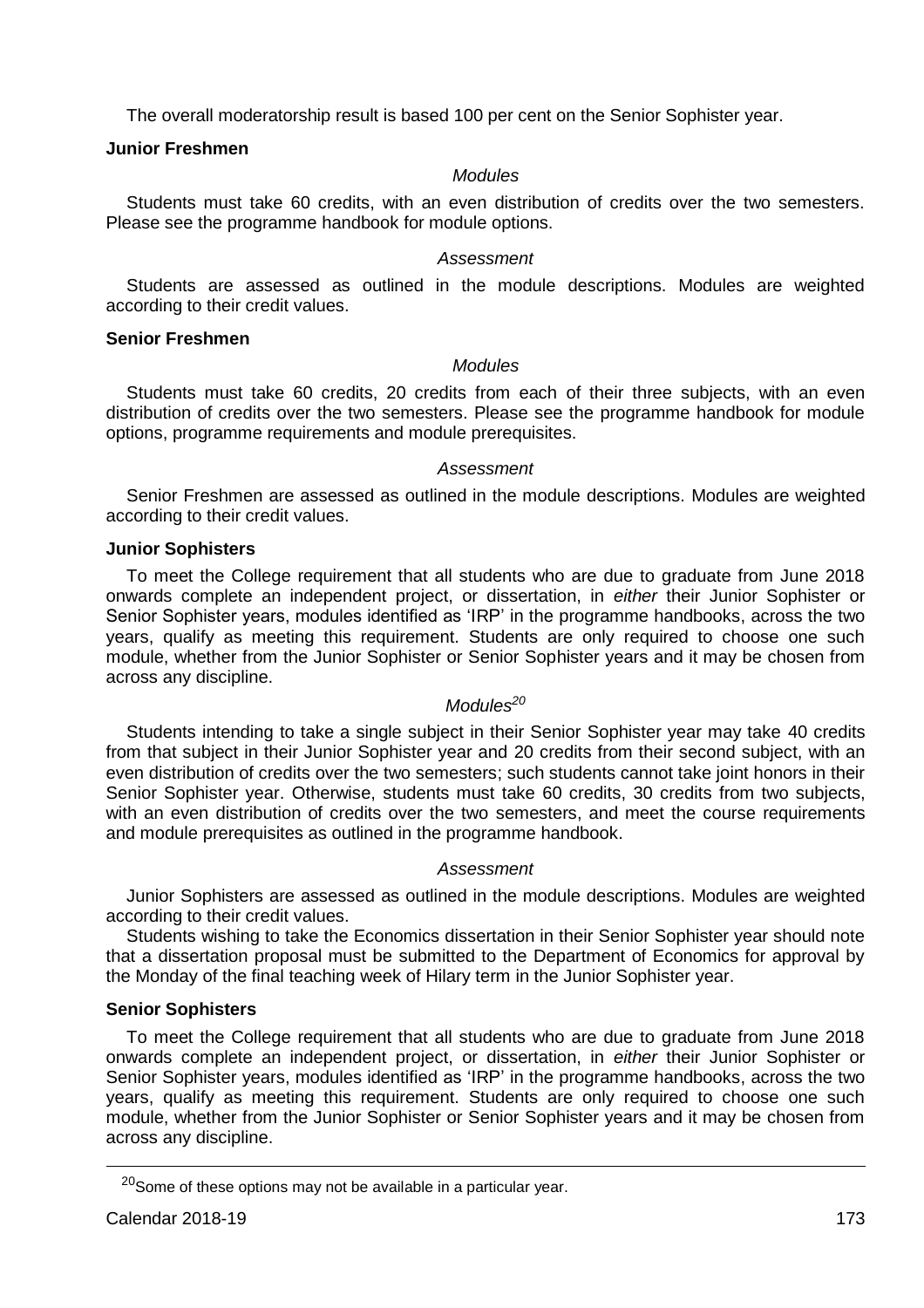The overall moderatorship result is based 100 per cent on the Senior Sophister year.

**Junior Freshmen**

*Modules*

Students must take 60 credits, with an even distribution of credits over the two semesters. Please see the programme handbook for module options.

*Assessment*

Students are assessed as outlined in the module descriptions. Modules are weighted according to their credit values.

**Senior Freshmen**

*Modules*

Students must take 60 credits, 20 credits from each of their three subjects, with an even distribution of credits over the two semesters. Please see the programme handbook for module options, programme requirements and module prerequisites.

*Assessment*

Senior Freshmen are assessed as outlined in the module descriptions. Modules are weighted according to their credit values.

**Junior Sophisters**

To meet the College requirement that all students who are due to graduate from June 2018 onwards complete an independent project, or dissertation, in *either* their Junior Sophister or Senior Sophister years, modules identified as 'IRP' in the programme handbooks, across the two years, qualify as meeting this requirement. Students are only required to choose one such module, whether from the Junior Sophister or Senior Sophister years and it may be chosen from across any discipline.

*Modules*[20]

Students intending to take a single subject in their Senior Sophister year may take 40 credits from that subject in their Junior Sophister year and 20 credits from their second subject, with an even distribution of credits over the two semesters; such students cannot take joint honors in their Senior Sophister year. Otherwise, students must take 60 credits, 30 credits from two subjects, with an even distribution of credits over the two semesters, and meet the course requirements and module prerequisites as outlined in the programme handbook.

*Assessment*

Junior Sophisters are assessed as outlined in the module descriptions. Modules are weighted according to their credit values.

Students wishing to take the Economics dissertation in their Senior Sophister year should note that a dissertation proposal must be submitted to the Department of Economics for approval by the Monday of the final teaching week of Hilary term in the Junior Sophister year.

**Senior Sophisters**

To meet the College requirement that all students who are due to graduate from June 2018 onwards complete an independent project, or dissertation, in *either* their Junior Sophister or Senior Sophister years, modules identified as 'IRP' in the programme handbooks, across the two years, qualify as meeting this requirement. Students are only required to choose one such module, whether from the Junior Sophister or Senior Sophister years and it may be chosen from across any discipline.

[20] Some of these options may not be available in a particular year.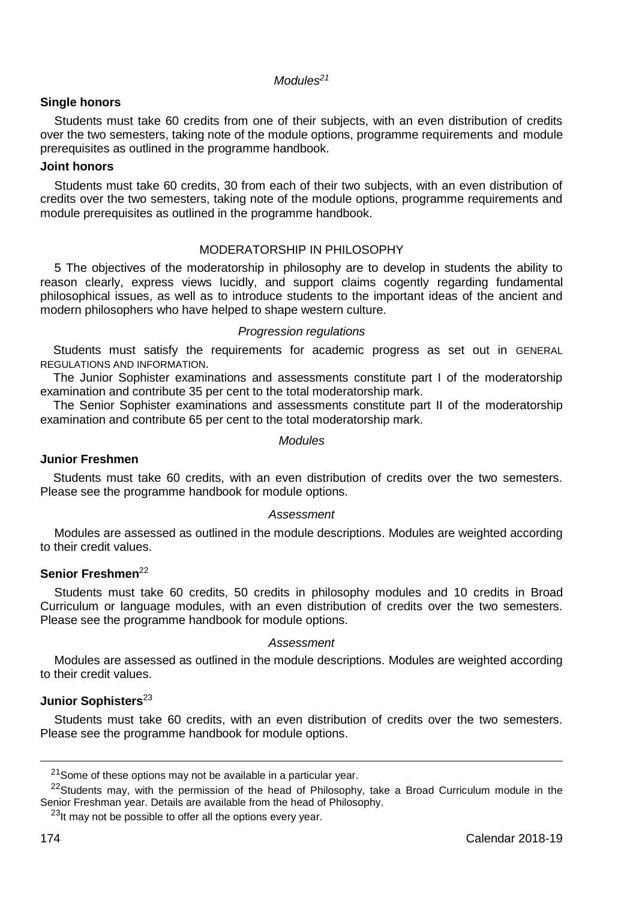*Modules*[21]

**Single honors**

Students must take 60 credits from one of their subjects, with an even distribution of credits over the two semesters, taking note of the module options, programme requirements and module prerequisites as outlined in the programme handbook.

**Joint honors**

Students must take 60 credits, 30 from each of their two subjects, with an even distribution of credits over the two semesters, taking note of the module options, programme requirements and module prerequisites as outlined in the programme handbook.

## MODERATORSHIP IN PHILOSOPHY

5 The objectives of the moderatorship in philosophy are to develop in students the ability to reason clearly, express views lucidly, and support claims cogently regarding fundamental philosophical issues, as well as to introduce students to the important ideas of the ancient and modern philosophers who have helped to shape western culture.

*Progression regulations*

Students must satisfy the requirements for academic progress as set out in GENERAL REGULATIONS AND INFORMATION.

The Junior Sophister examinations and assessments constitute part I of the moderatorship examination and contribute 35 per cent to the total moderatorship mark.

The Senior Sophister examinations and assessments constitute part II of the moderatorship examination and contribute 65 per cent to the total moderatorship mark.

*Modules*

**Junior Freshmen**

Students must take 60 credits, with an even distribution of credits over the two semesters. Please see the programme handbook for module options.

*Assessment*

Modules are assessed as outlined in the module descriptions. Modules are weighted according to their credit values.

**Senior Freshmen**[22]

Students must take 60 credits, 50 credits in philosophy modules and 10 credits in Broad Curriculum or language modules, with an even distribution of credits over the two semesters. Please see the programme handbook for module options.

*Assessment*

Modules are assessed as outlined in the module descriptions. Modules are weighted according to their credit values.

**Junior Sophisters**[23]

Students must take 60 credits, with an even distribution of credits over the two semesters. Please see the programme handbook for module options.

---

[21] Some of these options may not be available in a particular year.

[22] Students may, with the permission of the head of Philosophy, take a Broad Curriculum module in the Senior Freshman year. Details are available from the head of Philosophy.

[23] It may not be possible to offer all the options every year.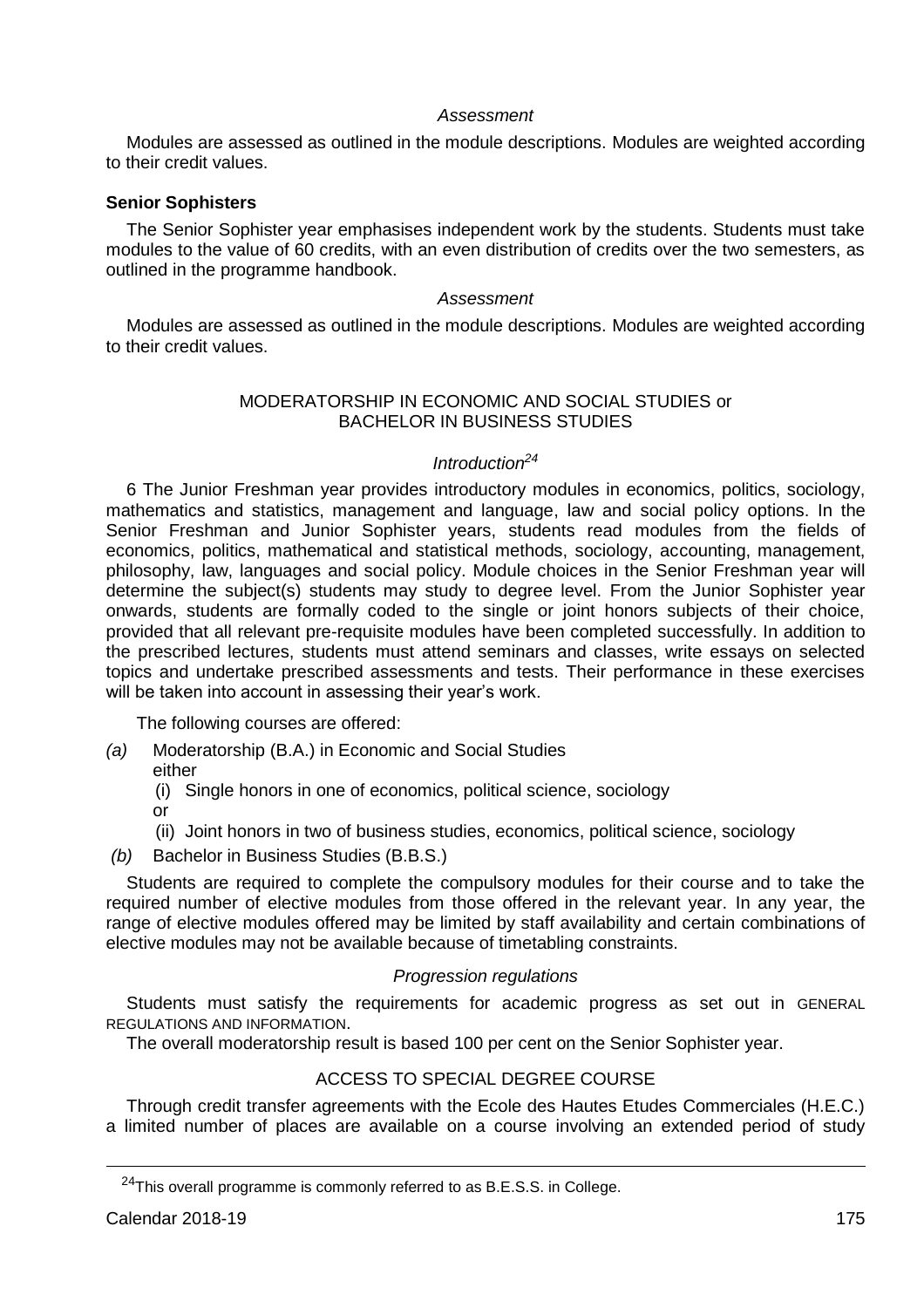*Assessment*

Modules are assessed as outlined in the module descriptions. Modules are weighted according to their credit values.

**Senior Sophisters**

The Senior Sophister year emphasises independent work by the students. Students must take modules to the value of 60 credits, with an even distribution of credits over the two semesters, as outlined in the programme handbook.

*Assessment*

Modules are assessed as outlined in the module descriptions. Modules are weighted according to their credit values.

## MODERATORSHIP IN ECONOMIC AND SOCIAL STUDIES or BACHELOR IN BUSINESS STUDIES

*Introduction*[24]

6 The Junior Freshman year provides introductory modules in economics, politics, sociology, mathematics and statistics, management and language, law and social policy options. In the Senior Freshman and Junior Sophister years, students read modules from the fields of economics, politics, mathematical and statistical methods, sociology, accounting, management, philosophy, law, languages and social policy. Module choices in the Senior Freshman year will determine the subject(s) students may study to degree level. From the Junior Sophister year onwards, students are formally coded to the single or joint honors subjects of their choice, provided that all relevant pre-requisite modules have been completed successfully. In addition to the prescribed lectures, students must attend seminars and classes, write essays on selected topics and undertake prescribed assessments and tests. Their performance in these exercises will be taken into account in assessing their year's work.

The following courses are offered:

*(a)* Moderatorship (B.A.) in Economic and Social Studies
either
(i) Single honors in one of economics, political science, sociology
or
(ii) Joint honors in two of business studies, economics, political science, sociology

*(b)* Bachelor in Business Studies (B.B.S.)

Students are required to complete the compulsory modules for their course and to take the required number of elective modules from those offered in the relevant year. In any year, the range of elective modules offered may be limited by staff availability and certain combinations of elective modules may not be available because of timetabling constraints.

*Progression regulations*

Students must satisfy the requirements for academic progress as set out in GENERAL REGULATIONS AND INFORMATION.

The overall moderatorship result is based 100 per cent on the Senior Sophister year.

## ACCESS TO SPECIAL DEGREE COURSE

Through credit transfer agreements with the Ecole des Hautes Etudes Commerciales (H.E.C.) a limited number of places are available on a course involving an extended period of study

[24] This overall programme is commonly referred to as B.E.S.S. in College.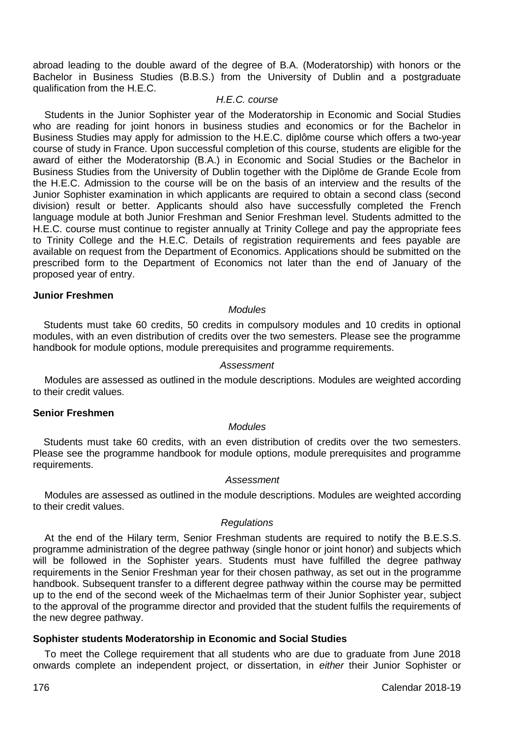abroad leading to the double award of the degree of B.A. (Moderatorship) with honors or the Bachelor in Business Studies (B.B.S.) from the University of Dublin and a postgraduate qualification from the H.E.C.

*H.E.C. course*

Students in the Junior Sophister year of the Moderatorship in Economic and Social Studies who are reading for joint honors in business studies and economics or for the Bachelor in Business Studies may apply for admission to the H.E.C. diplôme course which offers a two-year course of study in France. Upon successful completion of this course, students are eligible for the award of either the Moderatorship (B.A.) in Economic and Social Studies or the Bachelor in Business Studies from the University of Dublin together with the Diplôme de Grande Ecole from the H.E.C. Admission to the course will be on the basis of an interview and the results of the Junior Sophister examination in which applicants are required to obtain a second class (second division) result or better. Applicants should also have successfully completed the French language module at both Junior Freshman and Senior Freshman level. Students admitted to the H.E.C. course must continue to register annually at Trinity College and pay the appropriate fees to Trinity College and the H.E.C. Details of registration requirements and fees payable are available on request from the Department of Economics. Applications should be submitted on the prescribed form to the Department of Economics not later than the end of January of the proposed year of entry.

**Junior Freshmen**

*Modules*

Students must take 60 credits, 50 credits in compulsory modules and 10 credits in optional modules, with an even distribution of credits over the two semesters. Please see the programme handbook for module options, module prerequisites and programme requirements.

*Assessment*

Modules are assessed as outlined in the module descriptions. Modules are weighted according to their credit values.

**Senior Freshmen**

*Modules*

Students must take 60 credits, with an even distribution of credits over the two semesters. Please see the programme handbook for module options, module prerequisites and programme requirements.

*Assessment*

Modules are assessed as outlined in the module descriptions. Modules are weighted according to their credit values.

*Regulations*

At the end of the Hilary term, Senior Freshman students are required to notify the B.E.S.S. programme administration of the degree pathway (single honor or joint honor) and subjects which will be followed in the Sophister years. Students must have fulfilled the degree pathway requirements in the Senior Freshman year for their chosen pathway, as set out in the programme handbook. Subsequent transfer to a different degree pathway within the course may be permitted up to the end of the second week of the Michaelmas term of their Junior Sophister year, subject to the approval of the programme director and provided that the student fulfils the requirements of the new degree pathway.

**Sophister students Moderatorship in Economic and Social Studies**

To meet the College requirement that all students who are due to graduate from June 2018 onwards complete an independent project, or dissertation, in *either* their Junior Sophister or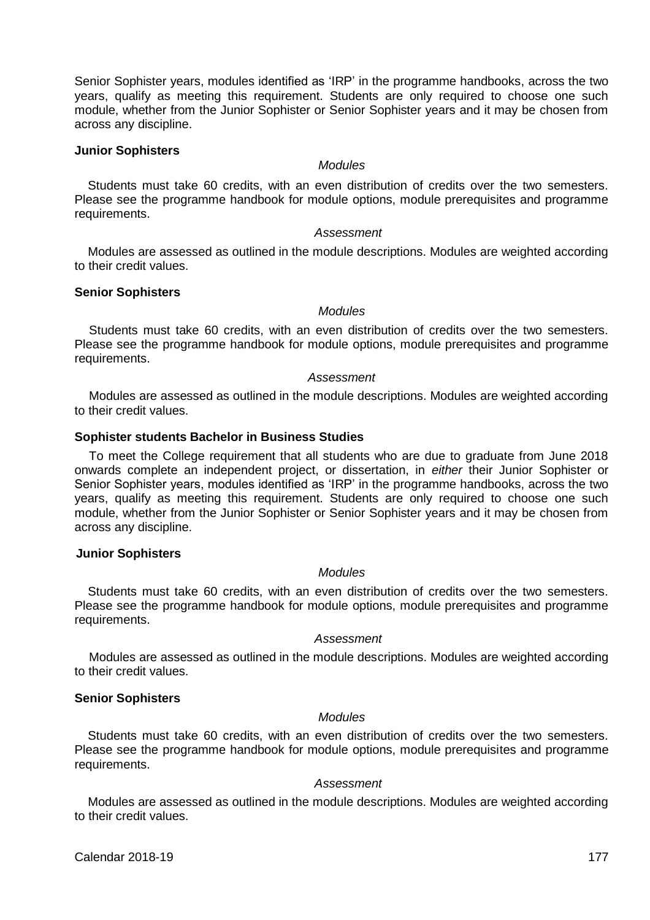Senior Sophister years, modules identified as 'IRP' in the programme handbooks, across the two years, qualify as meeting this requirement. Students are only required to choose one such module, whether from the Junior Sophister or Senior Sophister years and it may be chosen from across any discipline.

**Junior Sophisters**

*Modules*

Students must take 60 credits, with an even distribution of credits over the two semesters. Please see the programme handbook for module options, module prerequisites and programme requirements.

*Assessment*

Modules are assessed as outlined in the module descriptions. Modules are weighted according to their credit values.

**Senior Sophisters**

*Modules*

Students must take 60 credits, with an even distribution of credits over the two semesters. Please see the programme handbook for module options, module prerequisites and programme requirements.

*Assessment*

Modules are assessed as outlined in the module descriptions. Modules are weighted according to their credit values.

**Sophister students Bachelor in Business Studies**

To meet the College requirement that all students who are due to graduate from June 2018 onwards complete an independent project, or dissertation, in *either* their Junior Sophister or Senior Sophister years, modules identified as 'IRP' in the programme handbooks, across the two years, qualify as meeting this requirement. Students are only required to choose one such module, whether from the Junior Sophister or Senior Sophister years and it may be chosen from across any discipline.

**Junior Sophisters**

*Modules*

Students must take 60 credits, with an even distribution of credits over the two semesters. Please see the programme handbook for module options, module prerequisites and programme requirements.

*Assessment*

Modules are assessed as outlined in the module descriptions. Modules are weighted according to their credit values.

**Senior Sophisters**

*Modules*

Students must take 60 credits, with an even distribution of credits over the two semesters. Please see the programme handbook for module options, module prerequisites and programme requirements.

*Assessment*

Modules are assessed as outlined in the module descriptions. Modules are weighted according to their credit values.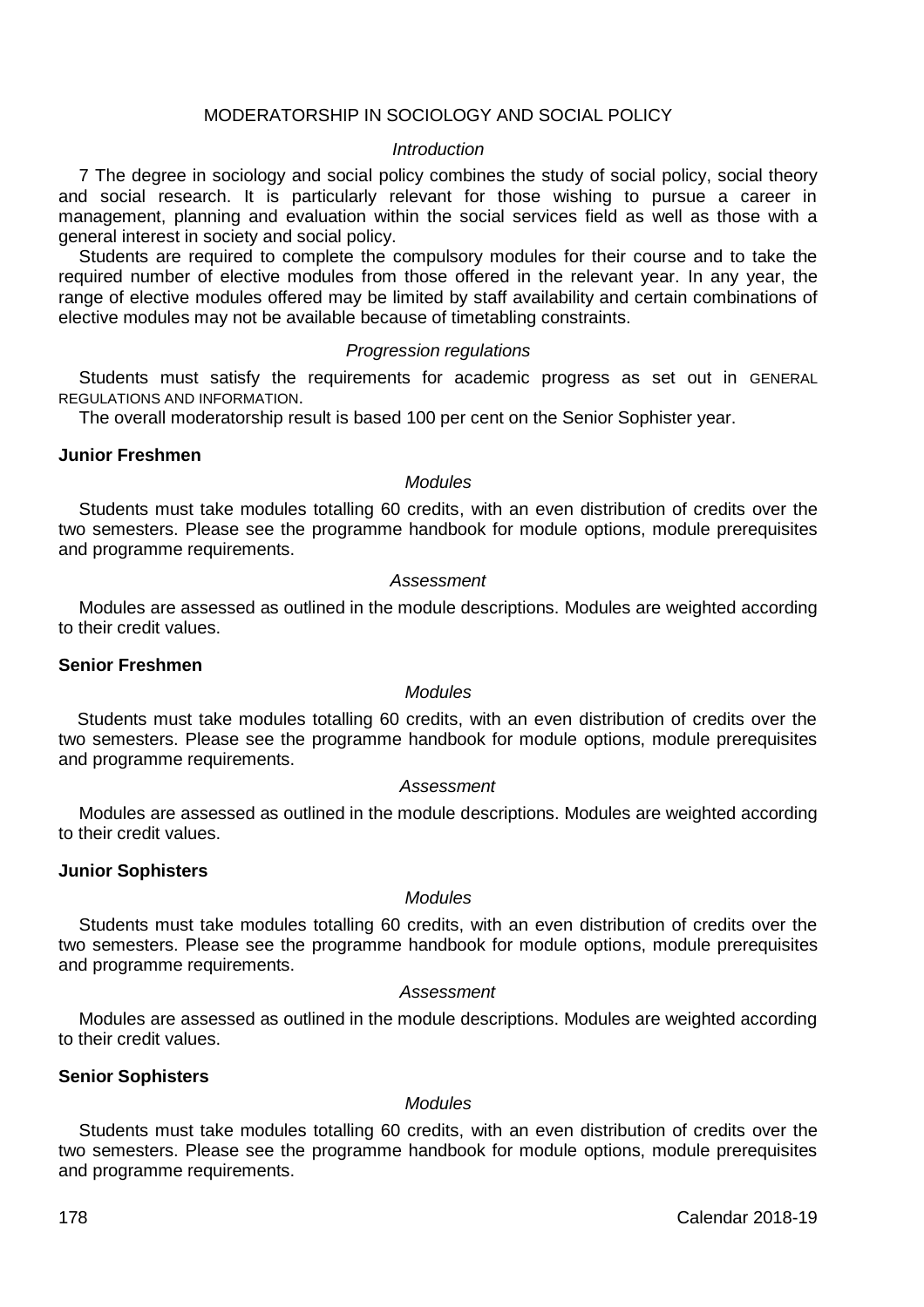## MODERATORSHIP IN SOCIOLOGY AND SOCIAL POLICY

*Introduction*

7 The degree in sociology and social policy combines the study of social policy, social theory and social research. It is particularly relevant for those wishing to pursue a career in management, planning and evaluation within the social services field as well as those with a general interest in society and social policy.

Students are required to complete the compulsory modules for their course and to take the required number of elective modules from those offered in the relevant year. In any year, the range of elective modules offered may be limited by staff availability and certain combinations of elective modules may not be available because of timetabling constraints.

*Progression regulations*

Students must satisfy the requirements for academic progress as set out in GENERAL REGULATIONS AND INFORMATION.

The overall moderatorship result is based 100 per cent on the Senior Sophister year.

**Junior Freshmen**

*Modules*

Students must take modules totalling 60 credits, with an even distribution of credits over the two semesters. Please see the programme handbook for module options, module prerequisites and programme requirements.

*Assessment*

Modules are assessed as outlined in the module descriptions. Modules are weighted according to their credit values.

**Senior Freshmen**

*Modules*

Students must take modules totalling 60 credits, with an even distribution of credits over the two semesters. Please see the programme handbook for module options, module prerequisites and programme requirements.

*Assessment*

Modules are assessed as outlined in the module descriptions. Modules are weighted according to their credit values.

**Junior Sophisters**

*Modules*

Students must take modules totalling 60 credits, with an even distribution of credits over the two semesters. Please see the programme handbook for module options, module prerequisites and programme requirements.

*Assessment*

Modules are assessed as outlined in the module descriptions. Modules are weighted according to their credit values.

**Senior Sophisters**

*Modules*

Students must take modules totalling 60 credits, with an even distribution of credits over the two semesters. Please see the programme handbook for module options, module prerequisites and programme requirements.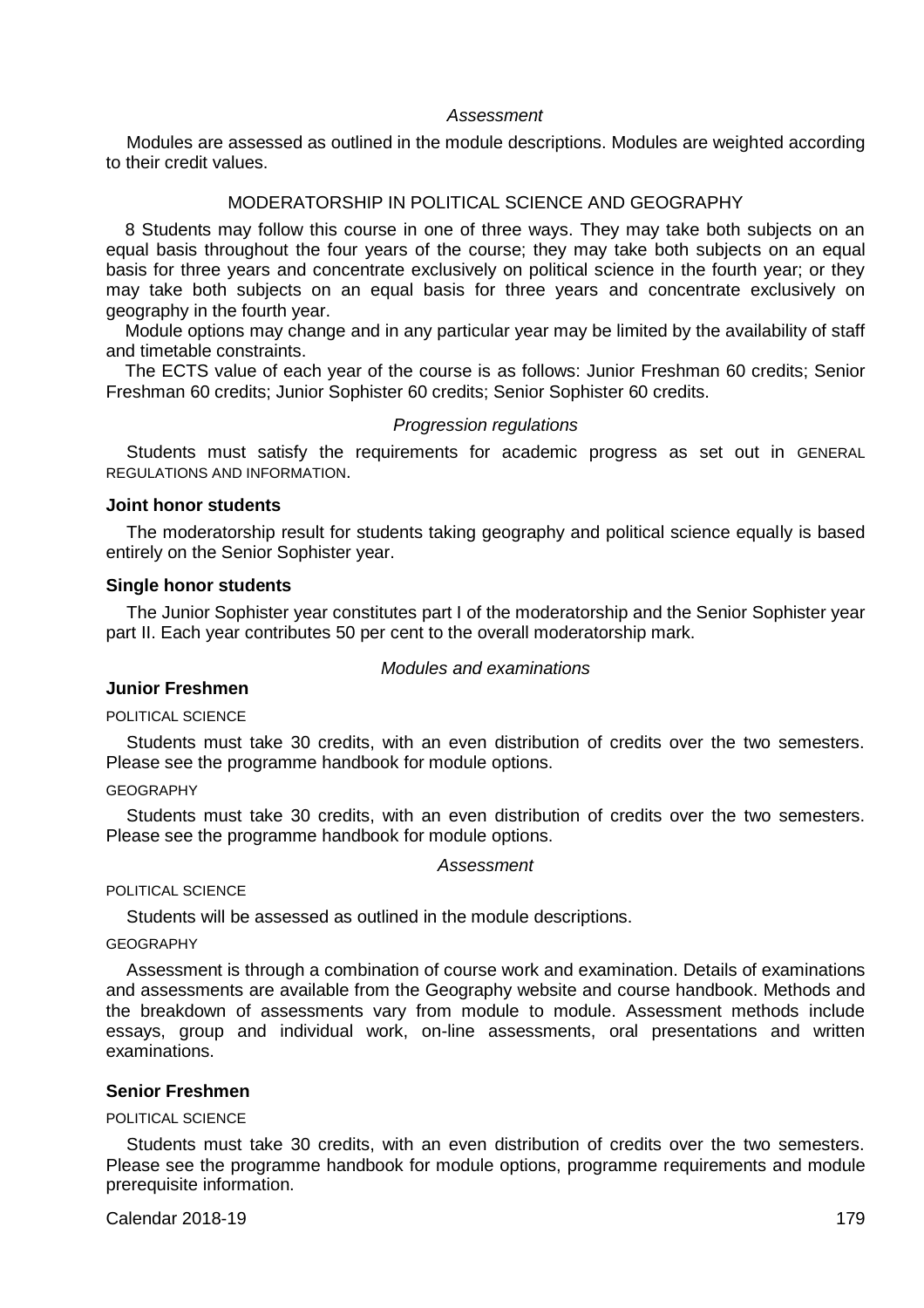*Assessment*

Modules are assessed as outlined in the module descriptions. Modules are weighted according to their credit values.

## MODERATORSHIP IN POLITICAL SCIENCE AND GEOGRAPHY

8 Students may follow this course in one of three ways. They may take both subjects on an equal basis throughout the four years of the course; they may take both subjects on an equal basis for three years and concentrate exclusively on political science in the fourth year; or they may take both subjects on an equal basis for three years and concentrate exclusively on geography in the fourth year.

Module options may change and in any particular year may be limited by the availability of staff and timetable constraints.

The ECTS value of each year of the course is as follows: Junior Freshman 60 credits; Senior Freshman 60 credits; Junior Sophister 60 credits; Senior Sophister 60 credits.

*Progression regulations*

Students must satisfy the requirements for academic progress as set out in GENERAL REGULATIONS AND INFORMATION.

**Joint honor students**

The moderatorship result for students taking geography and political science equally is based entirely on the Senior Sophister year.

**Single honor students**

The Junior Sophister year constitutes part I of the moderatorship and the Senior Sophister year part II. Each year contributes 50 per cent to the overall moderatorship mark.

*Modules and examinations*

**Junior Freshmen**

POLITICAL SCIENCE

Students must take 30 credits, with an even distribution of credits over the two semesters. Please see the programme handbook for module options.

GEOGRAPHY

Students must take 30 credits, with an even distribution of credits over the two semesters. Please see the programme handbook for module options.

*Assessment*

POLITICAL SCIENCE

Students will be assessed as outlined in the module descriptions.

GEOGRAPHY

Assessment is through a combination of course work and examination. Details of examinations and assessments are available from the Geography website and course handbook. Methods and the breakdown of assessments vary from module to module. Assessment methods include essays, group and individual work, on-line assessments, oral presentations and written examinations.

**Senior Freshmen**

POLITICAL SCIENCE

Students must take 30 credits, with an even distribution of credits over the two semesters. Please see the programme handbook for module options, programme requirements and module prerequisite information.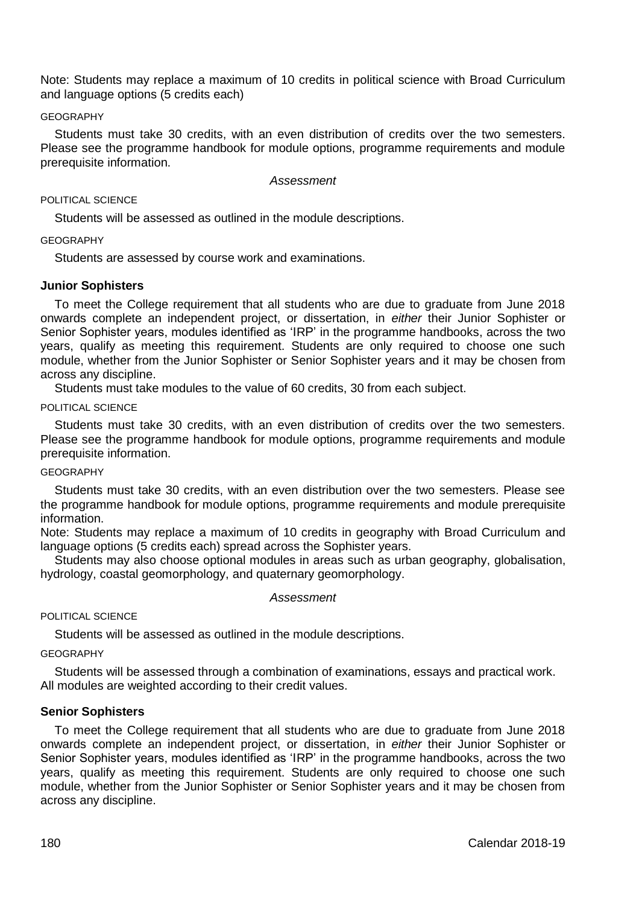Note: Students may replace a maximum of 10 credits in political science with Broad Curriculum and language options (5 credits each)

GEOGRAPHY

Students must take 30 credits, with an even distribution of credits over the two semesters. Please see the programme handbook for module options, programme requirements and module prerequisite information.

*Assessment*

POLITICAL SCIENCE

Students will be assessed as outlined in the module descriptions.

GEOGRAPHY

Students are assessed by course work and examinations.

**Junior Sophisters**

To meet the College requirement that all students who are due to graduate from June 2018 onwards complete an independent project, or dissertation, in *either* their Junior Sophister or Senior Sophister years, modules identified as 'IRP' in the programme handbooks, across the two years, qualify as meeting this requirement. Students are only required to choose one such module, whether from the Junior Sophister or Senior Sophister years and it may be chosen from across any discipline.

Students must take modules to the value of 60 credits, 30 from each subject.

POLITICAL SCIENCE

Students must take 30 credits, with an even distribution of credits over the two semesters. Please see the programme handbook for module options, programme requirements and module prerequisite information.

GEOGRAPHY

Students must take 30 credits, with an even distribution over the two semesters. Please see the programme handbook for module options, programme requirements and module prerequisite information.

Note: Students may replace a maximum of 10 credits in geography with Broad Curriculum and language options (5 credits each) spread across the Sophister years.

Students may also choose optional modules in areas such as urban geography, globalisation, hydrology, coastal geomorphology, and quaternary geomorphology.

*Assessment*

POLITICAL SCIENCE

Students will be assessed as outlined in the module descriptions.

GEOGRAPHY

Students will be assessed through a combination of examinations, essays and practical work. All modules are weighted according to their credit values.

**Senior Sophisters**

To meet the College requirement that all students who are due to graduate from June 2018 onwards complete an independent project, or dissertation, in *either* their Junior Sophister or Senior Sophister years, modules identified as 'IRP' in the programme handbooks, across the two years, qualify as meeting this requirement. Students are only required to choose one such module, whether from the Junior Sophister or Senior Sophister years and it may be chosen from across any discipline.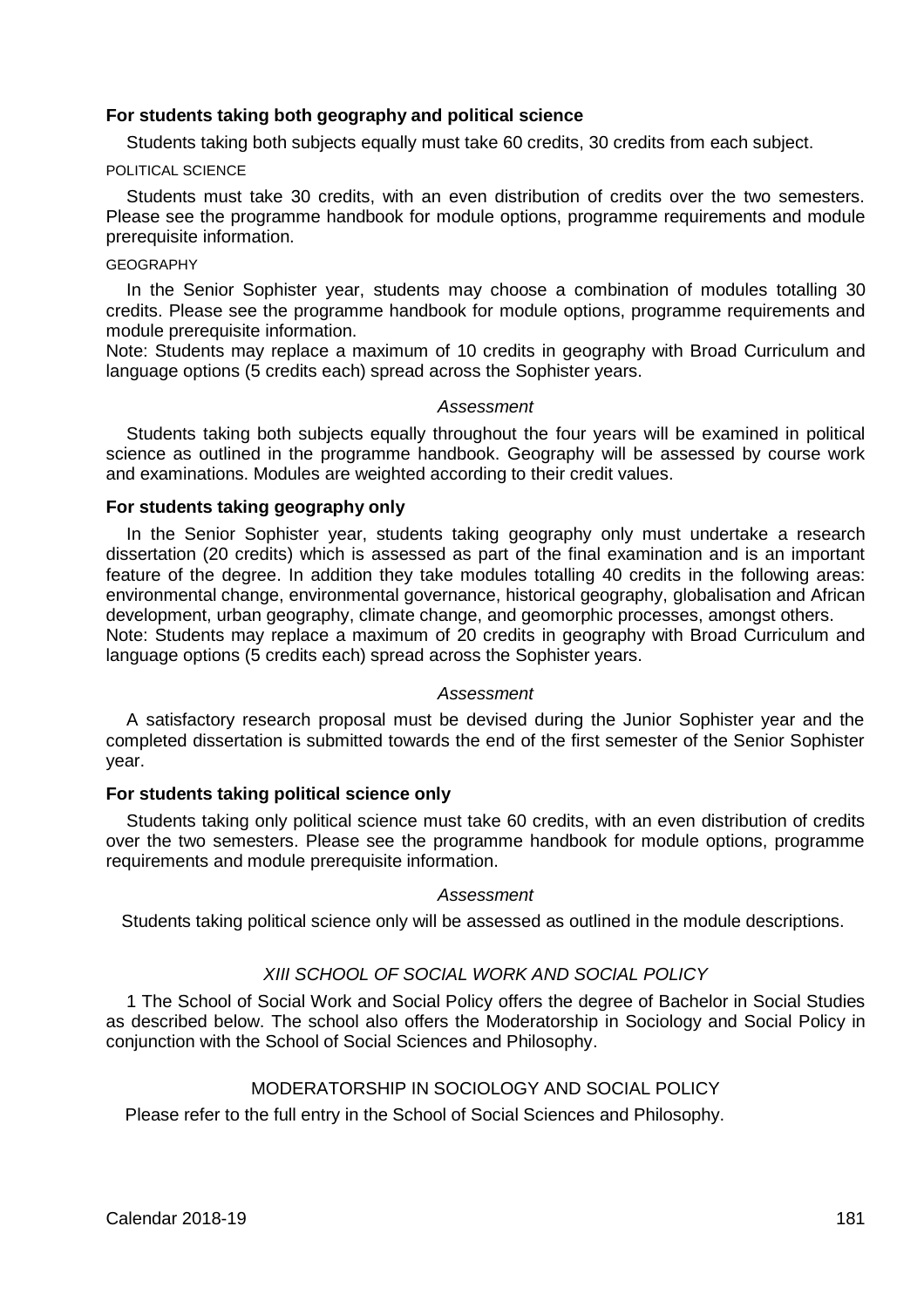#### For students taking both geography and political science

Students taking both subjects equally must take 60 credits, 30 credits from each subject.

POLITICAL SCIENCE

Students must take 30 credits, with an even distribution of credits over the two semesters. Please see the programme handbook for module options, programme requirements and module prerequisite information.

GEOGRAPHY

In the Senior Sophister year, students may choose a combination of modules totalling 30 credits. Please see the programme handbook for module options, programme requirements and module prerequisite information.
Note: Students may replace a maximum of 10 credits in geography with Broad Curriculum and language options (5 credits each) spread across the Sophister years.

*Assessment*

Students taking both subjects equally throughout the four years will be examined in political science as outlined in the programme handbook. Geography will be assessed by course work and examinations. Modules are weighted according to their credit values.

#### For students taking geography only

In the Senior Sophister year, students taking geography only must undertake a research dissertation (20 credits) which is assessed as part of the final examination and is an important feature of the degree. In addition they take modules totalling 40 credits in the following areas: environmental change, environmental governance, historical geography, globalisation and African development, urban geography, climate change, and geomorphic processes, amongst others.
Note: Students may replace a maximum of 20 credits in geography with Broad Curriculum and language options (5 credits each) spread across the Sophister years.

*Assessment*

A satisfactory research proposal must be devised during the Junior Sophister year and the completed dissertation is submitted towards the end of the first semester of the Senior Sophister year.

#### For students taking political science only

Students taking only political science must take 60 credits, with an even distribution of credits over the two semesters. Please see the programme handbook for module options, programme requirements and module prerequisite information.

*Assessment*

Students taking political science only will be assessed as outlined in the module descriptions.

## *XIII SCHOOL OF SOCIAL WORK AND SOCIAL POLICY*

1 The School of Social Work and Social Policy offers the degree of Bachelor in Social Studies as described below. The school also offers the Moderatorship in Sociology and Social Policy in conjunction with the School of Social Sciences and Philosophy.

### MODERATORSHIP IN SOCIOLOGY AND SOCIAL POLICY

Please refer to the full entry in the School of Social Sciences and Philosophy.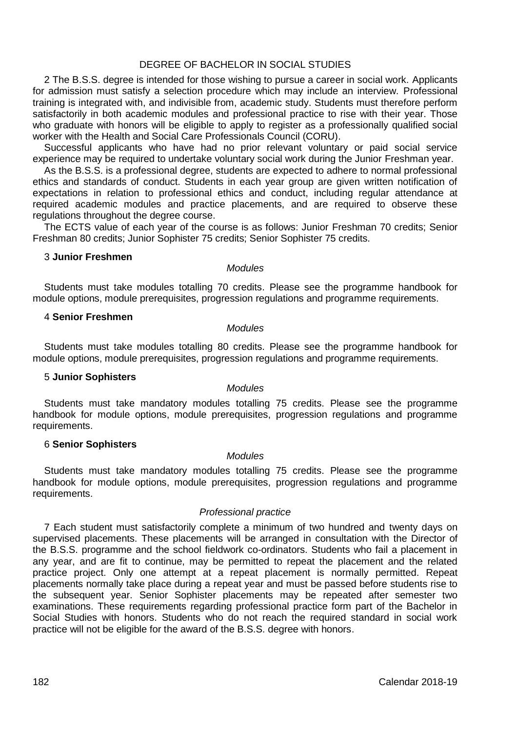## DEGREE OF BACHELOR IN SOCIAL STUDIES

2 The B.S.S. degree is intended for those wishing to pursue a career in social work. Applicants for admission must satisfy a selection procedure which may include an interview. Professional training is integrated with, and indivisible from, academic study. Students must therefore perform satisfactorily in both academic modules and professional practice to rise with their year. Those who graduate with honors will be eligible to apply to register as a professionally qualified social worker with the Health and Social Care Professionals Council (CORU).

Successful applicants who have had no prior relevant voluntary or paid social service experience may be required to undertake voluntary social work during the Junior Freshman year.

As the B.S.S. is a professional degree, students are expected to adhere to normal professional ethics and standards of conduct. Students in each year group are given written notification of expectations in relation to professional ethics and conduct, including regular attendance at required academic modules and practice placements, and are required to observe these regulations throughout the degree course.

The ECTS value of each year of the course is as follows: Junior Freshman 70 credits; Senior Freshman 80 credits; Junior Sophister 75 credits; Senior Sophister 75 credits.

3 **Junior Freshmen**

*Modules*

Students must take modules totalling 70 credits. Please see the programme handbook for module options, module prerequisites, progression regulations and programme requirements.

4 **Senior Freshmen**

*Modules*

Students must take modules totalling 80 credits. Please see the programme handbook for module options, module prerequisites, progression regulations and programme requirements.

5 **Junior Sophisters**

*Modules*

Students must take mandatory modules totalling 75 credits. Please see the programme handbook for module options, module prerequisites, progression regulations and programme requirements.

6 **Senior Sophisters**

*Modules*

Students must take mandatory modules totalling 75 credits. Please see the programme handbook for module options, module prerequisites, progression regulations and programme requirements.

*Professional practice*

7 Each student must satisfactorily complete a minimum of two hundred and twenty days on supervised placements. These placements will be arranged in consultation with the Director of the B.S.S. programme and the school fieldwork co-ordinators. Students who fail a placement in any year, and are fit to continue, may be permitted to repeat the placement and the related practice project. Only one attempt at a repeat placement is normally permitted. Repeat placements normally take place during a repeat year and must be passed before students rise to the subsequent year. Senior Sophister placements may be repeated after semester two examinations. These requirements regarding professional practice form part of the Bachelor in Social Studies with honors. Students who do not reach the required standard in social work practice will not be eligible for the award of the B.S.S. degree with honors.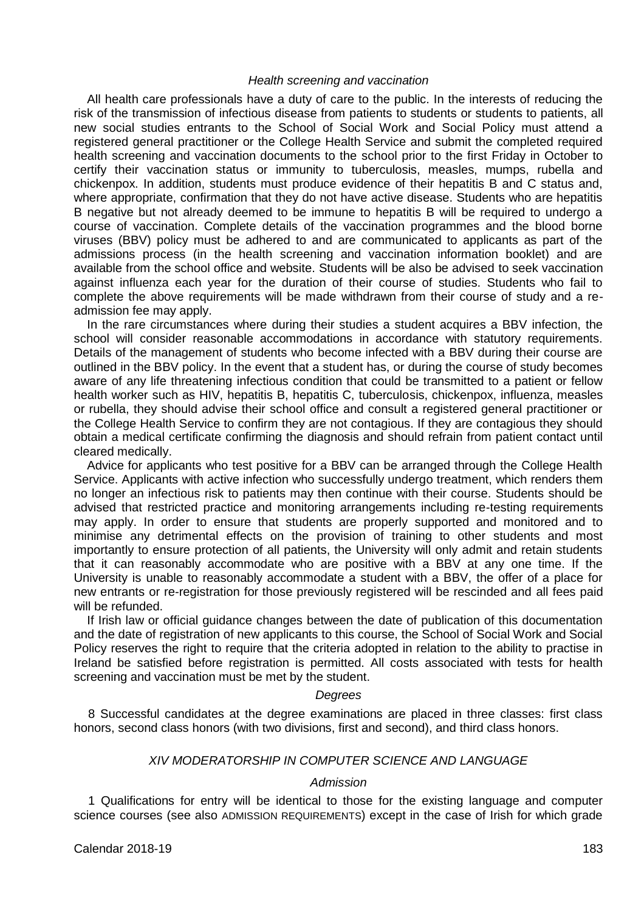*Health screening and vaccination*

All health care professionals have a duty of care to the public. In the interests of reducing the risk of the transmission of infectious disease from patients to students or students to patients, all new social studies entrants to the School of Social Work and Social Policy must attend a registered general practitioner or the College Health Service and submit the completed required health screening and vaccination documents to the school prior to the first Friday in October to certify their vaccination status or immunity to tuberculosis, measles, mumps, rubella and chickenpox. In addition, students must produce evidence of their hepatitis B and C status and, where appropriate, confirmation that they do not have active disease. Students who are hepatitis B negative but not already deemed to be immune to hepatitis B will be required to undergo a course of vaccination. Complete details of the vaccination programmes and the blood borne viruses (BBV) policy must be adhered to and are communicated to applicants as part of the admissions process (in the health screening and vaccination information booklet) and are available from the school office and website. Students will be also be advised to seek vaccination against influenza each year for the duration of their course of studies. Students who fail to complete the above requirements will be made withdrawn from their course of study and a re-admission fee may apply.

In the rare circumstances where during their studies a student acquires a BBV infection, the school will consider reasonable accommodations in accordance with statutory requirements. Details of the management of students who become infected with a BBV during their course are outlined in the BBV policy. In the event that a student has, or during the course of study becomes aware of any life threatening infectious condition that could be transmitted to a patient or fellow health worker such as HIV, hepatitis B, hepatitis C, tuberculosis, chickenpox, influenza, measles or rubella, they should advise their school office and consult a registered general practitioner or the College Health Service to confirm they are not contagious. If they are contagious they should obtain a medical certificate confirming the diagnosis and should refrain from patient contact until cleared medically.

Advice for applicants who test positive for a BBV can be arranged through the College Health Service. Applicants with active infection who successfully undergo treatment, which renders them no longer an infectious risk to patients may then continue with their course. Students should be advised that restricted practice and monitoring arrangements including re-testing requirements may apply. In order to ensure that students are properly supported and monitored and to minimise any detrimental effects on the provision of training to other students and most importantly to ensure protection of all patients, the University will only admit and retain students that it can reasonably accommodate who are positive with a BBV at any one time. If the University is unable to reasonably accommodate a student with a BBV, the offer of a place for new entrants or re-registration for those previously registered will be rescinded and all fees paid will be refunded.

If Irish law or official guidance changes between the date of publication of this documentation and the date of registration of new applicants to this course, the School of Social Work and Social Policy reserves the right to require that the criteria adopted in relation to the ability to practise in Ireland be satisfied before registration is permitted. All costs associated with tests for health screening and vaccination must be met by the student.

*Degrees*

8 Successful candidates at the degree examinations are placed in three classes: first class honors, second class honors (with two divisions, first and second), and third class honors.

## *XIV MODERATORSHIP IN COMPUTER SCIENCE AND LANGUAGE*

*Admission*

1 Qualifications for entry will be identical to those for the existing language and computer science courses (see also ADMISSION REQUIREMENTS) except in the case of Irish for which grade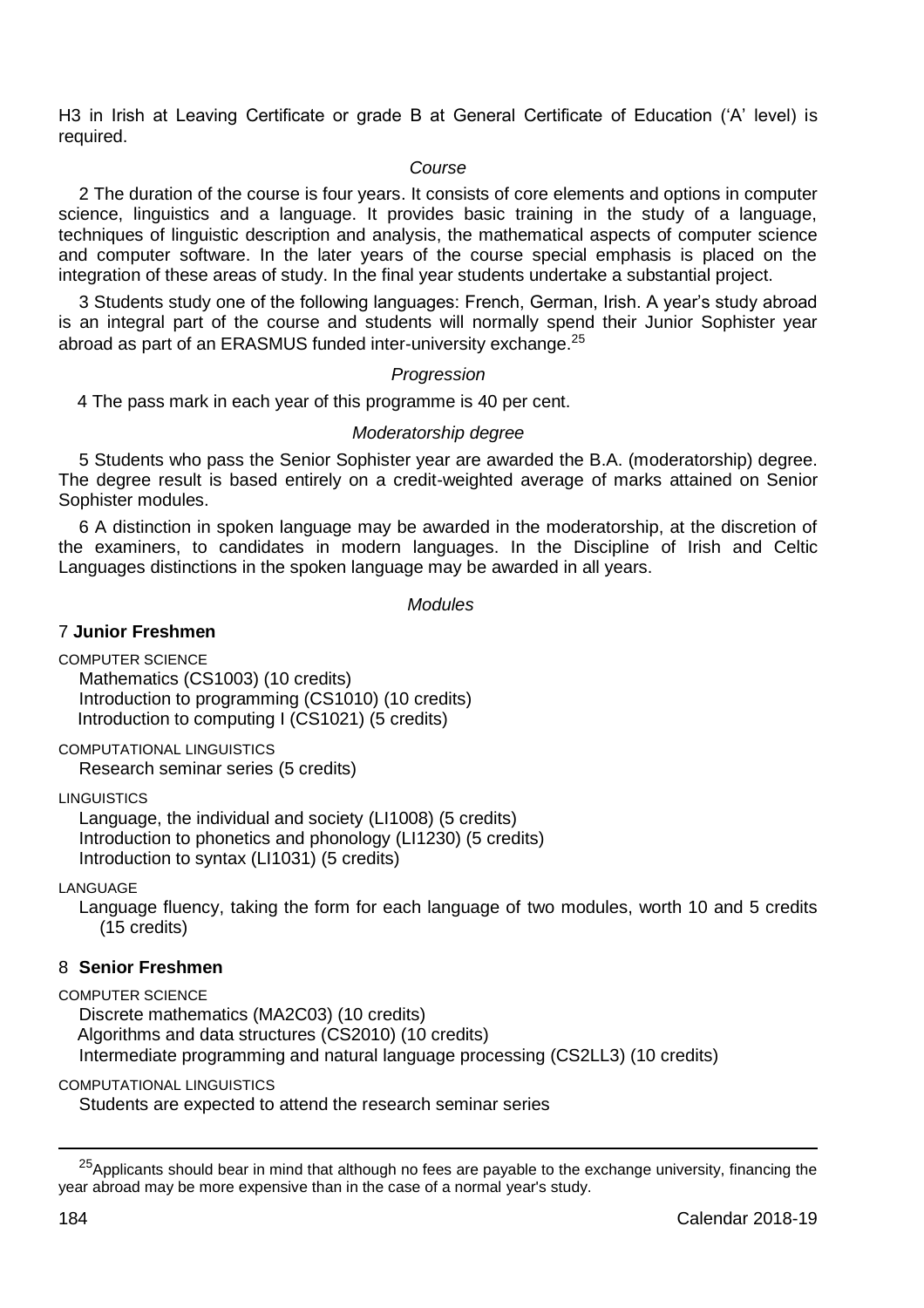H3 in Irish at Leaving Certificate or grade B at General Certificate of Education ('A' level) is required.

*Course*

2 The duration of the course is four years. It consists of core elements and options in computer science, linguistics and a language. It provides basic training in the study of a language, techniques of linguistic description and analysis, the mathematical aspects of computer science and computer software. In the later years of the course special emphasis is placed on the integration of these areas of study. In the final year students undertake a substantial project.

3 Students study one of the following languages: French, German, Irish. A year's study abroad is an integral part of the course and students will normally spend their Junior Sophister year abroad as part of an ERASMUS funded inter-university exchange.[25]

*Progression*

4 The pass mark in each year of this programme is 40 per cent.

*Moderatorship degree*

5 Students who pass the Senior Sophister year are awarded the B.A. (moderatorship) degree. The degree result is based entirely on a credit-weighted average of marks attained on Senior Sophister modules.

6 A distinction in spoken language may be awarded in the moderatorship, at the discretion of the examiners, to candidates in modern languages. In the Discipline of Irish and Celtic Languages distinctions in the spoken language may be awarded in all years.

*Modules*

7 **Junior Freshmen**

COMPUTER SCIENCE

Mathematics (CS1003) (10 credits)
Introduction to programming (CS1010) (10 credits)
Introduction to computing I (CS1021) (5 credits)

COMPUTATIONAL LINGUISTICS

Research seminar series (5 credits)

LINGUISTICS

Language, the individual and society (LI1008) (5 credits)
Introduction to phonetics and phonology (LI1230) (5 credits)
Introduction to syntax (LI1031) (5 credits)

LANGUAGE

Language fluency, taking the form for each language of two modules, worth 10 and 5 credits (15 credits)

8 **Senior Freshmen**

COMPUTER SCIENCE

Discrete mathematics (MA2C03) (10 credits)
Algorithms and data structures (CS2010) (10 credits)
Intermediate programming and natural language processing (CS2LL3) (10 credits)

COMPUTATIONAL LINGUISTICS

Students are expected to attend the research seminar series

[25] Applicants should bear in mind that although no fees are payable to the exchange university, financing the year abroad may be more expensive than in the case of a normal year's study.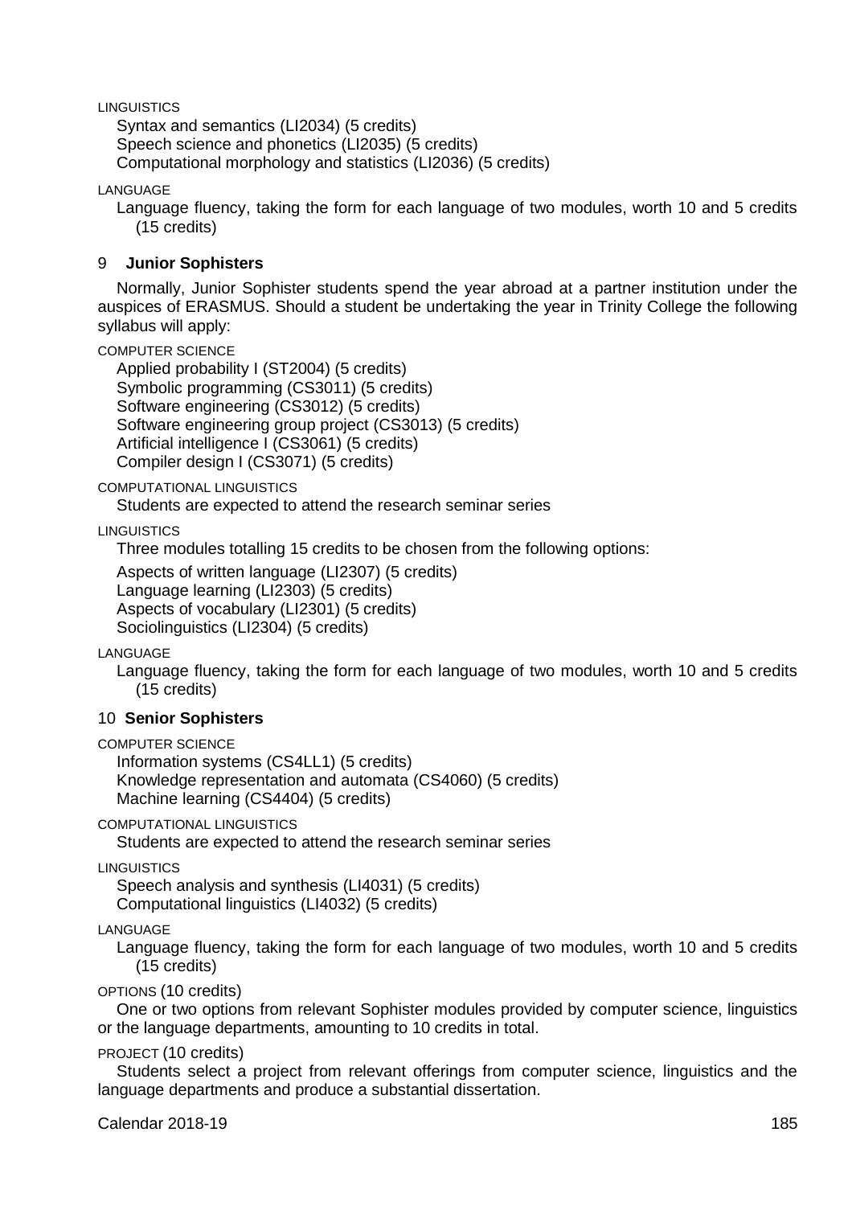LINGUISTICS

Syntax and semantics (LI2034) (5 credits)
Speech science and phonetics (LI2035) (5 credits)
Computational morphology and statistics (LI2036) (5 credits)

LANGUAGE

Language fluency, taking the form for each language of two modules, worth 10 and 5 credits (15 credits)

## 9 Junior Sophisters

Normally, Junior Sophister students spend the year abroad at a partner institution under the auspices of ERASMUS. Should a student be undertaking the year in Trinity College the following syllabus will apply:

COMPUTER SCIENCE

Applied probability I (ST2004) (5 credits)
Symbolic programming (CS3011) (5 credits)
Software engineering (CS3012) (5 credits)
Software engineering group project (CS3013) (5 credits)
Artificial intelligence I (CS3061) (5 credits)
Compiler design I (CS3071) (5 credits)

COMPUTATIONAL LINGUISTICS

Students are expected to attend the research seminar series

LINGUISTICS

Three modules totalling 15 credits to be chosen from the following options:

Aspects of written language (LI2307) (5 credits)
Language learning (LI2303) (5 credits)
Aspects of vocabulary (LI2301) (5 credits)
Sociolinguistics (LI2304) (5 credits)

LANGUAGE

Language fluency, taking the form for each language of two modules, worth 10 and 5 credits (15 credits)

## 10 Senior Sophisters

COMPUTER SCIENCE

Information systems (CS4LL1) (5 credits)
Knowledge representation and automata (CS4060) (5 credits)
Machine learning (CS4404) (5 credits)

COMPUTATIONAL LINGUISTICS

Students are expected to attend the research seminar series

LINGUISTICS

Speech analysis and synthesis (LI4031) (5 credits)
Computational linguistics (LI4032) (5 credits)

LANGUAGE

Language fluency, taking the form for each language of two modules, worth 10 and 5 credits (15 credits)

OPTIONS (10 credits)

One or two options from relevant Sophister modules provided by computer science, linguistics or the language departments, amounting to 10 credits in total.

PROJECT (10 credits)

Students select a project from relevant offerings from computer science, linguistics and the language departments and produce a substantial dissertation.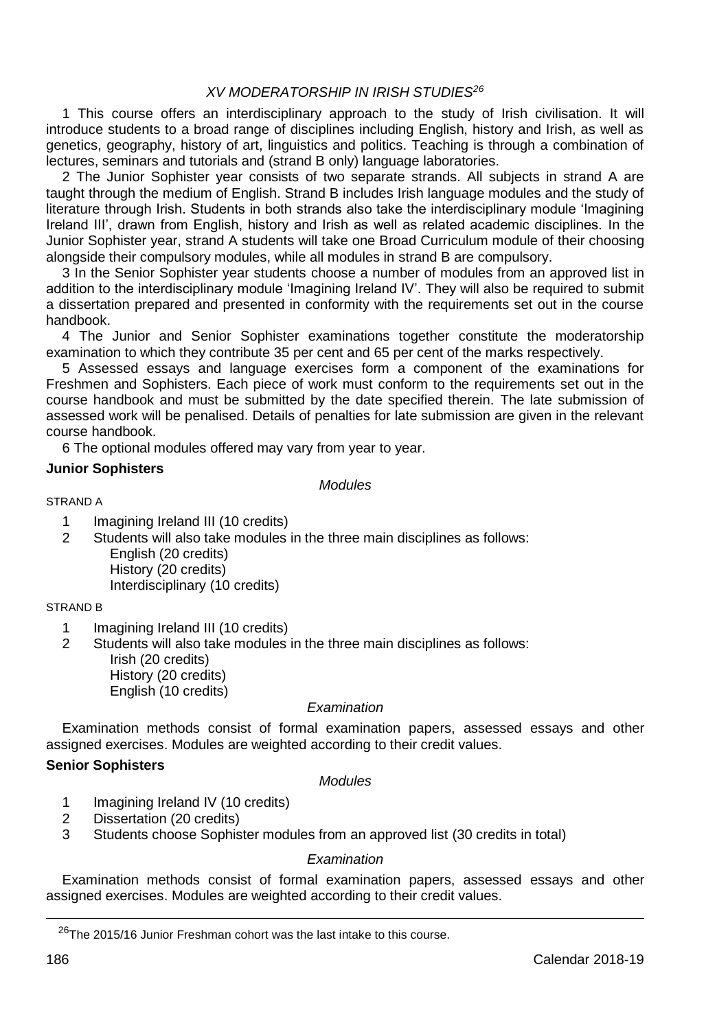## *XV MODERATORSHIP IN IRISH STUDIES*[26]

1 This course offers an interdisciplinary approach to the study of Irish civilisation. It will introduce students to a broad range of disciplines including English, history and Irish, as well as genetics, geography, history of art, linguistics and politics. Teaching is through a combination of lectures, seminars and tutorials and (strand B only) language laboratories.

2 The Junior Sophister year consists of two separate strands. All subjects in strand A are taught through the medium of English. Strand B includes Irish language modules and the study of literature through Irish. Students in both strands also take the interdisciplinary module 'Imagining Ireland III', drawn from English, history and Irish as well as related academic disciplines. In the Junior Sophister year, strand A students will take one Broad Curriculum module of their choosing alongside their compulsory modules, while all modules in strand B are compulsory.

3 In the Senior Sophister year students choose a number of modules from an approved list in addition to the interdisciplinary module 'Imagining Ireland IV'. They will also be required to submit a dissertation prepared and presented in conformity with the requirements set out in the course handbook.

4 The Junior and Senior Sophister examinations together constitute the moderatorship examination to which they contribute 35 per cent and 65 per cent of the marks respectively.

5 Assessed essays and language exercises form a component of the examinations for Freshmen and Sophisters. Each piece of work must conform to the requirements set out in the course handbook and must be submitted by the date specified therein. The late submission of assessed work will be penalised. Details of penalties for late submission are given in the relevant course handbook.

6 The optional modules offered may vary from year to year.

### Junior Sophisters

*Modules*

STRAND A

1 Imagining Ireland III (10 credits)

2 Students will also take modules in the three main disciplines as follows:
- English (20 credits)
- History (20 credits)
- Interdisciplinary (10 credits)

STRAND B

1 Imagining Ireland III (10 credits)

2 Students will also take modules in the three main disciplines as follows:
- Irish (20 credits)
- History (20 credits)
- English (10 credits)

*Examination*

Examination methods consist of formal examination papers, assessed essays and other assigned exercises. Modules are weighted according to their credit values.

### Senior Sophisters

*Modules*

1 Imagining Ireland IV (10 credits)

2 Dissertation (20 credits)

3 Students choose Sophister modules from an approved list (30 credits in total)

*Examination*

Examination methods consist of formal examination papers, assessed essays and other assigned exercises. Modules are weighted according to their credit values.

---

[26] The 2015/16 Junior Freshman cohort was the last intake to this course.